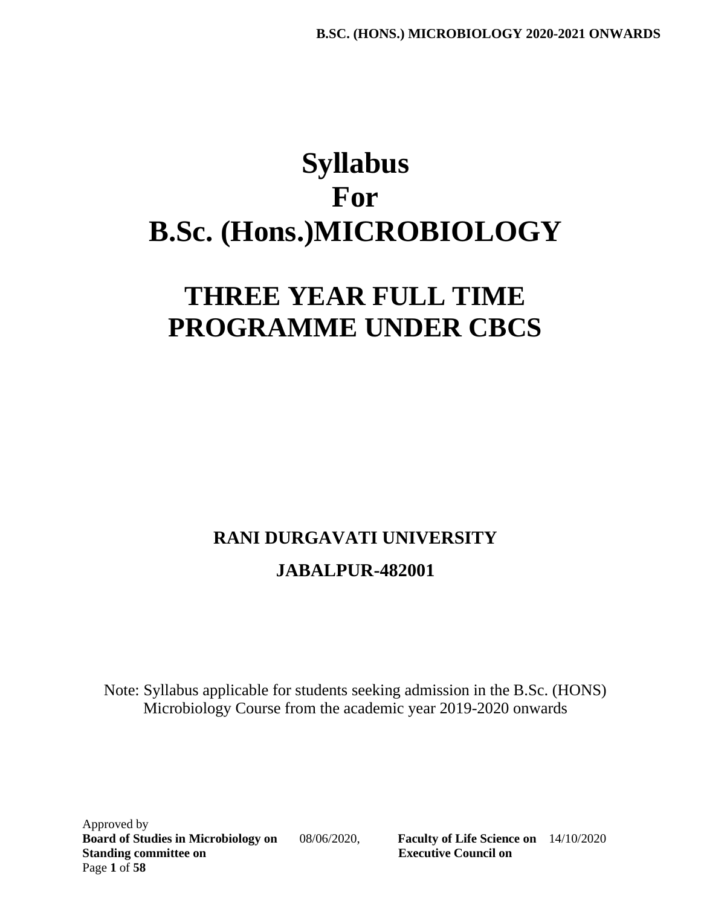# Syllabus
# For
# B.Sc. (Hons.)MICROBIOLOGY

## THREE YEAR FULL TIME PROGRAMME UNDER CBCS

**RANI DURGAVATI UNIVERSITY**

**JABALPUR-482001**

Note: Syllabus applicable for students seeking admission in the B.Sc. (HONS) Microbiology Course from the academic year 2019-2020 onwards

Approved by
**Board of Studies in Microbiology on** 08/06/2020, **Faculty of Life Science on** 14/10/2020
**Standing committee on** **Executive Council on**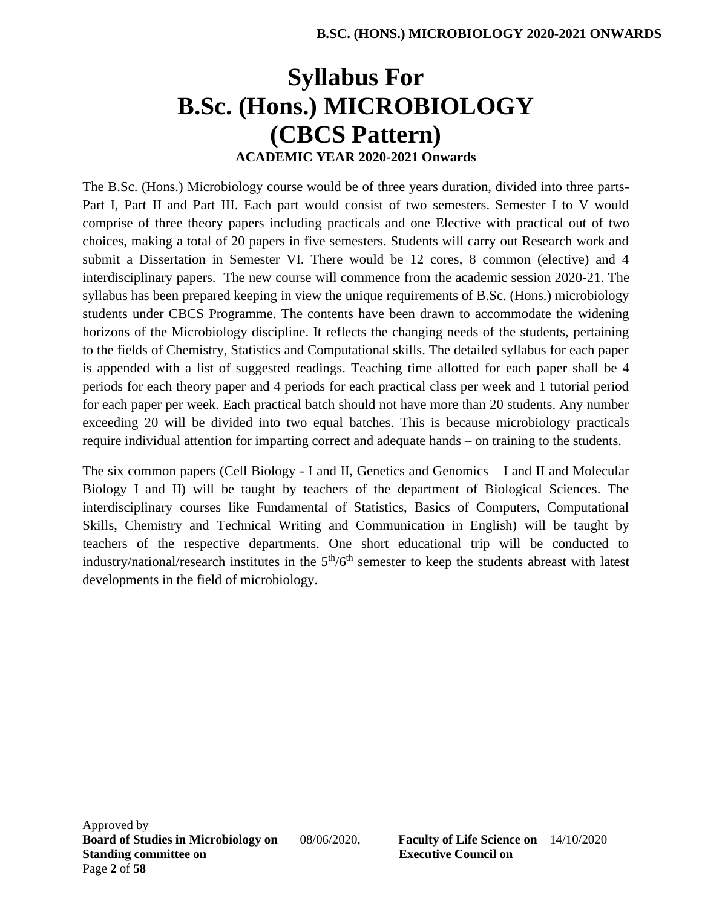# Syllabus For
# B.Sc. (Hons.) MICROBIOLOGY
# (CBCS Pattern)

**ACADEMIC YEAR 2020-2021 Onwards**

The B.Sc. (Hons.) Microbiology course would be of three years duration, divided into three parts-Part I, Part II and Part III. Each part would consist of two semesters. Semester I to V would comprise of three theory papers including practicals and one Elective with practical out of two choices, making a total of 20 papers in five semesters. Students will carry out Research work and submit a Dissertation in Semester VI. There would be 12 cores, 8 common (elective) and 4 interdisciplinary papers. The new course will commence from the academic session 2020-21. The syllabus has been prepared keeping in view the unique requirements of B.Sc. (Hons.) microbiology students under CBCS Programme. The contents have been drawn to accommodate the widening horizons of the Microbiology discipline. It reflects the changing needs of the students, pertaining to the fields of Chemistry, Statistics and Computational skills. The detailed syllabus for each paper is appended with a list of suggested readings. Teaching time allotted for each paper shall be 4 periods for each theory paper and 4 periods for each practical class per week and 1 tutorial period for each paper per week. Each practical batch should not have more than 20 students. Any number exceeding 20 will be divided into two equal batches. This is because microbiology practicals require individual attention for imparting correct and adequate hands – on training to the students.

The six common papers (Cell Biology - I and II, Genetics and Genomics – I and II and Molecular Biology I and II) will be taught by teachers of the department of Biological Sciences. The interdisciplinary courses like Fundamental of Statistics, Basics of Computers, Computational Skills, Chemistry and Technical Writing and Communication in English) will be taught by teachers of the respective departments. One short educational trip will be conducted to industry/national/research institutes in the 5th/6th semester to keep the students abreast with latest developments in the field of microbiology.

Approved by
**Board of Studies in Microbiology on** 08/06/2020, **Faculty of Life Science on** 14/10/2020
**Standing committee on** **Executive Council on**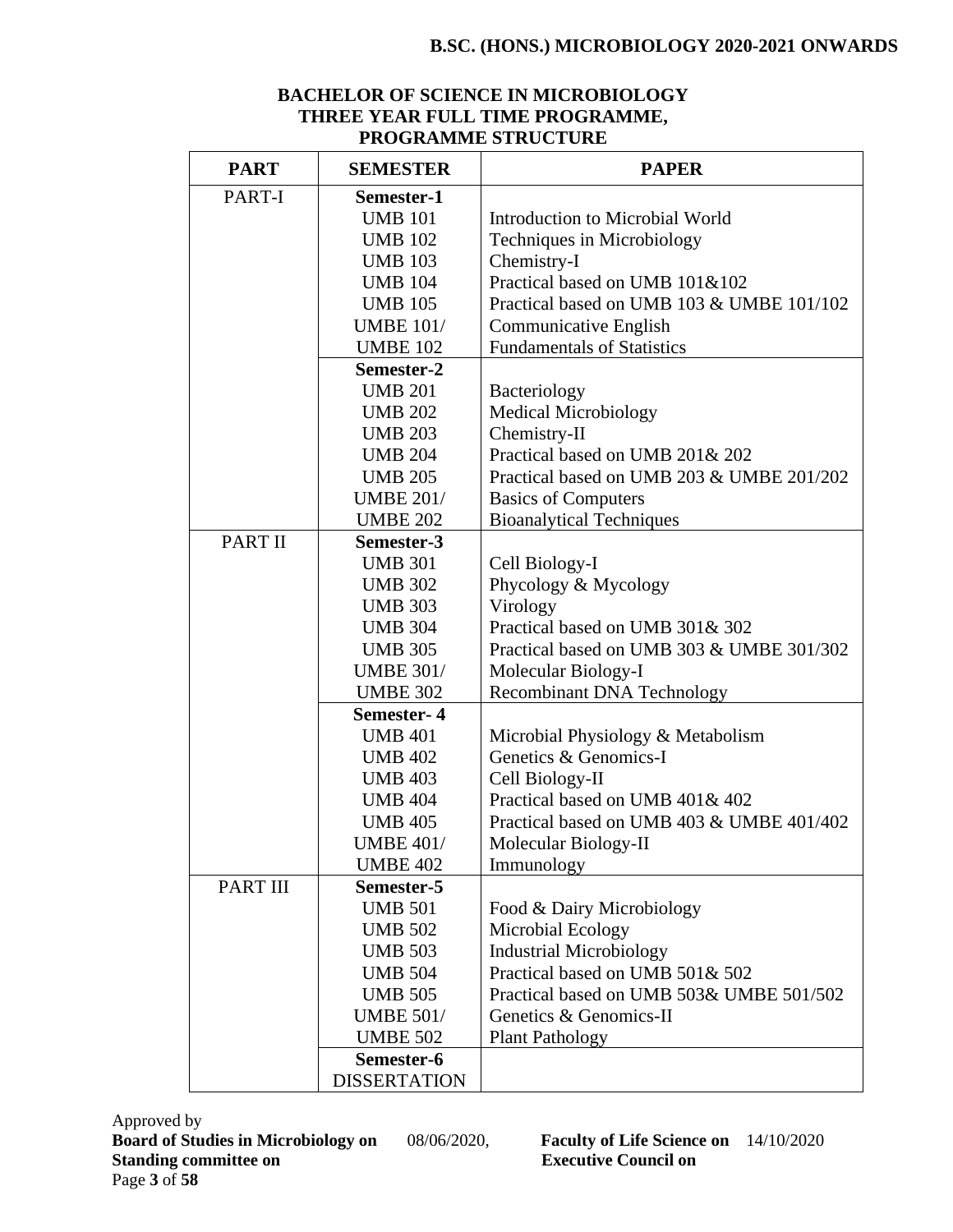## BACHELOR OF SCIENCE IN MICROBIOLOGY
## THREE YEAR FULL TIME PROGRAMME, PROGRAMME STRUCTURE

| PART | SEMESTER | PAPER |
|---|---|---|
| PART-I | **Semester-1** | |
| | UMB 101 | Introduction to Microbial World |
| | UMB 102 | Techniques in Microbiology |
| | UMB 103 | Chemistry-I |
| | UMB 104 | Practical based on UMB 101&102 |
| | UMB 105 | Practical based on UMB 103 & UMBE 101/102 |
| | UMBE 101/ | Communicative English |
| | UMBE 102 | Fundamentals of Statistics |
| | **Semester-2** | |
| | UMB 201 | Bacteriology |
| | UMB 202 | Medical Microbiology |
| | UMB 203 | Chemistry-II |
| | UMB 204 | Practical based on UMB 201& 202 |
| | UMB 205 | Practical based on UMB 203 & UMBE 201/202 |
| | UMBE 201/ | Basics of Computers |
| | UMBE 202 | Bioanalytical Techniques |
| PART II | **Semester-3** | |
| | UMB 301 | Cell Biology-I |
| | UMB 302 | Phycology & Mycology |
| | UMB 303 | Virology |
| | UMB 304 | Practical based on UMB 301& 302 |
| | UMB 305 | Practical based on UMB 303 & UMBE 301/302 |
| | UMBE 301/ | Molecular Biology-I |
| | UMBE 302 | Recombinant DNA Technology |
| | **Semester- 4** | |
| | UMB 401 | Microbial Physiology & Metabolism |
| | UMB 402 | Genetics & Genomics-I |
| | UMB 403 | Cell Biology-II |
| | UMB 404 | Practical based on UMB 401& 402 |
| | UMB 405 | Practical based on UMB 403 & UMBE 401/402 |
| | UMBE 401/ | Molecular Biology-II |
| | UMBE 402 | Immunology |
| PART III | **Semester-5** | |
| | UMB 501 | Food & Dairy Microbiology |
| | UMB 502 | Microbial Ecology |
| | UMB 503 | Industrial Microbiology |
| | UMB 504 | Practical based on UMB 501& 502 |
| | UMB 505 | Practical based on UMB 503& UMBE 501/502 |
| | UMBE 501/ | Genetics & Genomics-II |
| | UMBE 502 | Plant Pathology |
| | **Semester-6** | |
| | DISSERTATION | |

Approved by
**Board of Studies in Microbiology on** 08/06/2020, **Faculty of Life Science on** 14/10/2020
**Standing committee on** **Executive Council on**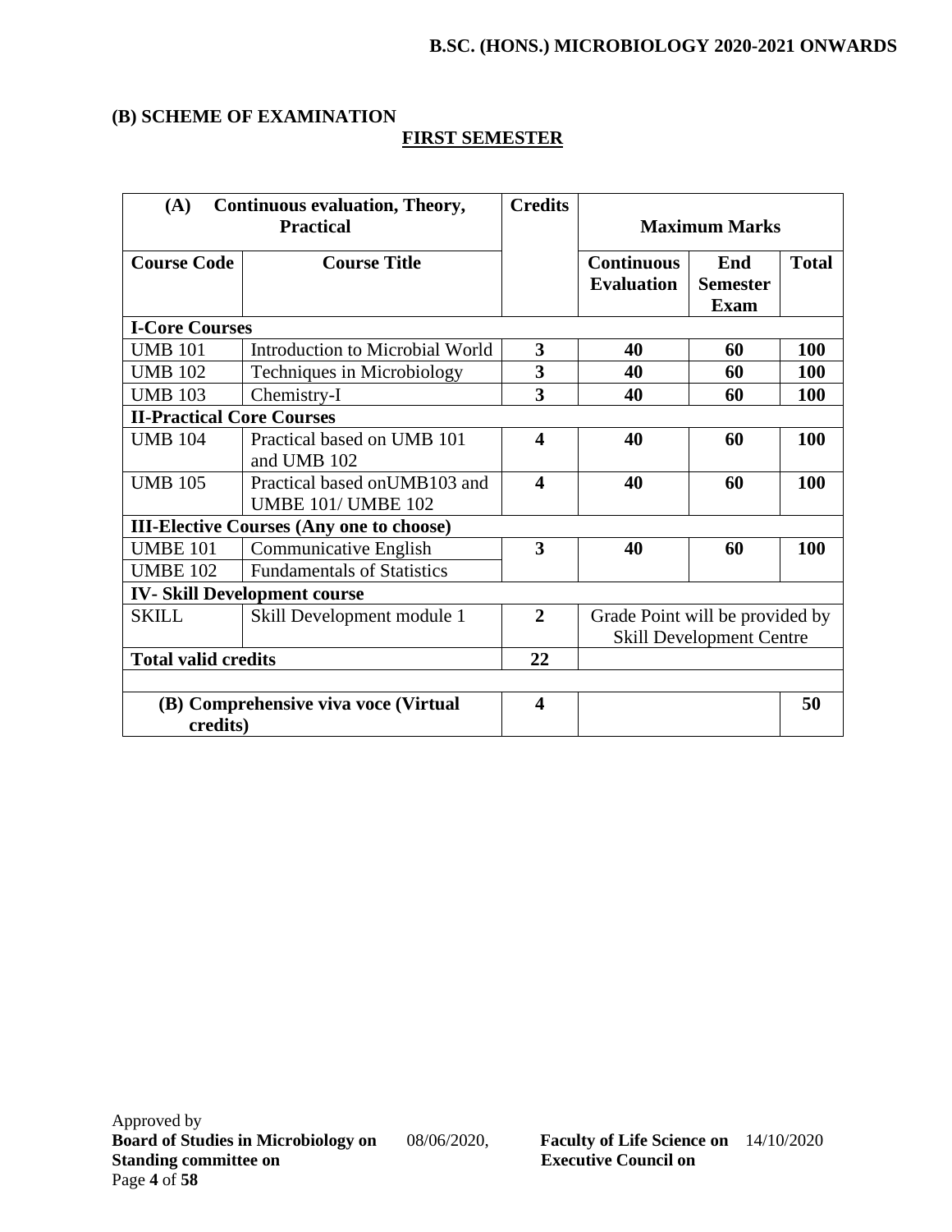## (B) SCHEME OF EXAMINATION

### FIRST SEMESTER

| **(A) Continuous evaluation, Theory, Practical** | | **Credits** | **Maximum Marks** | | |
|---|---|---|---|---|---|
| **Course Code** | **Course Title** | | **Continuous Evaluation** | **End Semester Exam** | **Total** |
| **I-Core Courses** | | | | | |
| UMB 101 | Introduction to Microbial World | **3** | **40** | **60** | **100** |
| UMB 102 | Techniques in Microbiology | **3** | **40** | **60** | **100** |
| UMB 103 | Chemistry-I | **3** | **40** | **60** | **100** |
| **II-Practical Core Courses** | | | | | |
| UMB 104 | Practical based on UMB 101 and UMB 102 | **4** | **40** | **60** | **100** |
| UMB 105 | Practical based onUMB103 and UMBE 101/ UMBE 102 | **4** | **40** | **60** | **100** |
| **III-Elective Courses (Any one to choose)** | | | | | |
| UMBE 101 | Communicative English | **3** | **40** | **60** | **100** |
| UMBE 102 | Fundamentals of Statistics | | | | |
| **IV- Skill Development course** | | | | | |
| SKILL | Skill Development module 1 | **2** | Grade Point will be provided by Skill Development Centre | | |
| **Total valid credits** | | **22** | | | |
| | | | | | |
| **(B) Comprehensive viva voce (Virtual credits)** | | **4** | | | **50** |

Approved by
**Board of Studies in Microbiology on** 08/06/2020, **Faculty of Life Science on** 14/10/2020
**Standing committee on** **Executive Council on**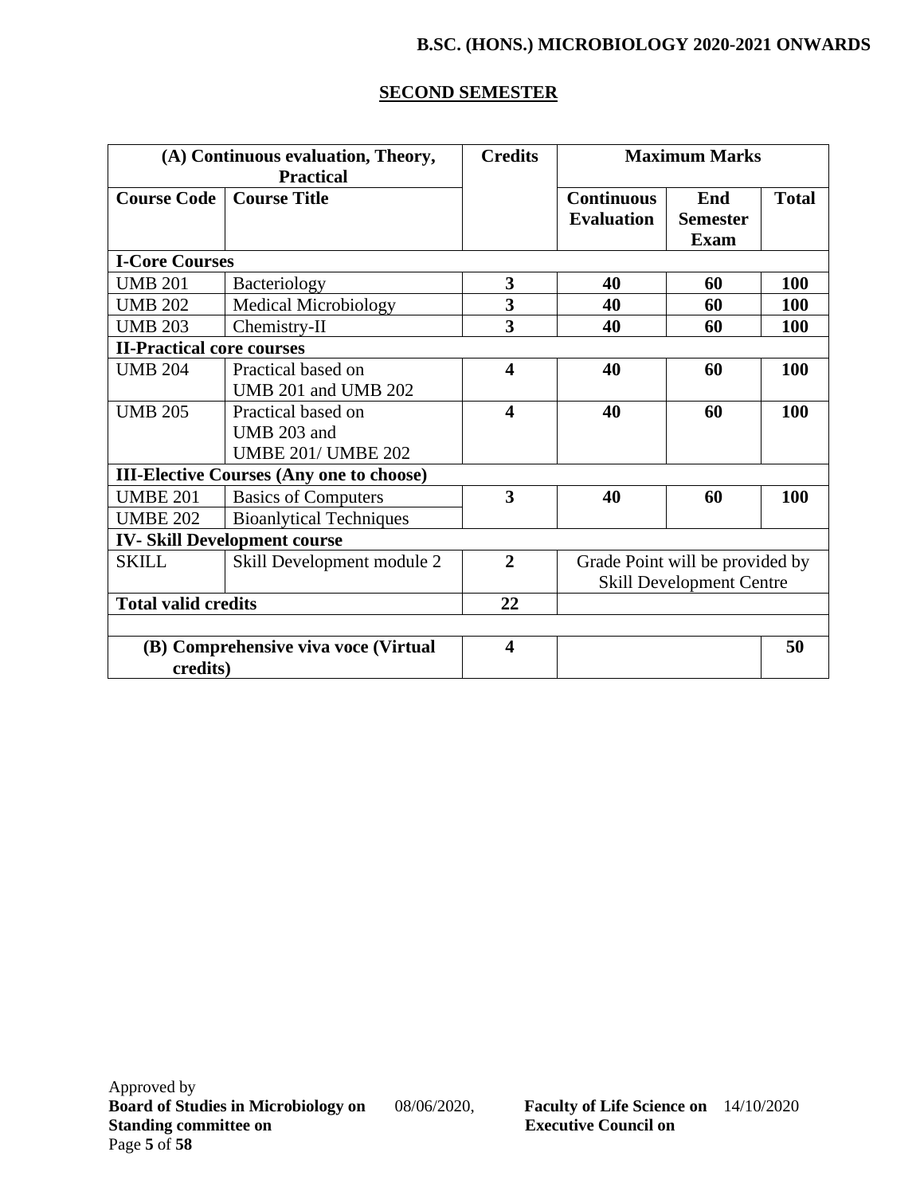## SECOND SEMESTER

| (A) Continuous evaluation, Theory, Practical | | Credits | Maximum Marks | | |
|---|---|---|---|---|---|
| **Course Code** | **Course Title** | | **Continuous Evaluation** | **End Semester Exam** | **Total** |
| **I-Core Courses** | | | | | |
| UMB 201 | Bacteriology | **3** | **40** | **60** | **100** |
| UMB 202 | Medical Microbiology | **3** | **40** | **60** | **100** |
| UMB 203 | Chemistry-II | **3** | **40** | **60** | **100** |
| **II-Practical core courses** | | | | | |
| UMB 204 | Practical based on UMB 201 and UMB 202 | **4** | **40** | **60** | **100** |
| UMB 205 | Practical based on UMB 203 and UMBE 201/ UMBE 202 | **4** | **40** | **60** | **100** |
| **III-Elective Courses (Any one to choose)** | | | | | |
| UMBE 201 | Basics of Computers | **3** | **40** | **60** | **100** |
| UMBE 202 | Bioanlytical Techniques | | | | |
| **IV- Skill Development course** | | | | | |
| SKILL | Skill Development module 2 | **2** | Grade Point will be provided by Skill Development Centre | | |
| **Total valid credits** | | **22** | | | |
| | | | | | |
| **(B) Comprehensive viva voce (Virtual credits)** | | **4** | | | **50** |

Approved by
**Board of Studies in Microbiology on** 08/06/2020, **Faculty of Life Science on** 14/10/2020
**Standing committee on** **Executive Council on**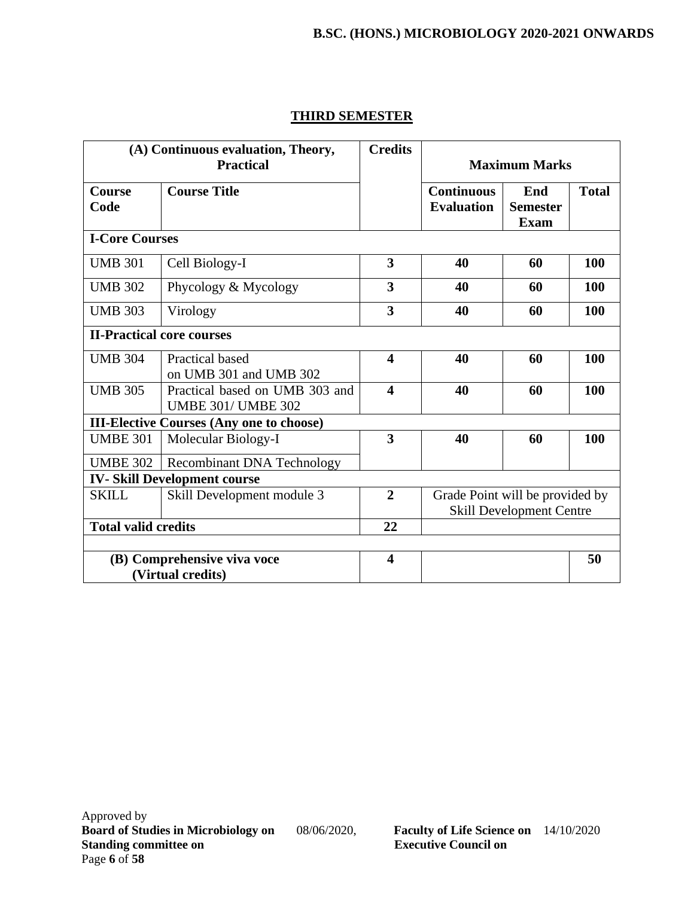## THIRD SEMESTER

| (A) Continuous evaluation, Theory, Practical | | Credits | Maximum Marks | | |
|---|---|---|---|---|---|
| **Course Code** | **Course Title** | | **Continuous Evaluation** | **End Semester Exam** | **Total** |
| **I-Core Courses** | | | | | |
| UMB 301 | Cell Biology-I | **3** | **40** | **60** | **100** |
| UMB 302 | Phycology & Mycology | **3** | **40** | **60** | **100** |
| UMB 303 | Virology | **3** | **40** | **60** | **100** |
| **II-Practical core courses** | | | | | |
| UMB 304 | Practical based on UMB 301 and UMB 302 | **4** | **40** | **60** | **100** |
| UMB 305 | Practical based on UMB 303 and UMBE 301/ UMBE 302 | **4** | **40** | **60** | **100** |
| **III-Elective Courses (Any one to choose)** | | | | | |
| UMBE 301 | Molecular Biology-I | **3** | **40** | **60** | **100** |
| UMBE 302 | Recombinant DNA Technology | | | | |
| **IV- Skill Development course** | | | | | |
| SKILL | Skill Development module 3 | **2** | Grade Point will be provided by Skill Development Centre | | |
| **Total valid credits** | | **22** | | | |
| | | | | | |
| **(B) Comprehensive viva voce (Virtual credits)** | | **4** | | | **50** |

Approved by
**Board of Studies in Microbiology on** 08/06/2020, **Faculty of Life Science on** 14/10/2020
**Standing committee on** **Executive Council on**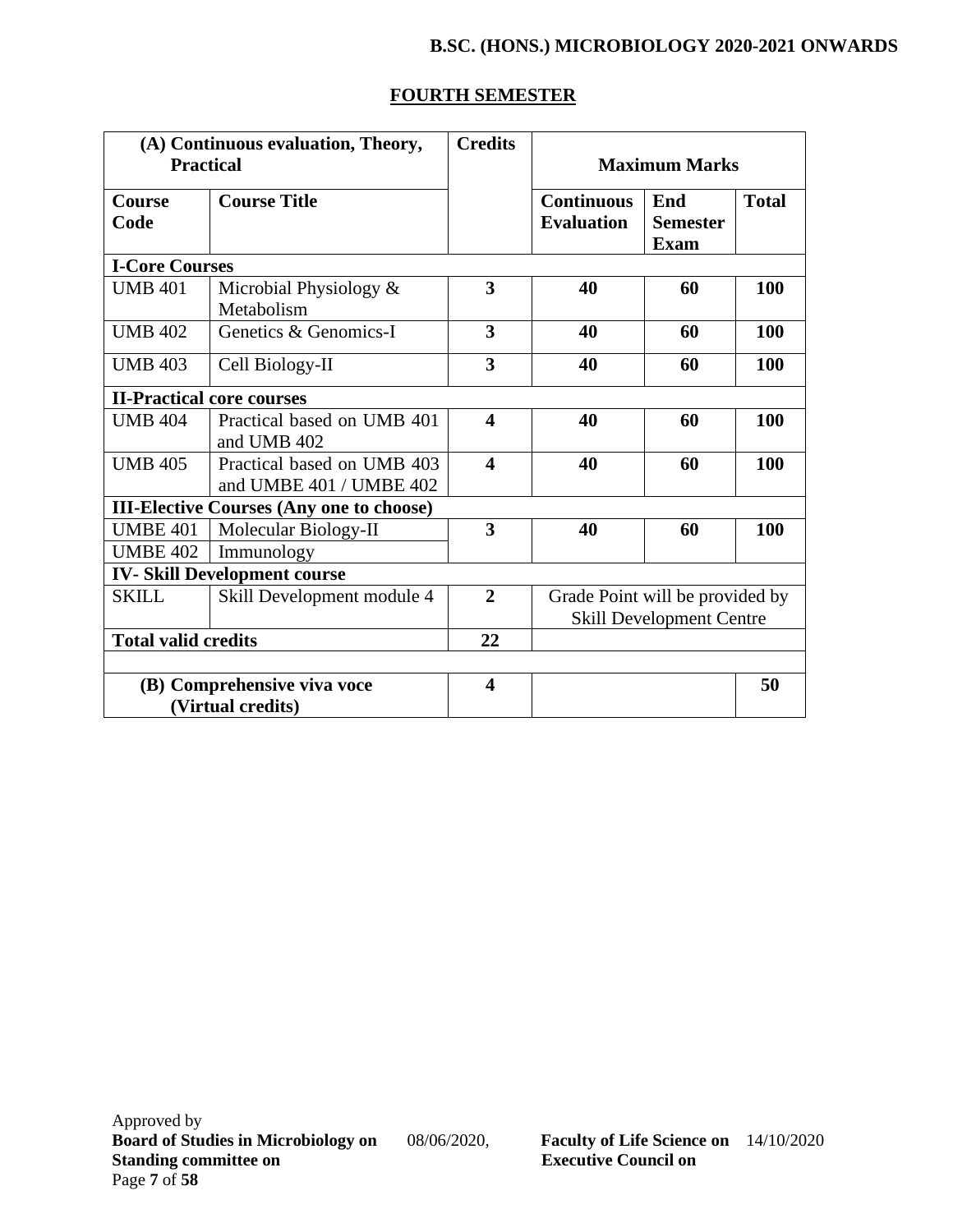## FOURTH SEMESTER

| (A) Continuous evaluation, Theory, Practical | | Credits | Maximum Marks | | |
|---|---|---|---|---|---|
| **Course Code** | **Course Title** | | **Continuous Evaluation** | **End Semester Exam** | **Total** |
| **I-Core Courses** | | | | | |
| UMB 401 | Microbial Physiology & Metabolism | **3** | **40** | **60** | **100** |
| UMB 402 | Genetics & Genomics-I | **3** | **40** | **60** | **100** |
| UMB 403 | Cell Biology-II | **3** | **40** | **60** | **100** |
| **II-Practical core courses** | | | | | |
| UMB 404 | Practical based on UMB 401 and UMB 402 | **4** | **40** | **60** | **100** |
| UMB 405 | Practical based on UMB 403 and UMBE 401 / UMBE 402 | **4** | **40** | **60** | **100** |
| **III-Elective Courses (Any one to choose)** | | | | | |
| UMBE 401 | Molecular Biology-II | **3** | **40** | **60** | **100** |
| UMBE 402 | Immunology | | | | |
| **IV- Skill Development course** | | | | | |
| SKILL | Skill Development module 4 | **2** | Grade Point will be provided by Skill Development Centre | | |
| **Total valid credits** | | **22** | | | |
| | | | | | |
| **(B) Comprehensive viva voce (Virtual credits)** | | **4** | | | **50** |

Approved by
**Board of Studies in Microbiology on** 08/06/2020, **Faculty of Life Science on** 14/10/2020
**Standing committee on** **Executive Council on**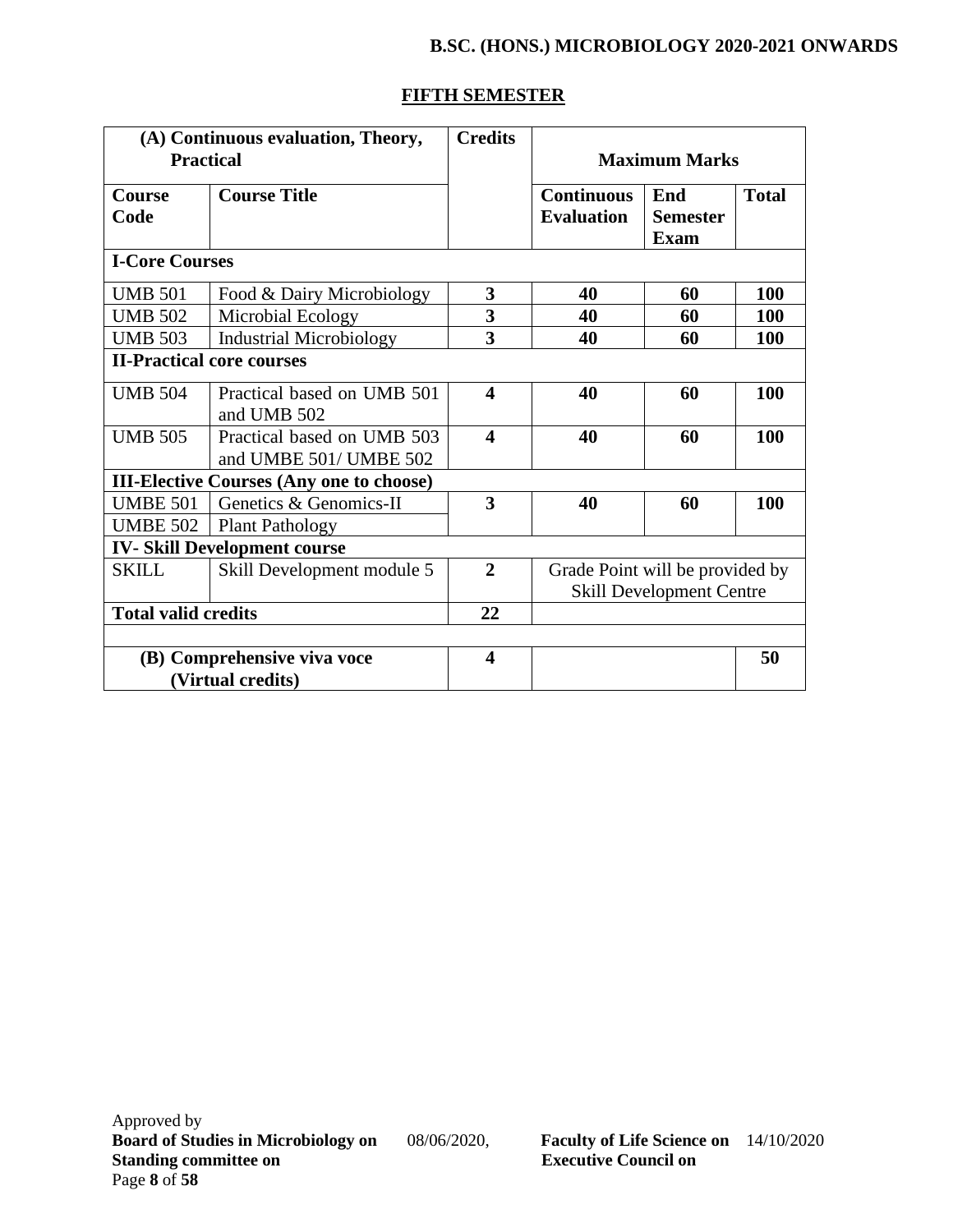## FIFTH SEMESTER

| (A) Continuous evaluation, Theory, Practical | | Credits | Maximum Marks | | |
|---|---|---|---|---|---|
| **Course Code** | **Course Title** | | **Continuous Evaluation** | **End Semester Exam** | **Total** |
| **I-Core Courses** | | | | | |
| UMB 501 | Food & Dairy Microbiology | **3** | **40** | **60** | **100** |
| UMB 502 | Microbial Ecology | **3** | **40** | **60** | **100** |
| UMB 503 | Industrial Microbiology | **3** | **40** | **60** | **100** |
| **II-Practical core courses** | | | | | |
| UMB 504 | Practical based on UMB 501 and UMB 502 | **4** | **40** | **60** | **100** |
| UMB 505 | Practical based on UMB 503 and UMBE 501/ UMBE 502 | **4** | **40** | **60** | **100** |
| **III-Elective Courses (Any one to choose)** | | | | | |
| UMBE 501 | Genetics & Genomics-II | **3** | **40** | **60** | **100** |
| UMBE 502 | Plant Pathology | | | | |
| **IV- Skill Development course** | | | | | |
| SKILL | Skill Development module 5 | **2** | Grade Point will be provided by Skill Development Centre | | |
| **Total valid credits** | | **22** | | | |
| | | | | | |
| **(B) Comprehensive viva voce (Virtual credits)** | | **4** | | | **50** |

Approved by
**Board of Studies in Microbiology on** 08/06/2020, **Faculty of Life Science on** 14/10/2020
**Standing committee on** **Executive Council on**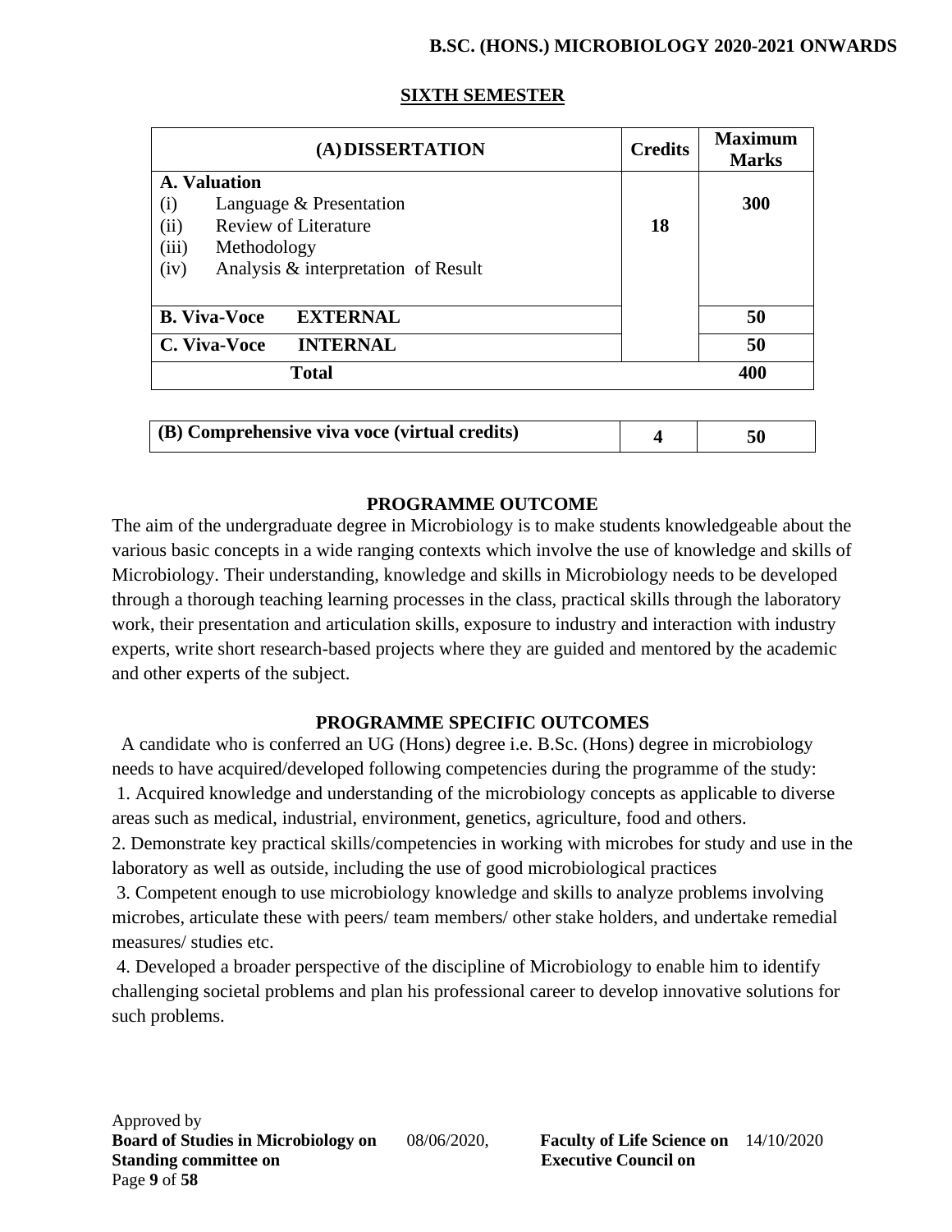## SIXTH SEMESTER

| (A) DISSERTATION | Credits | Maximum Marks |
|---|---|---|
| **A. Valuation**<br>(i) Language & Presentation<br>(ii) Review of Literature<br>(iii) Methodology<br>(iv) Analysis & interpretation of Result | **18** | **300** |
| **B. Viva-Voce EXTERNAL** | | **50** |
| **C. Viva-Voce INTERNAL** | | **50** |
| **Total** | | **400** |

| (B) Comprehensive viva voce (virtual credits) | 4 | 50 |
|---|---|---|

### PROGRAMME OUTCOME

The aim of the undergraduate degree in Microbiology is to make students knowledgeable about the various basic concepts in a wide ranging contexts which involve the use of knowledge and skills of Microbiology. Their understanding, knowledge and skills in Microbiology needs to be developed through a thorough teaching learning processes in the class, practical skills through the laboratory work, their presentation and articulation skills, exposure to industry and interaction with industry experts, write short research-based projects where they are guided and mentored by the academic and other experts of the subject.

### PROGRAMME SPECIFIC OUTCOMES

A candidate who is conferred an UG (Hons) degree i.e. B.Sc. (Hons) degree in microbiology needs to have acquired/developed following competencies during the programme of the study:

1. Acquired knowledge and understanding of the microbiology concepts as applicable to diverse areas such as medical, industrial, environment, genetics, agriculture, food and others.
2. Demonstrate key practical skills/competencies in working with microbes for study and use in the laboratory as well as outside, including the use of good microbiological practices
3. Competent enough to use microbiology knowledge and skills to analyze problems involving microbes, articulate these with peers/ team members/ other stake holders, and undertake remedial measures/ studies etc.
4. Developed a broader perspective of the discipline of Microbiology to enable him to identify challenging societal problems and plan his professional career to develop innovative solutions for such problems.

Approved by
**Board of Studies in Microbiology on** 08/06/2020, **Faculty of Life Science on** 14/10/2020
**Standing committee on** **Executive Council on**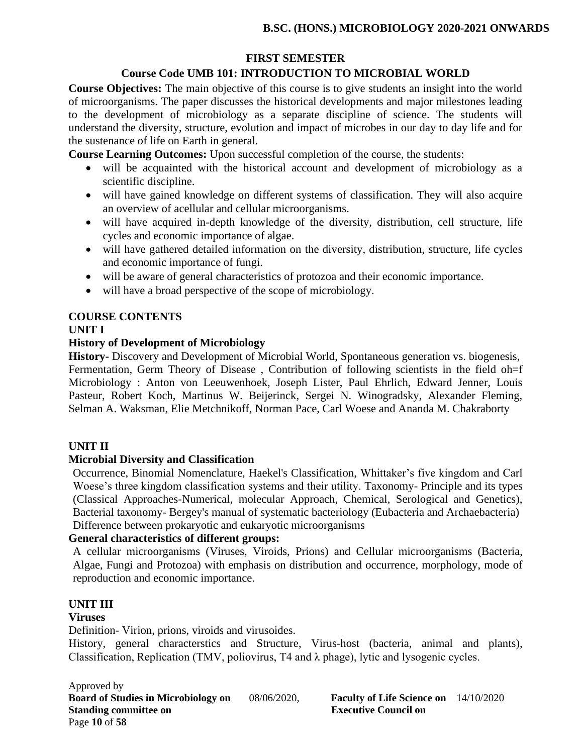## FIRST SEMESTER

### Course Code UMB 101: INTRODUCTION TO MICROBIAL WORLD

**Course Objectives:** The main objective of this course is to give students an insight into the world of microorganisms. The paper discusses the historical developments and major milestones leading to the development of microbiology as a separate discipline of science. The students will understand the diversity, structure, evolution and impact of microbes in our day to day life and for the sustenance of life on Earth in general.

**Course Learning Outcomes:** Upon successful completion of the course, the students:

- will be acquainted with the historical account and development of microbiology as a scientific discipline.
- will have gained knowledge on different systems of classification. They will also acquire an overview of acellular and cellular microorganisms.
- will have acquired in-depth knowledge of the diversity, distribution, cell structure, life cycles and economic importance of algae.
- will have gathered detailed information on the diversity, distribution, structure, life cycles and economic importance of fungi.
- will be aware of general characteristics of protozoa and their economic importance.
- will have a broad perspective of the scope of microbiology.

**COURSE CONTENTS**

**UNIT I**

**History of Development of Microbiology**

**History-** Discovery and Development of Microbial World, Spontaneous generation vs. biogenesis, Fermentation, Germ Theory of Disease , Contribution of following scientists in the field oh=f Microbiology : Anton von Leeuwenhoek, Joseph Lister, Paul Ehrlich, Edward Jenner, Louis Pasteur, Robert Koch, Martinus W. Beijerinck, Sergei N. Winogradsky, Alexander Fleming, Selman A. Waksman, Elie Metchnikoff, Norman Pace, Carl Woese and Ananda M. Chakraborty

**UNIT II**

**Microbial Diversity and Classification**

Occurrence, Binomial Nomenclature, Haekel's Classification, Whittaker's five kingdom and Carl Woese's three kingdom classification systems and their utility. Taxonomy- Principle and its types (Classical Approaches-Numerical, molecular Approach, Chemical, Serological and Genetics), Bacterial taxonomy- Bergey's manual of systematic bacteriology (Eubacteria and Archaebacteria) Difference between prokaryotic and eukaryotic microorganisms

**General characteristics of different groups:**

A cellular microorganisms (Viruses, Viroids, Prions) and Cellular microorganisms (Bacteria, Algae, Fungi and Protozoa) with emphasis on distribution and occurrence, morphology, mode of reproduction and economic importance.

**UNIT III**

**Viruses**

Definition- Virion, prions, viroids and virusoides.

History, general characterstics and Structure, Virus-host (bacteria, animal and plants), Classification, Replication (TMV, poliovirus, T4 and $\lambda$ phage), lytic and lysogenic cycles.

Approved by

**Board of Studies in Microbiology on** 08/06/2020, **Faculty of Life Science on** 14/10/2020
**Standing committee on** **Executive Council on**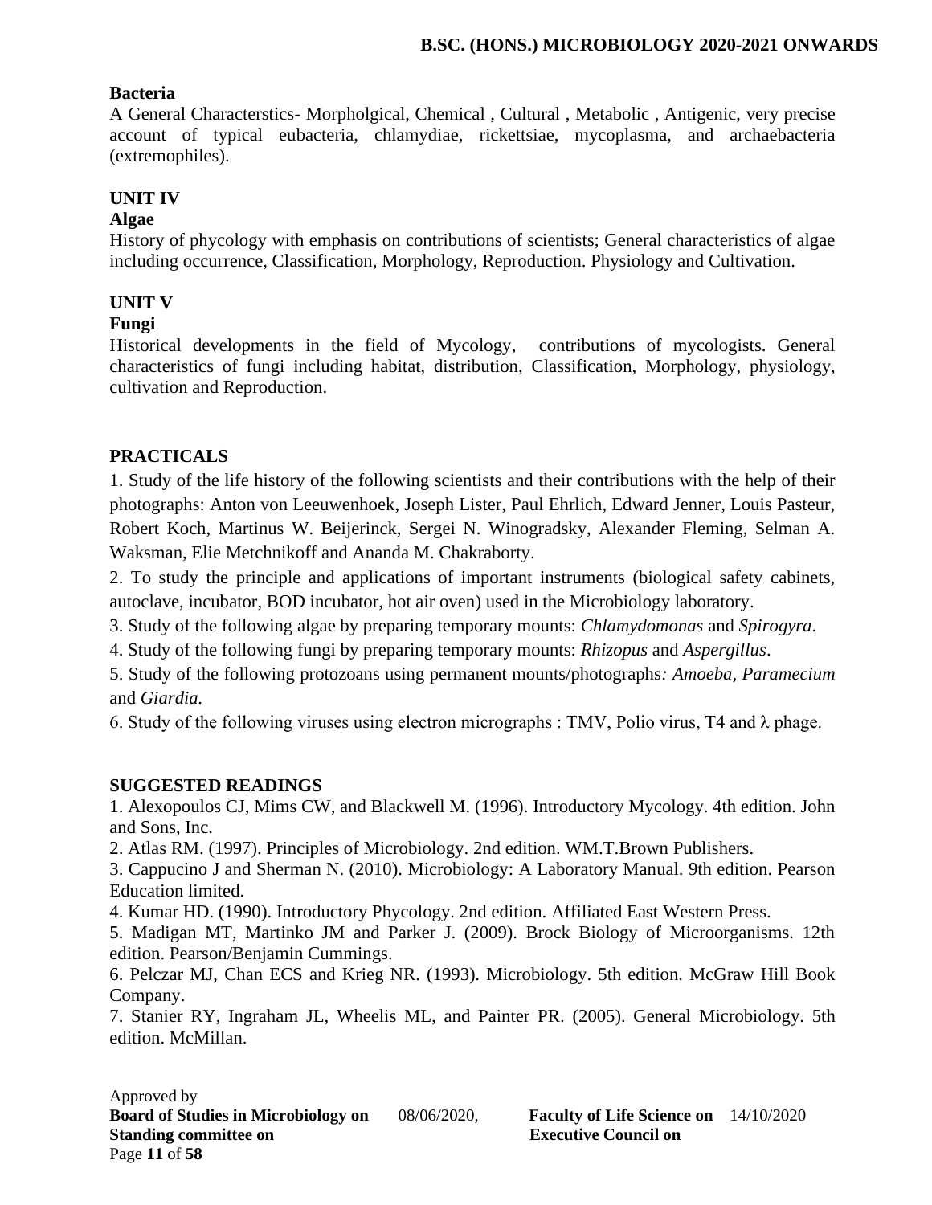**Bacteria**

A General Characterstics- Morpholgical, Chemical , Cultural , Metabolic , Antigenic, very precise account of typical eubacteria, chlamydiae, rickettsiae, mycoplasma, and archaebacteria (extremophiles).

**UNIT IV**

**Algae**

History of phycology with emphasis on contributions of scientists; General characteristics of algae including occurrence, Classification, Morphology, Reproduction. Physiology and Cultivation.

**UNIT V**

**Fungi**

Historical developments in the field of Mycology, contributions of mycologists. General characteristics of fungi including habitat, distribution, Classification, Morphology, physiology, cultivation and Reproduction.

**PRACTICALS**

1. Study of the life history of the following scientists and their contributions with the help of their photographs: Anton von Leeuwenhoek, Joseph Lister, Paul Ehrlich, Edward Jenner, Louis Pasteur, Robert Koch, Martinus W. Beijerinck, Sergei N. Winogradsky, Alexander Fleming, Selman A. Waksman, Elie Metchnikoff and Ananda M. Chakraborty.
2. To study the principle and applications of important instruments (biological safety cabinets, autoclave, incubator, BOD incubator, hot air oven) used in the Microbiology laboratory.
3. Study of the following algae by preparing temporary mounts: *Chlamydomonas* and *Spirogyra*.
4. Study of the following fungi by preparing temporary mounts: *Rhizopus* and *Aspergillus*.
5. Study of the following protozoans using permanent mounts/photographs*: Amoeba, Paramecium* and *Giardia.*
6. Study of the following viruses using electron micrographs : TMV, Polio virus, T4 and $\lambda$ phage.

**SUGGESTED READINGS**

1. Alexopoulos CJ, Mims CW, and Blackwell M. (1996). Introductory Mycology. 4th edition. John and Sons, Inc.
2. Atlas RM. (1997). Principles of Microbiology. 2nd edition. WM.T.Brown Publishers.
3. Cappucino J and Sherman N. (2010). Microbiology: A Laboratory Manual. 9th edition. Pearson Education limited.
4. Kumar HD. (1990). Introductory Phycology. 2nd edition. Affiliated East Western Press.
5. Madigan MT, Martinko JM and Parker J. (2009). Brock Biology of Microorganisms. 12th edition. Pearson/Benjamin Cummings.
6. Pelczar MJ, Chan ECS and Krieg NR. (1993). Microbiology. 5th edition. McGraw Hill Book Company.
7. Stanier RY, Ingraham JL, Wheelis ML, and Painter PR. (2005). General Microbiology. 5th edition. McMillan.

Approved by
**Board of Studies in Microbiology on** 08/06/2020, **Faculty of Life Science on** 14/10/2020
**Standing committee on** **Executive Council on**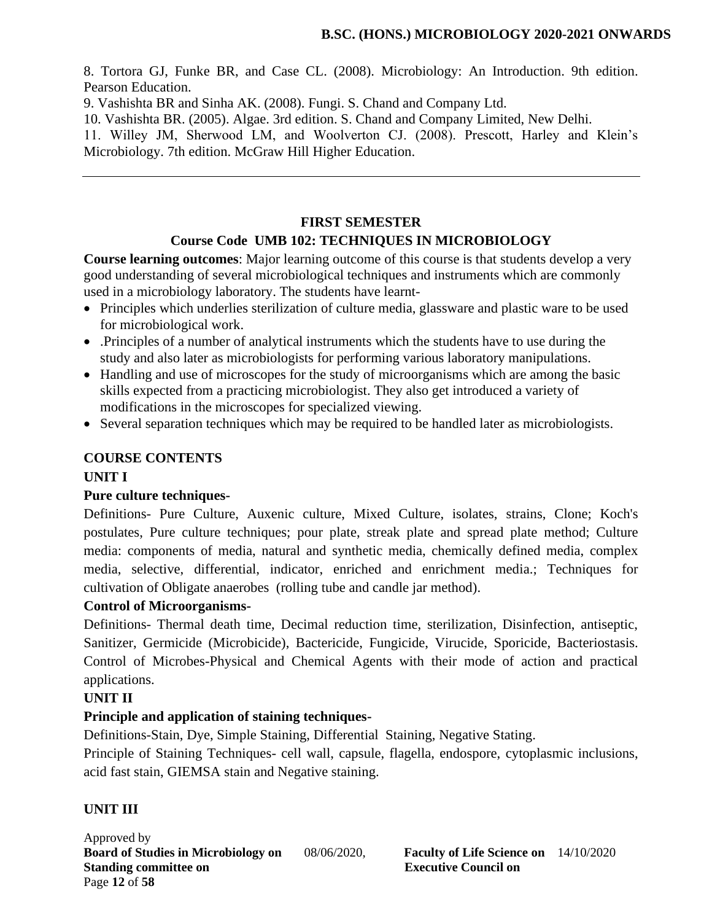8. Tortora GJ, Funke BR, and Case CL. (2008). Microbiology: An Introduction. 9th edition. Pearson Education.

9. Vashishta BR and Sinha AK. (2008). Fungi. S. Chand and Company Ltd.

10. Vashishta BR. (2005). Algae. 3rd edition. S. Chand and Company Limited, New Delhi.

11. Willey JM, Sherwood LM, and Woolverton CJ. (2008). Prescott, Harley and Klein's Microbiology. 7th edition. McGraw Hill Higher Education.

---

## FIRST SEMESTER

## Course Code UMB 102: TECHNIQUES IN MICROBIOLOGY

**Course learning outcomes**: Major learning outcome of this course is that students develop a very good understanding of several microbiological techniques and instruments which are commonly used in a microbiology laboratory. The students have learnt-

- Principles which underlies sterilization of culture media, glassware and plastic ware to be used for microbiological work.
- .Principles of a number of analytical instruments which the students have to use during the study and also later as microbiologists for performing various laboratory manipulations.
- Handling and use of microscopes for the study of microorganisms which are among the basic skills expected from a practicing microbiologist. They also get introduced a variety of modifications in the microscopes for specialized viewing.
- Several separation techniques which may be required to be handled later as microbiologists.

### COURSE CONTENTS

### UNIT I

**Pure culture techniques-**

Definitions- Pure Culture, Auxenic culture, Mixed Culture, isolates, strains, Clone; Koch's postulates, Pure culture techniques; pour plate, streak plate and spread plate method; Culture media: components of media, natural and synthetic media, chemically defined media, complex media, selective, differential, indicator, enriched and enrichment media.; Techniques for cultivation of Obligate anaerobes (rolling tube and candle jar method).

**Control of Microorganisms-**

Definitions- Thermal death time, Decimal reduction time, sterilization, Disinfection, antiseptic, Sanitizer, Germicide (Microbicide), Bactericide, Fungicide, Virucide, Sporicide, Bacteriostasis. Control of Microbes-Physical and Chemical Agents with their mode of action and practical applications.

### UNIT II

**Principle and application of staining techniques-**

Definitions-Stain, Dye, Simple Staining, Differential Staining, Negative Stating.

Principle of Staining Techniques- cell wall, capsule, flagella, endospore, cytoplasmic inclusions, acid fast stain, GIEMSA stain and Negative staining.

### UNIT III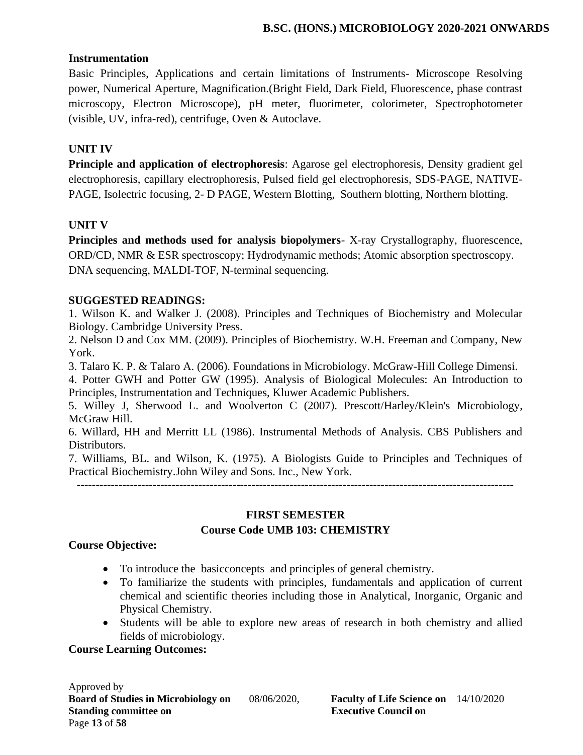**Instrumentation**

Basic Principles, Applications and certain limitations of Instruments- Microscope Resolving power, Numerical Aperture, Magnification.(Bright Field, Dark Field, Fluorescence, phase contrast microscopy, Electron Microscope), pH meter, fluorimeter, colorimeter, Spectrophotometer (visible, UV, infra-red), centrifuge, Oven & Autoclave.

**UNIT IV**

**Principle and application of electrophoresis**: Agarose gel electrophoresis, Density gradient gel electrophoresis, capillary electrophoresis, Pulsed field gel electrophoresis, SDS-PAGE, NATIVE-PAGE, Isolectric focusing, 2- D PAGE, Western Blotting, Southern blotting, Northern blotting.

**UNIT V**

**Principles and methods used for analysis biopolymers**- X-ray Crystallography, fluorescence, ORD/CD, NMR & ESR spectroscopy; Hydrodynamic methods; Atomic absorption spectroscopy. DNA sequencing, MALDI-TOF, N-terminal sequencing.

**SUGGESTED READINGS:**

1. Wilson K. and Walker J. (2008). Principles and Techniques of Biochemistry and Molecular Biology. Cambridge University Press.
2. Nelson D and Cox MM. (2009). Principles of Biochemistry. W.H. Freeman and Company, New York.
3. Talaro K. P. & Talaro A. (2006). Foundations in Microbiology. McGraw-Hill College Dimensi.
4. Potter GWH and Potter GW (1995). Analysis of Biological Molecules: An Introduction to Principles, Instrumentation and Techniques, Kluwer Academic Publishers.
5. Willey J, Sherwood L. and Woolverton C (2007). Prescott/Harley/Klein's Microbiology, McGraw Hill.
6. Willard, HH and Merritt LL (1986). Instrumental Methods of Analysis. CBS Publishers and Distributors.
7. Williams, BL. and Wilson, K. (1975). A Biologists Guide to Principles and Techniques of Practical Biochemistry.John Wiley and Sons. Inc., New York.

---

## FIRST SEMESTER
## Course Code UMB 103: CHEMISTRY

**Course Objective:**

- To introduce the basicconcepts and principles of general chemistry.
- To familiarize the students with principles, fundamentals and application of current chemical and scientific theories including those in Analytical, Inorganic, Organic and Physical Chemistry.
- Students will be able to explore new areas of research in both chemistry and allied fields of microbiology.

**Course Learning Outcomes:**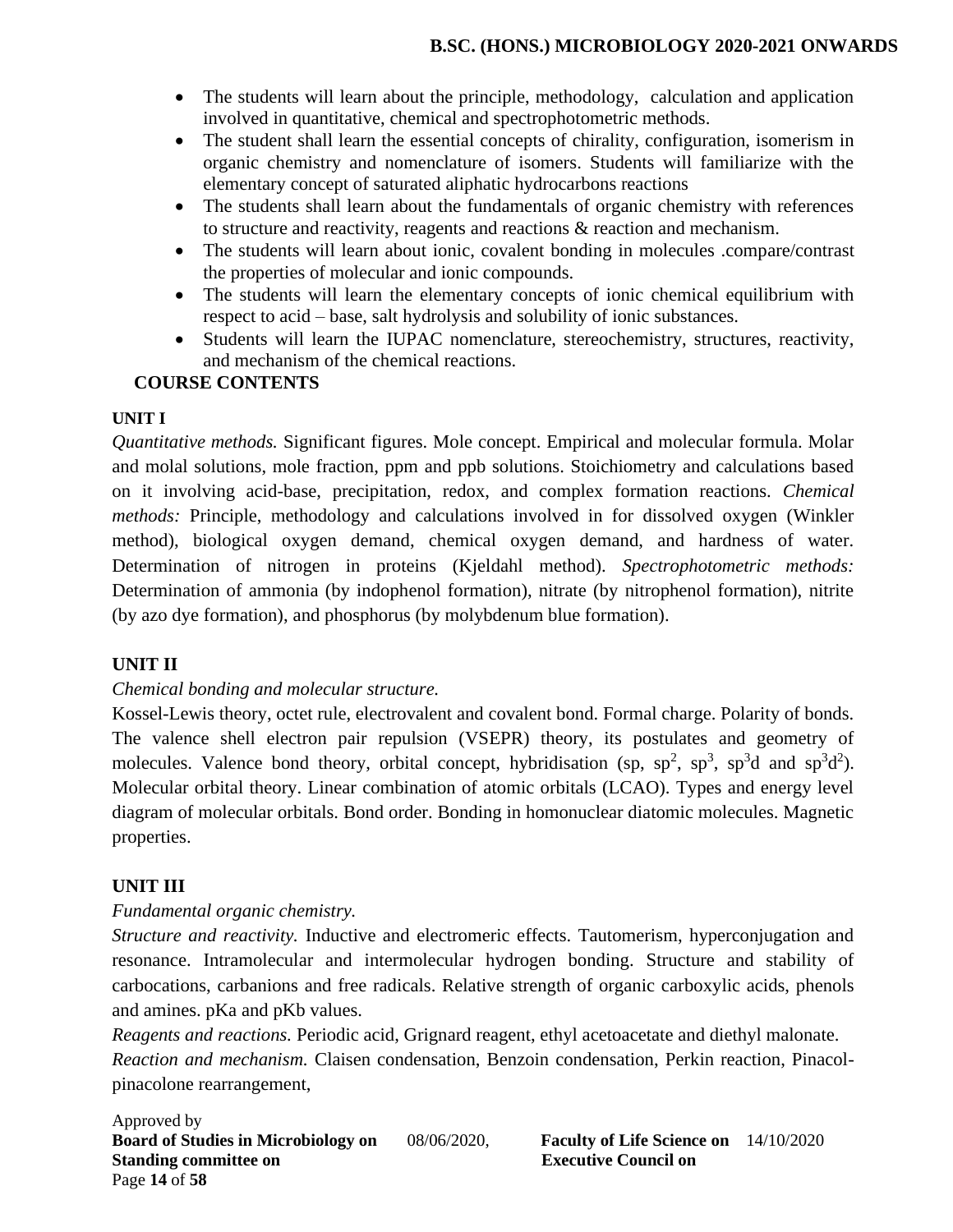- The students will learn about the principle, methodology, calculation and application involved in quantitative, chemical and spectrophotometric methods.
- The student shall learn the essential concepts of chirality, configuration, isomerism in organic chemistry and nomenclature of isomers. Students will familiarize with the elementary concept of saturated aliphatic hydrocarbons reactions
- The students shall learn about the fundamentals of organic chemistry with references to structure and reactivity, reagents and reactions & reaction and mechanism.
- The students will learn about ionic, covalent bonding in molecules .compare/contrast the properties of molecular and ionic compounds.
- The students will learn the elementary concepts of ionic chemical equilibrium with respect to acid – base, salt hydrolysis and solubility of ionic substances.
- Students will learn the IUPAC nomenclature, stereochemistry, structures, reactivity, and mechanism of the chemical reactions.

## COURSE CONTENTS

### UNIT I

*Quantitative methods.* Significant figures. Mole concept. Empirical and molecular formula. Molar and molal solutions, mole fraction, ppm and ppb solutions. Stoichiometry and calculations based on it involving acid-base, precipitation, redox, and complex formation reactions. *Chemical methods:* Principle, methodology and calculations involved in for dissolved oxygen (Winkler method), biological oxygen demand, chemical oxygen demand, and hardness of water. Determination of nitrogen in proteins (Kjeldahl method). *Spectrophotometric methods:* Determination of ammonia (by indophenol formation), nitrate (by nitrophenol formation), nitrite (by azo dye formation), and phosphorus (by molybdenum blue formation).

### UNIT II

*Chemical bonding and molecular structure.*

Kossel-Lewis theory, octet rule, electrovalent and covalent bond. Formal charge. Polarity of bonds. The valence shell electron pair repulsion (VSEPR) theory, its postulates and geometry of molecules. Valence bond theory, orbital concept, hybridisation (sp, $sp^2$, $sp^3$, $sp^3d$ and $sp^3d^2$). Molecular orbital theory. Linear combination of atomic orbitals (LCAO). Types and energy level diagram of molecular orbitals. Bond order. Bonding in homonuclear diatomic molecules. Magnetic properties.

### UNIT III

*Fundamental organic chemistry.*

*Structure and reactivity.* Inductive and electromeric effects. Tautomerism, hyperconjugation and resonance. Intramolecular and intermolecular hydrogen bonding. Structure and stability of carbocations, carbanions and free radicals. Relative strength of organic carboxylic acids, phenols and amines. pKa and pKb values.

*Reagents and reactions.* Periodic acid, Grignard reagent, ethyl acetoacetate and diethyl malonate.

*Reaction and mechanism.* Claisen condensation, Benzoin condensation, Perkin reaction, Pinacol-pinacolone rearrangement,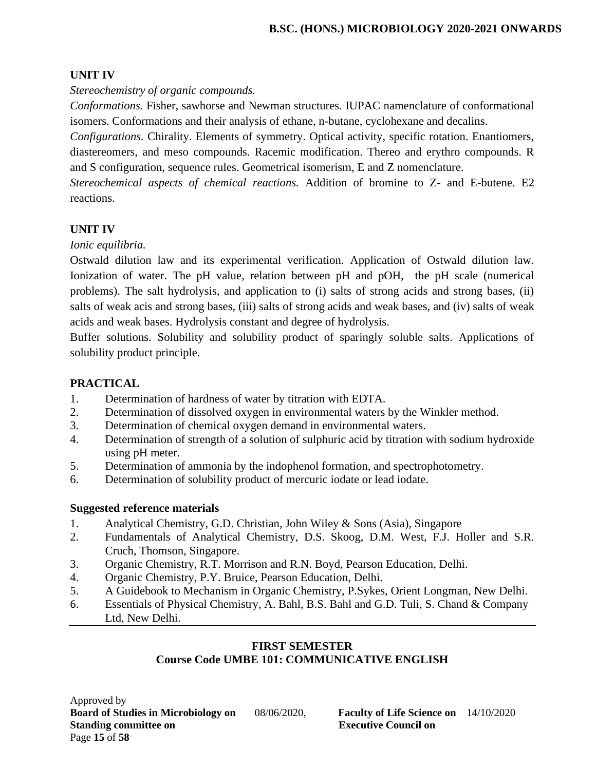## UNIT IV

*Stereochemistry of organic compounds.*

*Conformations.* Fisher, sawhorse and Newman structures. IUPAC namenclature of conformational isomers. Conformations and their analysis of ethane, n-butane, cyclohexane and decalins.

*Configurations.* Chirality. Elements of symmetry. Optical activity, specific rotation. Enantiomers, diastereomers, and meso compounds. Racemic modification. Thereo and erythro compounds. R and S configuration, sequence rules. Geometrical isomerism, E and Z nomenclature.

*Stereochemical aspects of chemical reactions.* Addition of bromine to Z- and E-butene. E2 reactions.

## UNIT IV

*Ionic equilibria.*

Ostwald dilution law and its experimental verification. Application of Ostwald dilution law. Ionization of water. The pH value, relation between pH and pOH, the pH scale (numerical problems). The salt hydrolysis, and application to (i) salts of strong acids and strong bases, (ii) salts of weak acis and strong bases, (iii) salts of strong acids and weak bases, and (iv) salts of weak acids and weak bases. Hydrolysis constant and degree of hydrolysis.

Buffer solutions. Solubility and solubility product of sparingly soluble salts. Applications of solubility product principle.

## PRACTICAL

1. Determination of hardness of water by titration with EDTA.
2. Determination of dissolved oxygen in environmental waters by the Winkler method.
3. Determination of chemical oxygen demand in environmental waters.
4. Determination of strength of a solution of sulphuric acid by titration with sodium hydroxide using pH meter.
5. Determination of ammonia by the indophenol formation, and spectrophotometry.
6. Determination of solubility product of mercuric iodate or lead iodate.

### Suggested reference materials

1. Analytical Chemistry, G.D. Christian, John Wiley & Sons (Asia), Singapore
2. Fundamentals of Analytical Chemistry, D.S. Skoog, D.M. West, F.J. Holler and S.R. Cruch, Thomson, Singapore.
3. Organic Chemistry, R.T. Morrison and R.N. Boyd, Pearson Education, Delhi.
4. Organic Chemistry, P.Y. Bruice, Pearson Education, Delhi.
5. A Guidebook to Mechanism in Organic Chemistry, P.Sykes, Orient Longman, New Delhi.
6. Essentials of Physical Chemistry, A. Bahl, B.S. Bahl and G.D. Tuli, S. Chand & Company Ltd, New Delhi.

## FIRST SEMESTER
## Course Code UMBE 101: COMMUNICATIVE ENGLISH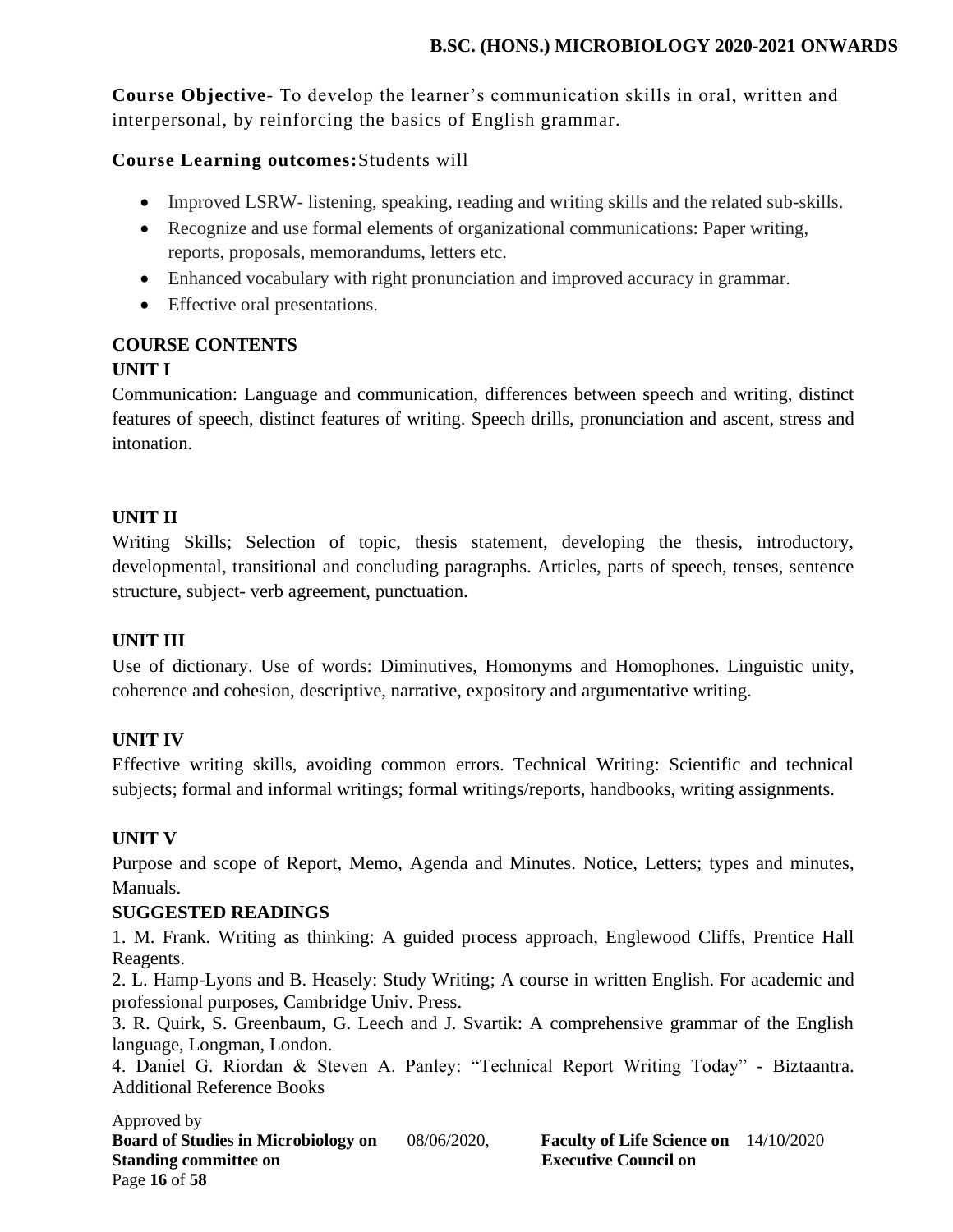**Course Objective**- To develop the learner's communication skills in oral, written and interpersonal, by reinforcing the basics of English grammar.

**Course Learning outcomes:** Students will

- Improved LSRW- listening, speaking, reading and writing skills and the related sub-skills.
- Recognize and use formal elements of organizational communications: Paper writing, reports, proposals, memorandums, letters etc.
- Enhanced vocabulary with right pronunciation and improved accuracy in grammar.
- Effective oral presentations.

## COURSE CONTENTS

### UNIT I

Communication: Language and communication, differences between speech and writing, distinct features of speech, distinct features of writing. Speech drills, pronunciation and ascent, stress and intonation.

### UNIT II

Writing Skills; Selection of topic, thesis statement, developing the thesis, introductory, developmental, transitional and concluding paragraphs. Articles, parts of speech, tenses, sentence structure, subject- verb agreement, punctuation.

### UNIT III

Use of dictionary. Use of words: Diminutives, Homonyms and Homophones. Linguistic unity, coherence and cohesion, descriptive, narrative, expository and argumentative writing.

### UNIT IV

Effective writing skills, avoiding common errors. Technical Writing: Scientific and technical subjects; formal and informal writings; formal writings/reports, handbooks, writing assignments.

### UNIT V

Purpose and scope of Report, Memo, Agenda and Minutes. Notice, Letters; types and minutes, Manuals.

## SUGGESTED READINGS

1. M. Frank. Writing as thinking: A guided process approach, Englewood Cliffs, Prentice Hall Reagents.
2. L. Hamp-Lyons and B. Heasely: Study Writing; A course in written English. For academic and professional purposes, Cambridge Univ. Press.
3. R. Quirk, S. Greenbaum, G. Leech and J. Svartik: A comprehensive grammar of the English language, Longman, London.
4. Daniel G. Riordan & Steven A. Panley: "Technical Report Writing Today" - Biztaantra. Additional Reference Books

Approved by
**Board of Studies in Microbiology on** 08/06/2020, **Faculty of Life Science on** 14/10/2020
**Standing committee on** **Executive Council on**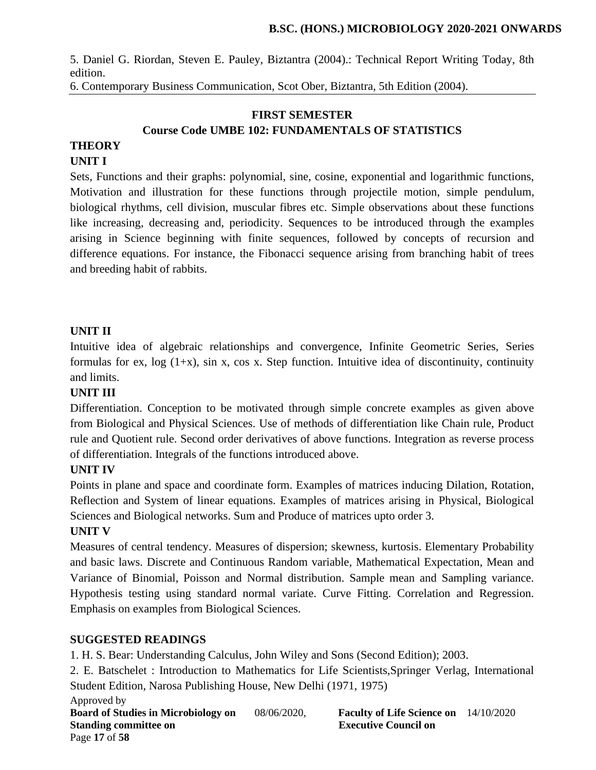5. Daniel G. Riordan, Steven E. Pauley, Biztantra (2004).: Technical Report Writing Today, 8th edition.
6. Contemporary Business Communication, Scot Ober, Biztantra, 5th Edition (2004).

---

## FIRST SEMESTER

## Course Code UMBE 102: FUNDAMENTALS OF STATISTICS

### THEORY

**UNIT I**

Sets, Functions and their graphs: polynomial, sine, cosine, exponential and logarithmic functions, Motivation and illustration for these functions through projectile motion, simple pendulum, biological rhythms, cell division, muscular fibres etc. Simple observations about these functions like increasing, decreasing and, periodicity. Sequences to be introduced through the examples arising in Science beginning with finite sequences, followed by concepts of recursion and difference equations. For instance, the Fibonacci sequence arising from branching habit of trees and breeding habit of rabbits.

**UNIT II**

Intuitive idea of algebraic relationships and convergence, Infinite Geometric Series, Series formulas for ex, log (1+x), sin x, cos x. Step function. Intuitive idea of discontinuity, continuity and limits.

**UNIT III**

Differentiation. Conception to be motivated through simple concrete examples as given above from Biological and Physical Sciences. Use of methods of differentiation like Chain rule, Product rule and Quotient rule. Second order derivatives of above functions. Integration as reverse process of differentiation. Integrals of the functions introduced above.

**UNIT IV**

Points in plane and space and coordinate form. Examples of matrices inducing Dilation, Rotation, Reflection and System of linear equations. Examples of matrices arising in Physical, Biological Sciences and Biological networks. Sum and Produce of matrices upto order 3.

**UNIT V**

Measures of central tendency. Measures of dispersion; skewness, kurtosis. Elementary Probability and basic laws. Discrete and Continuous Random variable, Mathematical Expectation, Mean and Variance of Binomial, Poisson and Normal distribution. Sample mean and Sampling variance. Hypothesis testing using standard normal variate. Curve Fitting. Correlation and Regression. Emphasis on examples from Biological Sciences.

### SUGGESTED READINGS

1. H. S. Bear: Understanding Calculus, John Wiley and Sons (Second Edition); 2003.
2. E. Batschelet : Introduction to Mathematics for Life Scientists,Springer Verlag, International Student Edition, Narosa Publishing House, New Delhi (1971, 1975)

Approved by
**Board of Studies in Microbiology on** 08/06/2020, **Faculty of Life Science on** 14/10/2020
**Standing committee on** **Executive Council on**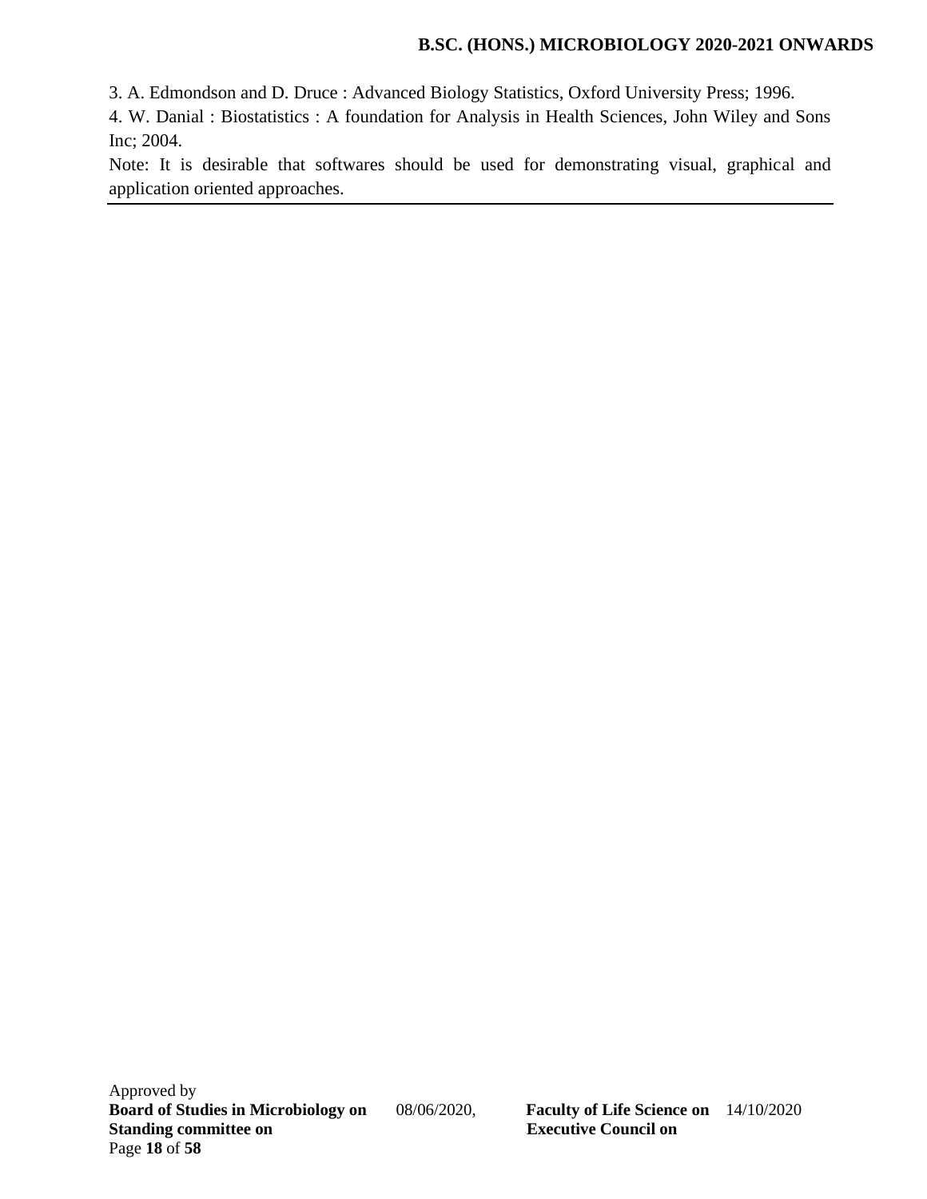3. A. Edmondson and D. Druce : Advanced Biology Statistics, Oxford University Press; 1996.

4. W. Danial : Biostatistics : A foundation for Analysis in Health Sciences, John Wiley and Sons Inc; 2004.

Note: It is desirable that softwares should be used for demonstrating visual, graphical and application oriented approaches.

---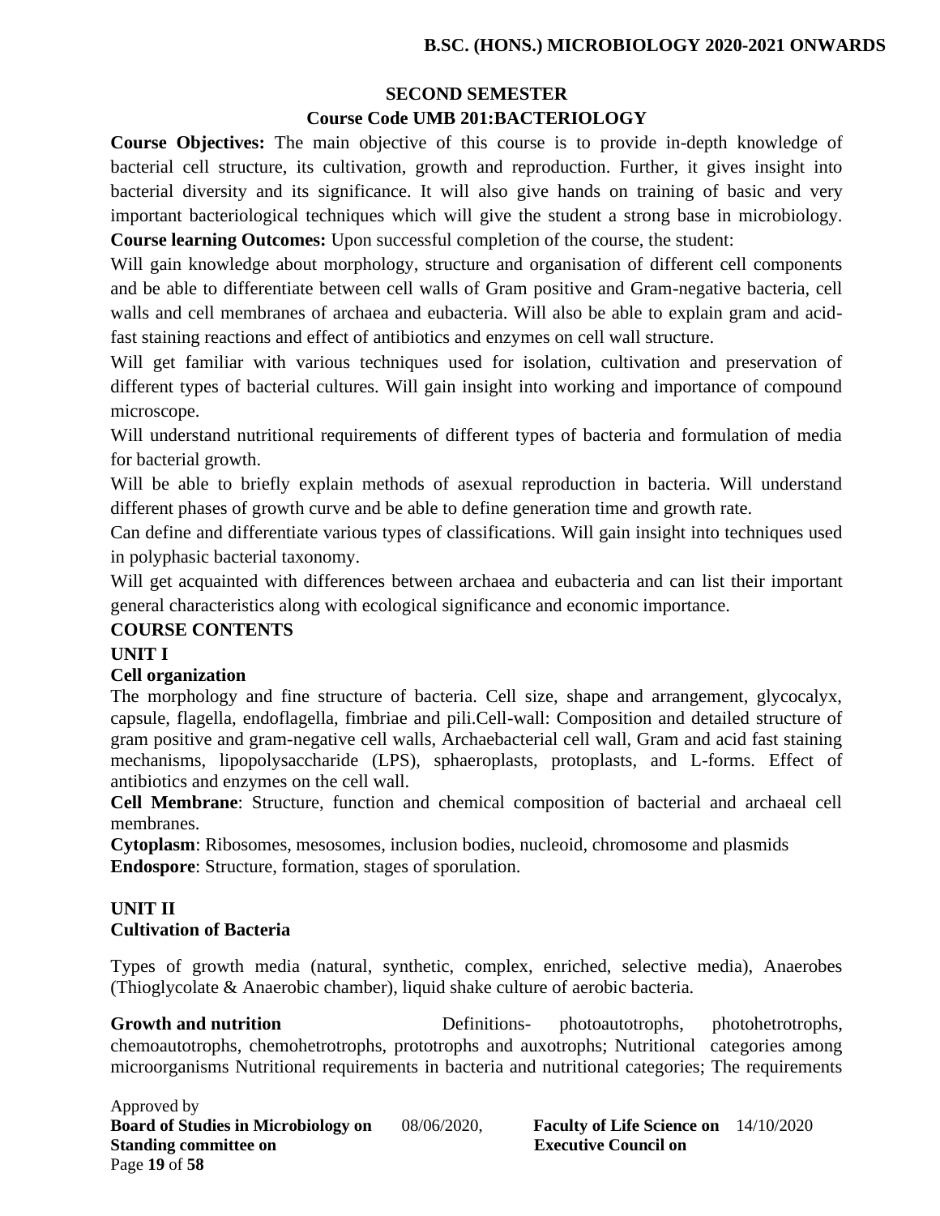## SECOND SEMESTER

### Course Code UMB 201:BACTERIOLOGY

**Course Objectives:** The main objective of this course is to provide in-depth knowledge of bacterial cell structure, its cultivation, growth and reproduction. Further, it gives insight into bacterial diversity and its significance. It will also give hands on training of basic and very important bacteriological techniques which will give the student a strong base in microbiology.

**Course learning Outcomes:** Upon successful completion of the course, the student:

Will gain knowledge about morphology, structure and organisation of different cell components and be able to differentiate between cell walls of Gram positive and Gram-negative bacteria, cell walls and cell membranes of archaea and eubacteria. Will also be able to explain gram and acid-fast staining reactions and effect of antibiotics and enzymes on cell wall structure.

Will get familiar with various techniques used for isolation, cultivation and preservation of different types of bacterial cultures. Will gain insight into working and importance of compound microscope.

Will understand nutritional requirements of different types of bacteria and formulation of media for bacterial growth.

Will be able to briefly explain methods of asexual reproduction in bacteria. Will understand different phases of growth curve and be able to define generation time and growth rate.

Can define and differentiate various types of classifications. Will gain insight into techniques used in polyphasic bacterial taxonomy.

Will get acquainted with differences between archaea and eubacteria and can list their important general characteristics along with ecological significance and economic importance.

**COURSE CONTENTS**

**UNIT I**

**Cell organization**

The morphology and fine structure of bacteria. Cell size, shape and arrangement, glycocalyx, capsule, flagella, endoflagella, fimbriae and pili.Cell-wall: Composition and detailed structure of gram positive and gram-negative cell walls, Archaebacterial cell wall, Gram and acid fast staining mechanisms, lipopolysaccharide (LPS), sphaeroplasts, protoplasts, and L-forms. Effect of antibiotics and enzymes on the cell wall.

**Cell Membrane**: Structure, function and chemical composition of bacterial and archaeal cell membranes.

**Cytoplasm**: Ribosomes, mesosomes, inclusion bodies, nucleoid, chromosome and plasmids

**Endospore**: Structure, formation, stages of sporulation.

**UNIT II**

**Cultivation of Bacteria**

Types of growth media (natural, synthetic, complex, enriched, selective media), Anaerobes (Thioglycolate & Anaerobic chamber), liquid shake culture of aerobic bacteria.

**Growth and nutrition** Definitions- photoautotrophs, photohetrotrophs, chemoautotrophs, chemohetrotrophs, prototrophs and auxotrophs; Nutritional categories among microorganisms Nutritional requirements in bacteria and nutritional categories; The requirements

Approved by

**Board of Studies in Microbiology on** 08/06/2020, **Faculty of Life Science on** 14/10/2020

**Standing committee on** **Executive Council on**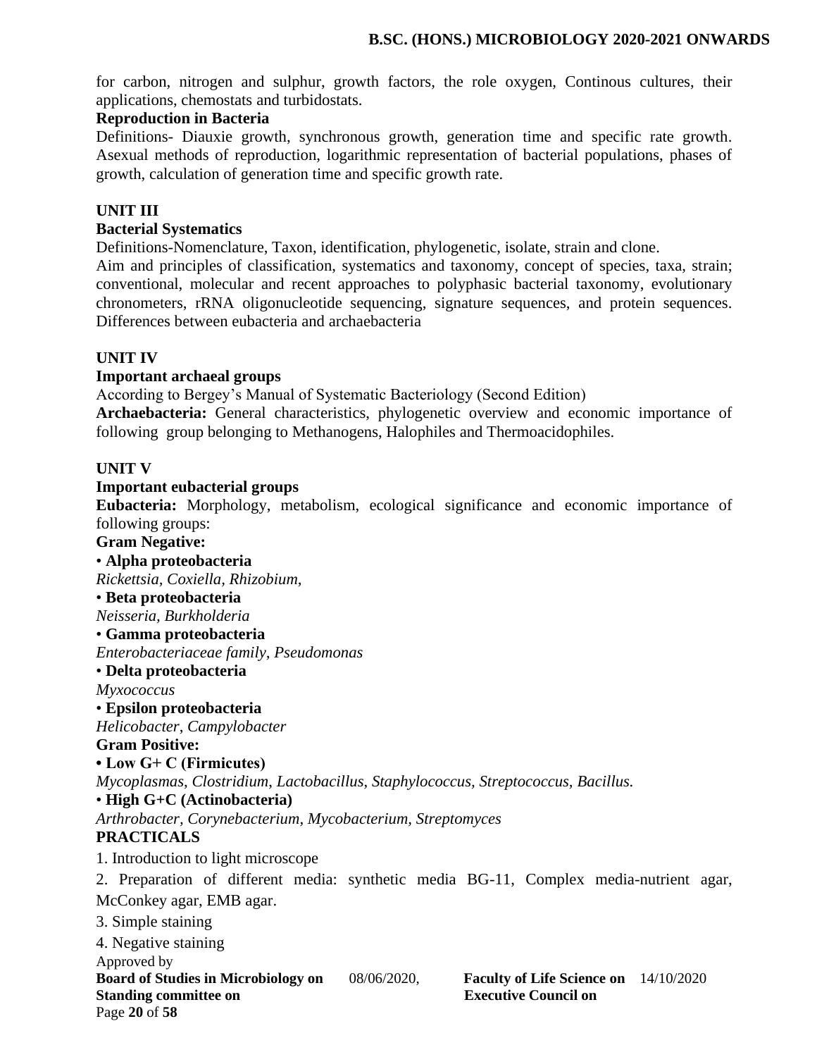for carbon, nitrogen and sulphur, growth factors, the role oxygen, Continous cultures, their applications, chemostats and turbidostats.

**Reproduction in Bacteria**

Definitions- Diauxie growth, synchronous growth, generation time and specific rate growth. Asexual methods of reproduction, logarithmic representation of bacterial populations, phases of growth, calculation of generation time and specific growth rate.

**UNIT III**

**Bacterial Systematics**

Definitions-Nomenclature, Taxon, identification, phylogenetic, isolate, strain and clone.

Aim and principles of classification, systematics and taxonomy, concept of species, taxa, strain; conventional, molecular and recent approaches to polyphasic bacterial taxonomy, evolutionary chronometers, rRNA oligonucleotide sequencing, signature sequences, and protein sequences. Differences between eubacteria and archaebacteria

**UNIT IV**

**Important archaeal groups**

According to Bergey's Manual of Systematic Bacteriology (Second Edition)

**Archaebacteria:** General characteristics, phylogenetic overview and economic importance of following group belonging to Methanogens, Halophiles and Thermoacidophiles.

**UNIT V**

**Important eubacterial groups**

**Eubacteria:** Morphology, metabolism, ecological significance and economic importance of following groups:

**Gram Negative:**

• **Alpha proteobacteria**

*Rickettsia, Coxiella, Rhizobium,*

• **Beta proteobacteria**

*Neisseria, Burkholderia*

• **Gamma proteobacteria**

*Enterobacteriaceae family, Pseudomonas*

• **Delta proteobacteria**

*Myxococcus*

• **Epsilon proteobacteria**

*Helicobacter, Campylobacter*

**Gram Positive:**

• **Low G+ C (Firmicutes)**

*Mycoplasmas, Clostridium, Lactobacillus, Staphylococcus, Streptococcus, Bacillus.*

• **High G+C (Actinobacteria)**

*Arthrobacter, Corynebacterium, Mycobacterium, Streptomyces*

**PRACTICALS**

1. Introduction to light microscope
2. Preparation of different media: synthetic media BG-11, Complex media-nutrient agar, McConkey agar, EMB agar.
3. Simple staining
4. Negative staining

Approved by

**Board of Studies in Microbiology on** 08/06/2020, **Faculty of Life Science on** 14/10/2020

**Standing committee on** **Executive Council on**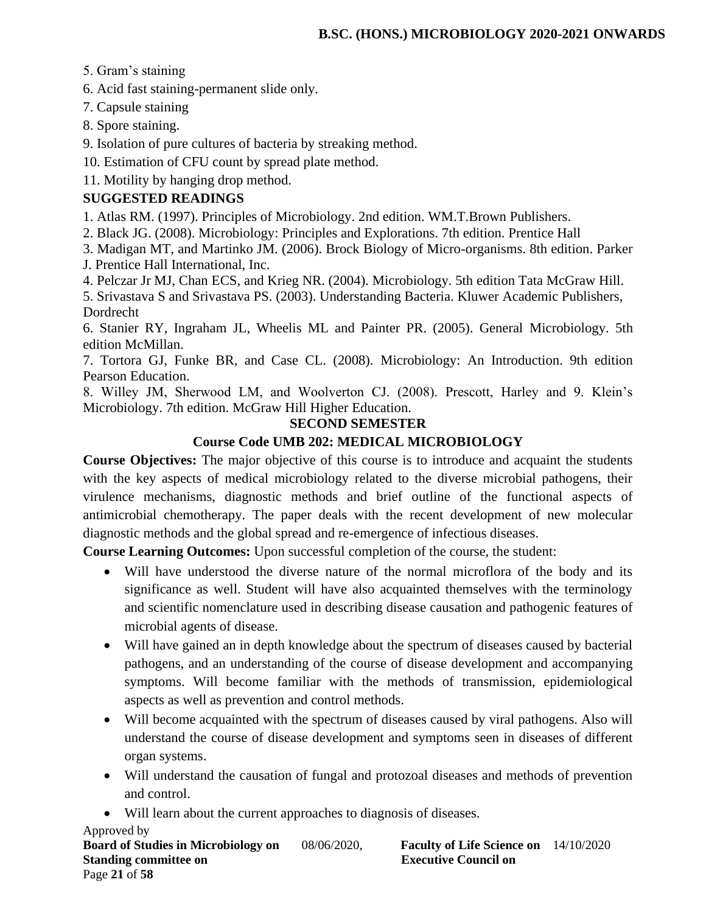5. Gram's staining

6. Acid fast staining-permanent slide only.

7. Capsule staining

8. Spore staining.

9. Isolation of pure cultures of bacteria by streaking method.

10. Estimation of CFU count by spread plate method.

11. Motility by hanging drop method.

**SUGGESTED READINGS**

1. Atlas RM. (1997). Principles of Microbiology. 2nd edition. WM.T.Brown Publishers.
2. Black JG. (2008). Microbiology: Principles and Explorations. 7th edition. Prentice Hall
3. Madigan MT, and Martinko JM. (2006). Brock Biology of Micro-organisms. 8th edition. Parker J. Prentice Hall International, Inc.
4. Pelczar Jr MJ, Chan ECS, and Krieg NR. (2004). Microbiology. 5th edition Tata McGraw Hill.
5. Srivastava S and Srivastava PS. (2003). Understanding Bacteria. Kluwer Academic Publishers, Dordrecht
6. Stanier RY, Ingraham JL, Wheelis ML and Painter PR. (2005). General Microbiology. 5th edition McMillan.
7. Tortora GJ, Funke BR, and Case CL. (2008). Microbiology: An Introduction. 9th edition Pearson Education.
8. Willey JM, Sherwood LM, and Woolverton CJ. (2008). Prescott, Harley and 9. Klein's Microbiology. 7th edition. McGraw Hill Higher Education.

## SECOND SEMESTER

## Course Code UMB 202: MEDICAL MICROBIOLOGY

**Course Objectives:** The major objective of this course is to introduce and acquaint the students with the key aspects of medical microbiology related to the diverse microbial pathogens, their virulence mechanisms, diagnostic methods and brief outline of the functional aspects of antimicrobial chemotherapy. The paper deals with the recent development of new molecular diagnostic methods and the global spread and re-emergence of infectious diseases.

**Course Learning Outcomes:** Upon successful completion of the course, the student:

- Will have understood the diverse nature of the normal microflora of the body and its significance as well. Student will have also acquainted themselves with the terminology and scientific nomenclature used in describing disease causation and pathogenic features of microbial agents of disease.
- Will have gained an in depth knowledge about the spectrum of diseases caused by bacterial pathogens, and an understanding of the course of disease development and accompanying symptoms. Will become familiar with the methods of transmission, epidemiological aspects as well as prevention and control methods.
- Will become acquainted with the spectrum of diseases caused by viral pathogens. Also will understand the course of disease development and symptoms seen in diseases of different organ systems.
- Will understand the causation of fungal and protozoal diseases and methods of prevention and control.
- Will learn about the current approaches to diagnosis of diseases.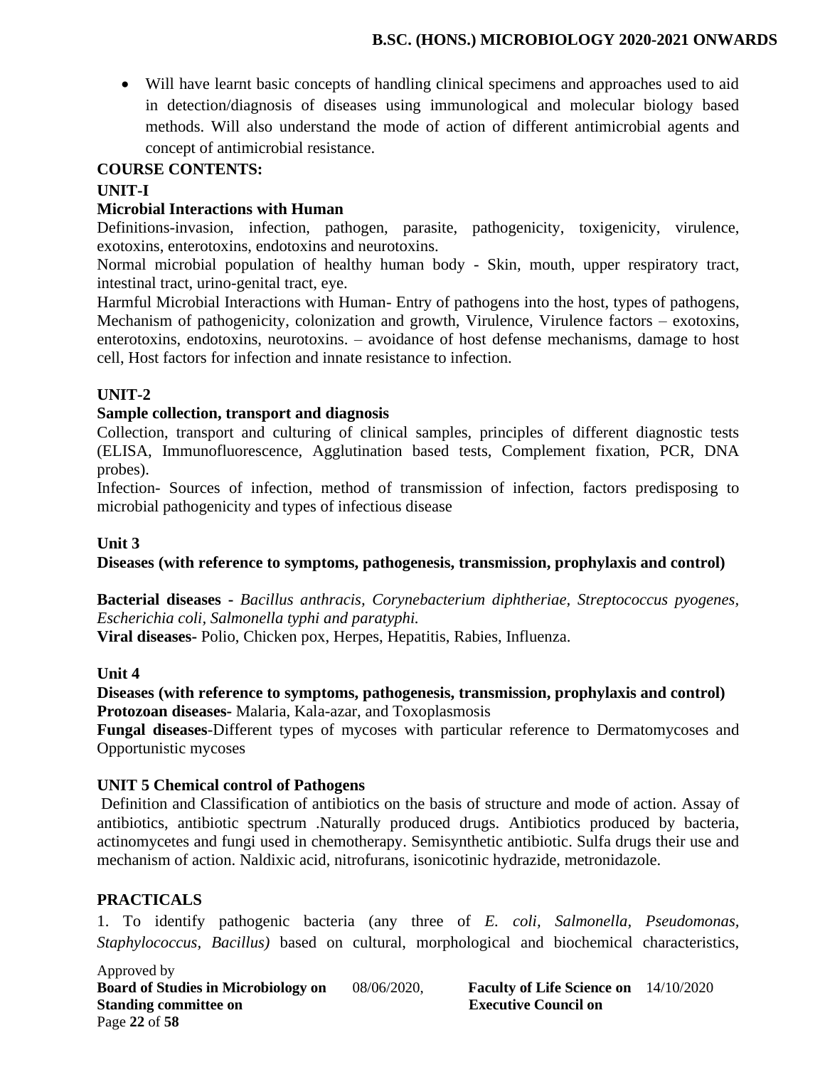- Will have learnt basic concepts of handling clinical specimens and approaches used to aid in detection/diagnosis of diseases using immunological and molecular biology based methods. Will also understand the mode of action of different antimicrobial agents and concept of antimicrobial resistance.

**COURSE CONTENTS:**

**UNIT-I**

**Microbial Interactions with Human**

Definitions-invasion, infection, pathogen, parasite, pathogenicity, toxigenicity, virulence, exotoxins, enterotoxins, endotoxins and neurotoxins.

Normal microbial population of healthy human body - Skin, mouth, upper respiratory tract, intestinal tract, urino-genital tract, eye.

Harmful Microbial Interactions with Human- Entry of pathogens into the host, types of pathogens, Mechanism of pathogenicity, colonization and growth, Virulence, Virulence factors – exotoxins, enterotoxins, endotoxins, neurotoxins. – avoidance of host defense mechanisms, damage to host cell, Host factors for infection and innate resistance to infection.

**UNIT-2**

**Sample collection, transport and diagnosis**

Collection, transport and culturing of clinical samples, principles of different diagnostic tests (ELISA, Immunofluorescence, Agglutination based tests, Complement fixation, PCR, DNA probes).

Infection- Sources of infection, method of transmission of infection, factors predisposing to microbial pathogenicity and types of infectious disease

**Unit 3**

**Diseases (with reference to symptoms, pathogenesis, transmission, prophylaxis and control)**

**Bacterial diseases -** *Bacillus anthracis, Corynebacterium diphtheriae, Streptococcus pyogenes, Escherichia coli, Salmonella typhi and paratyphi.*

**Viral diseases-** Polio, Chicken pox, Herpes, Hepatitis, Rabies, Influenza.

**Unit 4**

**Diseases (with reference to symptoms, pathogenesis, transmission, prophylaxis and control)**

**Protozoan diseases-** Malaria, Kala-azar, and Toxoplasmosis

**Fungal diseases**-Different types of mycoses with particular reference to Dermatomycoses and Opportunistic mycoses

**UNIT 5 Chemical control of Pathogens**

Definition and Classification of antibiotics on the basis of structure and mode of action. Assay of antibiotics, antibiotic spectrum .Naturally produced drugs. Antibiotics produced by bacteria, actinomycetes and fungi used in chemotherapy. Semisynthetic antibiotic. Sulfa drugs their use and mechanism of action. Naldixic acid, nitrofurans, isonicotinic hydrazide, metronidazole.

**PRACTICALS**

1. To identify pathogenic bacteria (any three of *E. coli*, *Salmonella*, *Pseudomonas*, *Staphylococcus*, *Bacillus)* based on cultural, morphological and biochemical characteristics,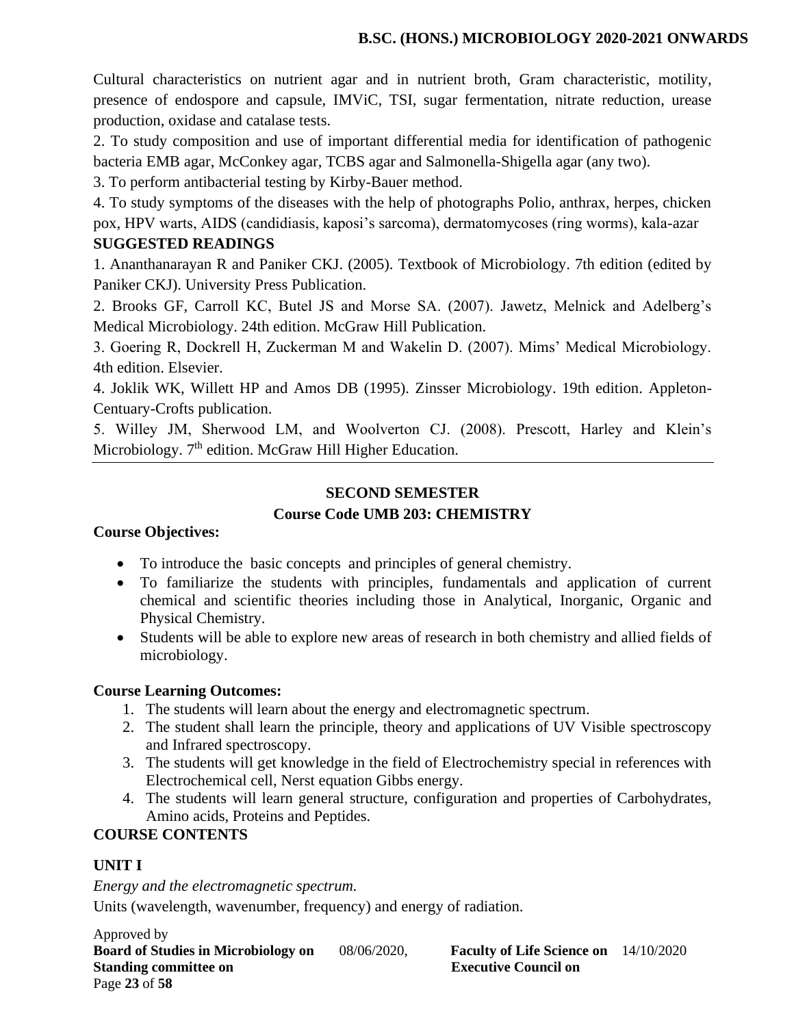Cultural characteristics on nutrient agar and in nutrient broth, Gram characteristic, motility, presence of endospore and capsule, IMViC, TSI, sugar fermentation, nitrate reduction, urease production, oxidase and catalase tests.

2. To study composition and use of important differential media for identification of pathogenic bacteria EMB agar, McConkey agar, TCBS agar and Salmonella-Shigella agar (any two).

3. To perform antibacterial testing by Kirby-Bauer method.

4. To study symptoms of the diseases with the help of photographs Polio, anthrax, herpes, chicken pox, HPV warts, AIDS (candidiasis, kaposi's sarcoma), dermatomycoses (ring worms), kala-azar

**SUGGESTED READINGS**

1. Ananthanarayan R and Paniker CKJ. (2005). Textbook of Microbiology. 7th edition (edited by Paniker CKJ). University Press Publication.

2. Brooks GF, Carroll KC, Butel JS and Morse SA. (2007). Jawetz, Melnick and Adelberg's Medical Microbiology. 24th edition. McGraw Hill Publication.

3. Goering R, Dockrell H, Zuckerman M and Wakelin D. (2007). Mims' Medical Microbiology. 4th edition. Elsevier.

4. Joklik WK, Willett HP and Amos DB (1995). Zinsser Microbiology. 19th edition. Appleton-Centuary-Crofts publication.

5. Willey JM, Sherwood LM, and Woolverton CJ. (2008). Prescott, Harley and Klein's Microbiology. 7th edition. McGraw Hill Higher Education.

---

## SECOND SEMESTER

## Course Code UMB 203: CHEMISTRY

**Course Objectives:**

- To introduce the basic concepts and principles of general chemistry.
- To familiarize the students with principles, fundamentals and application of current chemical and scientific theories including those in Analytical, Inorganic, Organic and Physical Chemistry.
- Students will be able to explore new areas of research in both chemistry and allied fields of microbiology.

**Course Learning Outcomes:**

1. The students will learn about the energy and electromagnetic spectrum.
2. The student shall learn the principle, theory and applications of UV Visible spectroscopy and Infrared spectroscopy.
3. The students will get knowledge in the field of Electrochemistry special in references with Electrochemical cell, Nerst equation Gibbs energy.
4. The students will learn general structure, configuration and properties of Carbohydrates, Amino acids, Proteins and Peptides.

**COURSE CONTENTS**

**UNIT I**

*Energy and the electromagnetic spectrum.*

Units (wavelength, wavenumber, frequency) and energy of radiation.

Approved by
**Board of Studies in Microbiology on** 08/06/2020, **Faculty of Life Science on** 14/10/2020
**Standing committee on** **Executive Council on**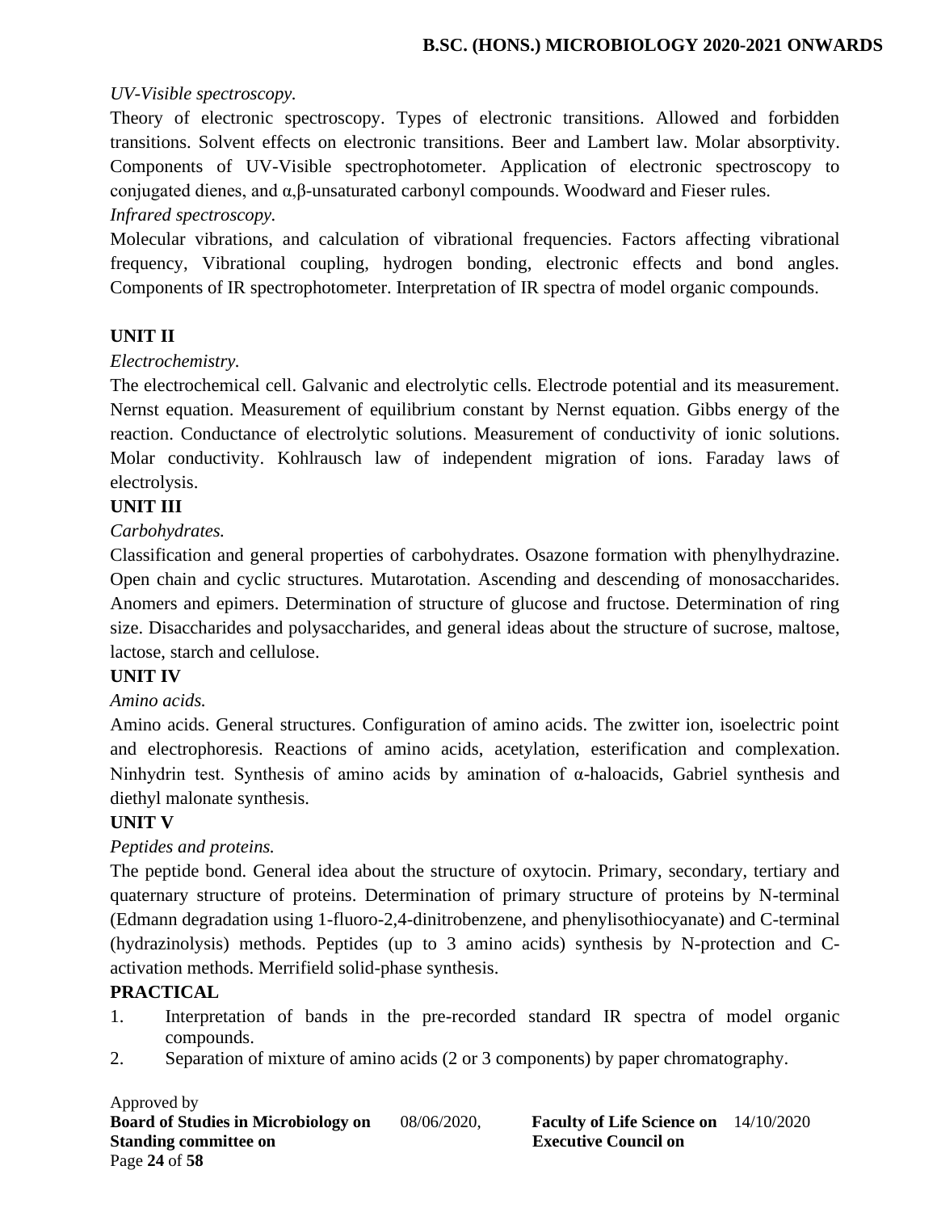*UV-Visible spectroscopy.*

Theory of electronic spectroscopy. Types of electronic transitions. Allowed and forbidden transitions. Solvent effects on electronic transitions. Beer and Lambert law. Molar absorptivity. Components of UV-Visible spectrophotometer. Application of electronic spectroscopy to conjugated dienes, and $\alpha,\beta$-unsaturated carbonyl compounds. Woodward and Fieser rules.

*Infrared spectroscopy.*

Molecular vibrations, and calculation of vibrational frequencies. Factors affecting vibrational frequency, Vibrational coupling, hydrogen bonding, electronic effects and bond angles. Components of IR spectrophotometer. Interpretation of IR spectra of model organic compounds.

**UNIT II**

*Electrochemistry.*

The electrochemical cell. Galvanic and electrolytic cells. Electrode potential and its measurement. Nernst equation. Measurement of equilibrium constant by Nernst equation. Gibbs energy of the reaction. Conductance of electrolytic solutions. Measurement of conductivity of ionic solutions. Molar conductivity. Kohlrausch law of independent migration of ions. Faraday laws of electrolysis.

**UNIT III**

*Carbohydrates.*

Classification and general properties of carbohydrates. Osazone formation with phenylhydrazine. Open chain and cyclic structures. Mutarotation. Ascending and descending of monosaccharides. Anomers and epimers. Determination of structure of glucose and fructose. Determination of ring size. Disaccharides and polysaccharides, and general ideas about the structure of sucrose, maltose, lactose, starch and cellulose.

**UNIT IV**

*Amino acids.*

Amino acids. General structures. Configuration of amino acids. The zwitter ion, isoelectric point and electrophoresis. Reactions of amino acids, acetylation, esterification and complexation. Ninhydrin test. Synthesis of amino acids by amination of $\alpha$-haloacids, Gabriel synthesis and diethyl malonate synthesis.

**UNIT V**

*Peptides and proteins.*

The peptide bond. General idea about the structure of oxytocin. Primary, secondary, tertiary and quaternary structure of proteins. Determination of primary structure of proteins by N-terminal (Edmann degradation using 1-fluoro-2,4-dinitrobenzene, and phenylisothiocyanate) and C-terminal (hydrazinolysis) methods. Peptides (up to 3 amino acids) synthesis by N-protection and C-activation methods. Merrifield solid-phase synthesis.

**PRACTICAL**

1. Interpretation of bands in the pre-recorded standard IR spectra of model organic compounds.
2. Separation of mixture of amino acids (2 or 3 components) by paper chromatography.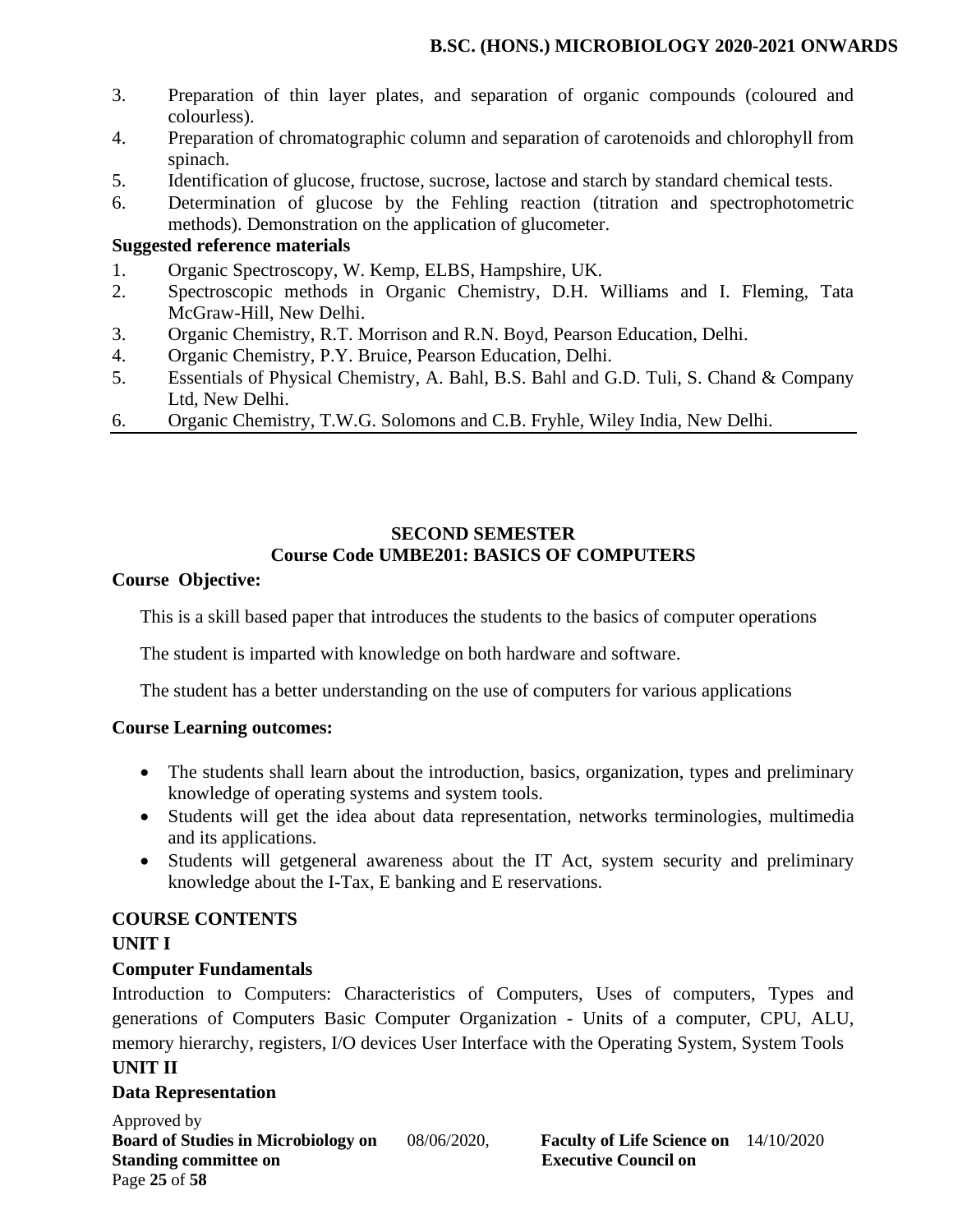3. Preparation of thin layer plates, and separation of organic compounds (coloured and colourless).
4. Preparation of chromatographic column and separation of carotenoids and chlorophyll from spinach.
5. Identification of glucose, fructose, sucrose, lactose and starch by standard chemical tests.
6. Determination of glucose by the Fehling reaction (titration and spectrophotometric methods). Demonstration on the application of glucometer.

**Suggested reference materials**

1. Organic Spectroscopy, W. Kemp, ELBS, Hampshire, UK.
2. Spectroscopic methods in Organic Chemistry, D.H. Williams and I. Fleming, Tata McGraw-Hill, New Delhi.
3. Organic Chemistry, R.T. Morrison and R.N. Boyd, Pearson Education, Delhi.
4. Organic Chemistry, P.Y. Bruice, Pearson Education, Delhi.
5. Essentials of Physical Chemistry, A. Bahl, B.S. Bahl and G.D. Tuli, S. Chand & Company Ltd, New Delhi.
6. Organic Chemistry, T.W.G. Solomons and C.B. Fryhle, Wiley India, New Delhi.

## SECOND SEMESTER
## Course Code UMBE201: BASICS OF COMPUTERS

**Course Objective:**

This is a skill based paper that introduces the students to the basics of computer operations

The student is imparted with knowledge on both hardware and software.

The student has a better understanding on the use of computers for various applications

**Course Learning outcomes:**

- The students shall learn about the introduction, basics, organization, types and preliminary knowledge of operating systems and system tools.
- Students will get the idea about data representation, networks terminologies, multimedia and its applications.
- Students will getgeneral awareness about the IT Act, system security and preliminary knowledge about the I-Tax, E banking and E reservations.

**COURSE CONTENTS**

**UNIT I**

**Computer Fundamentals**

Introduction to Computers: Characteristics of Computers, Uses of computers, Types and generations of Computers Basic Computer Organization - Units of a computer, CPU, ALU, memory hierarchy, registers, I/O devices User Interface with the Operating System, System Tools

**UNIT II**

**Data Representation**

Approved by
**Board of Studies in Microbiology on** 08/06/2020, **Faculty of Life Science on** 14/10/2020
**Standing committee on** **Executive Council on**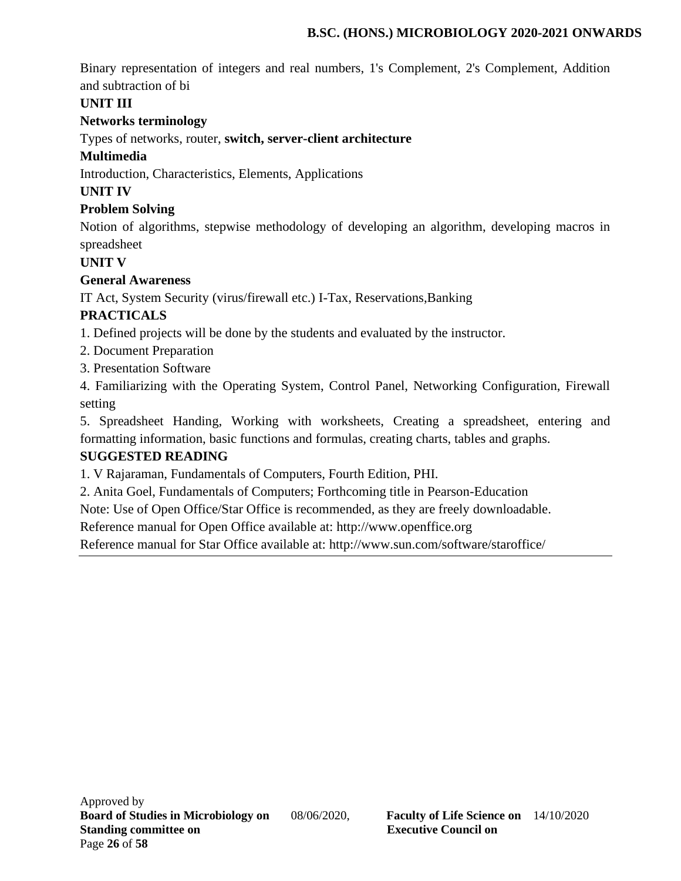Binary representation of integers and real numbers, 1's Complement, 2's Complement, Addition and subtraction of bi

**UNIT III**

**Networks terminology**

Types of networks, router, **switch, server-client architecture**

**Multimedia**

Introduction, Characteristics, Elements, Applications

**UNIT IV**

**Problem Solving**

Notion of algorithms, stepwise methodology of developing an algorithm, developing macros in spreadsheet

**UNIT V**

**General Awareness**

IT Act, System Security (virus/firewall etc.) I-Tax, Reservations,Banking

**PRACTICALS**

1. Defined projects will be done by the students and evaluated by the instructor.
2. Document Preparation
3. Presentation Software
4. Familiarizing with the Operating System, Control Panel, Networking Configuration, Firewall setting
5. Spreadsheet Handing, Working with worksheets, Creating a spreadsheet, entering and formatting information, basic functions and formulas, creating charts, tables and graphs.

**SUGGESTED READING**

1. V Rajaraman, Fundamentals of Computers, Fourth Edition, PHI.
2. Anita Goel, Fundamentals of Computers; Forthcoming title in Pearson-Education

Note: Use of Open Office/Star Office is recommended, as they are freely downloadable.

Reference manual for Open Office available at: http://www.openffice.org

Reference manual for Star Office available at: http://www.sun.com/software/staroffice/

Approved by
**Board of Studies in Microbiology on** 08/06/2020, **Faculty of Life Science on** 14/10/2020
**Standing committee on** **Executive Council on**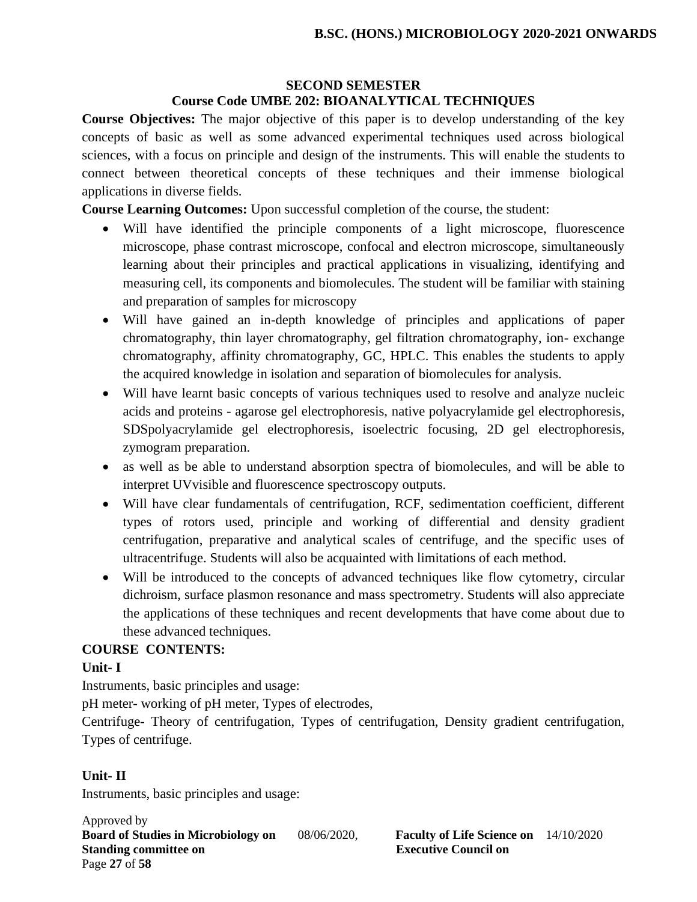## SECOND SEMESTER

## Course Code UMBE 202: BIOANALYTICAL TECHNIQUES

**Course Objectives:** The major objective of this paper is to develop understanding of the key concepts of basic as well as some advanced experimental techniques used across biological sciences, with a focus on principle and design of the instruments. This will enable the students to connect between theoretical concepts of these techniques and their immense biological applications in diverse fields.

**Course Learning Outcomes:** Upon successful completion of the course, the student:

- Will have identified the principle components of a light microscope, fluorescence microscope, phase contrast microscope, confocal and electron microscope, simultaneously learning about their principles and practical applications in visualizing, identifying and measuring cell, its components and biomolecules. The student will be familiar with staining and preparation of samples for microscopy
- Will have gained an in-depth knowledge of principles and applications of paper chromatography, thin layer chromatography, gel filtration chromatography, ion- exchange chromatography, affinity chromatography, GC, HPLC. This enables the students to apply the acquired knowledge in isolation and separation of biomolecules for analysis.
- Will have learnt basic concepts of various techniques used to resolve and analyze nucleic acids and proteins - agarose gel electrophoresis, native polyacrylamide gel electrophoresis, SDSpolyacrylamide gel electrophoresis, isoelectric focusing, 2D gel electrophoresis, zymogram preparation.
- as well as be able to understand absorption spectra of biomolecules, and will be able to interpret UVvisible and fluorescence spectroscopy outputs.
- Will have clear fundamentals of centrifugation, RCF, sedimentation coefficient, different types of rotors used, principle and working of differential and density gradient centrifugation, preparative and analytical scales of centrifuge, and the specific uses of ultracentrifuge. Students will also be acquainted with limitations of each method.
- Will be introduced to the concepts of advanced techniques like flow cytometry, circular dichroism, surface plasmon resonance and mass spectrometry. Students will also appreciate the applications of these techniques and recent developments that have come about due to these advanced techniques.

**COURSE CONTENTS:**

**Unit- I**

Instruments, basic principles and usage:

pH meter- working of pH meter, Types of electrodes,

Centrifuge- Theory of centrifugation, Types of centrifugation, Density gradient centrifugation, Types of centrifuge.

**Unit- II**

Instruments, basic principles and usage:

Approved by

**Board of Studies in Microbiology on** 08/06/2020, **Faculty of Life Science on** 14/10/2020

**Standing committee on** **Executive Council on**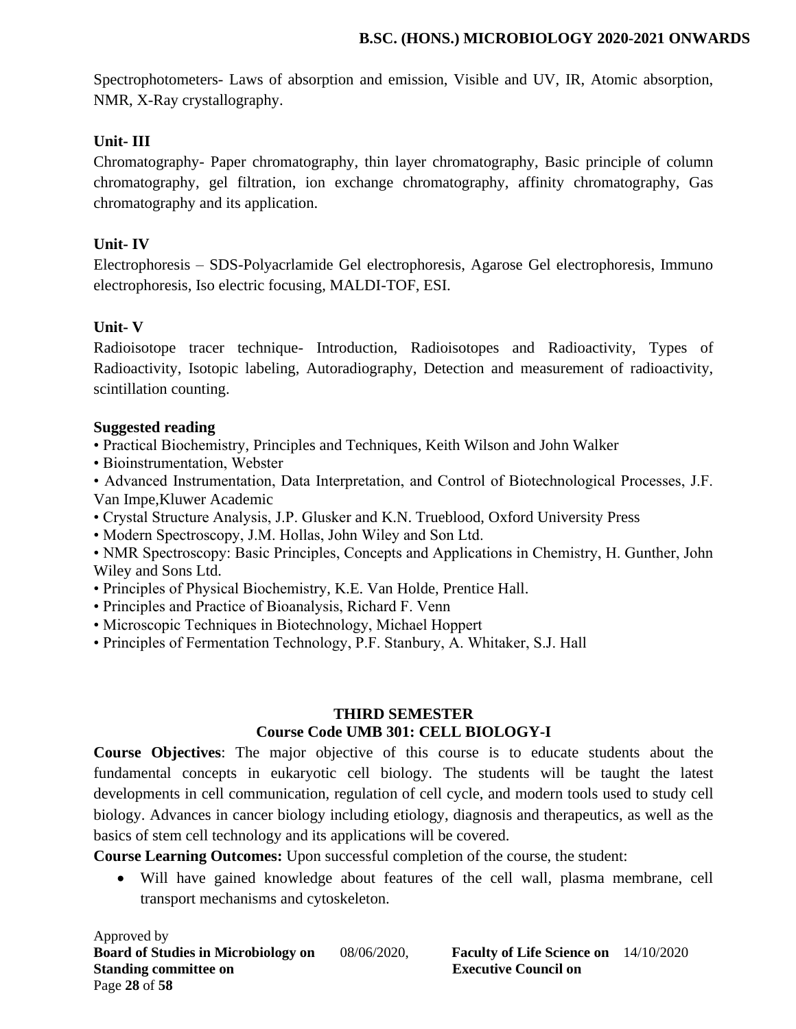Spectrophotometers- Laws of absorption and emission, Visible and UV, IR, Atomic absorption, NMR, X-Ray crystallography.

**Unit- III**

Chromatography- Paper chromatography, thin layer chromatography, Basic principle of column chromatography, gel filtration, ion exchange chromatography, affinity chromatography, Gas chromatography and its application.

**Unit- IV**

Electrophoresis – SDS-Polyacrlamide Gel electrophoresis, Agarose Gel electrophoresis, Immuno electrophoresis, Iso electric focusing, MALDI-TOF, ESI.

**Unit- V**

Radioisotope tracer technique- Introduction, Radioisotopes and Radioactivity, Types of Radioactivity, Isotopic labeling, Autoradiography, Detection and measurement of radioactivity, scintillation counting.

**Suggested reading**

- Practical Biochemistry, Principles and Techniques, Keith Wilson and John Walker
- Bioinstrumentation, Webster
- Advanced Instrumentation, Data Interpretation, and Control of Biotechnological Processes, J.F. Van Impe,Kluwer Academic
- Crystal Structure Analysis, J.P. Glusker and K.N. Trueblood, Oxford University Press
- Modern Spectroscopy, J.M. Hollas, John Wiley and Son Ltd.
- NMR Spectroscopy: Basic Principles, Concepts and Applications in Chemistry, H. Gunther, John Wiley and Sons Ltd.
- Principles of Physical Biochemistry, K.E. Van Holde, Prentice Hall.
- Principles and Practice of Bioanalysis, Richard F. Venn
- Microscopic Techniques in Biotechnology, Michael Hoppert
- Principles of Fermentation Technology, P.F. Stanbury, A. Whitaker, S.J. Hall

## THIRD SEMESTER

## Course Code UMB 301: CELL BIOLOGY-I

**Course Objectives**: The major objective of this course is to educate students about the fundamental concepts in eukaryotic cell biology. The students will be taught the latest developments in cell communication, regulation of cell cycle, and modern tools used to study cell biology. Advances in cancer biology including etiology, diagnosis and therapeutics, as well as the basics of stem cell technology and its applications will be covered.

**Course Learning Outcomes:** Upon successful completion of the course, the student:

- Will have gained knowledge about features of the cell wall, plasma membrane, cell transport mechanisms and cytoskeleton.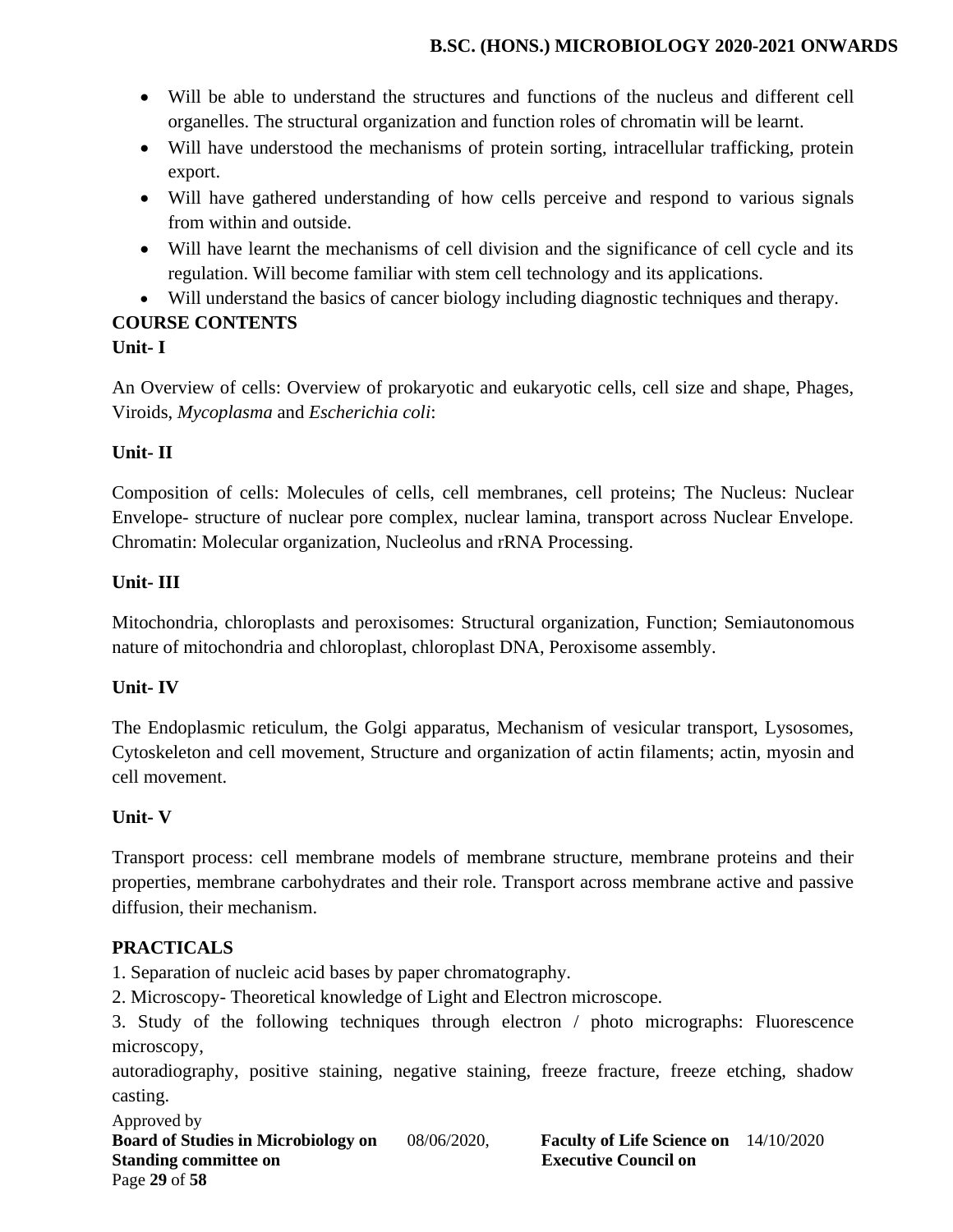- Will be able to understand the structures and functions of the nucleus and different cell organelles. The structural organization and function roles of chromatin will be learnt.
- Will have understood the mechanisms of protein sorting, intracellular trafficking, protein export.
- Will have gathered understanding of how cells perceive and respond to various signals from within and outside.
- Will have learnt the mechanisms of cell division and the significance of cell cycle and its regulation. Will become familiar with stem cell technology and its applications.
- Will understand the basics of cancer biology including diagnostic techniques and therapy.

**COURSE CONTENTS**

**Unit- I**

An Overview of cells: Overview of prokaryotic and eukaryotic cells, cell size and shape, Phages, Viroids, *Mycoplasma* and *Escherichia coli*:

**Unit- II**

Composition of cells: Molecules of cells, cell membranes, cell proteins; The Nucleus: Nuclear Envelope- structure of nuclear pore complex, nuclear lamina, transport across Nuclear Envelope. Chromatin: Molecular organization, Nucleolus and rRNA Processing.

**Unit- III**

Mitochondria, chloroplasts and peroxisomes: Structural organization, Function; Semiautonomous nature of mitochondria and chloroplast, chloroplast DNA, Peroxisome assembly.

**Unit- IV**

The Endoplasmic reticulum, the Golgi apparatus, Mechanism of vesicular transport, Lysosomes, Cytoskeleton and cell movement, Structure and organization of actin filaments; actin, myosin and cell movement.

**Unit- V**

Transport process: cell membrane models of membrane structure, membrane proteins and their properties, membrane carbohydrates and their role. Transport across membrane active and passive diffusion, their mechanism.

**PRACTICALS**

1. Separation of nucleic acid bases by paper chromatography.
2. Microscopy- Theoretical knowledge of Light and Electron microscope.
3. Study of the following techniques through electron / photo micrographs: Fluorescence microscopy,
autoradiography, positive staining, negative staining, freeze fracture, freeze etching, shadow casting.

Approved by
**Board of Studies in Microbiology on** 08/06/2020, **Faculty of Life Science on** 14/10/2020
**Standing committee on** **Executive Council on**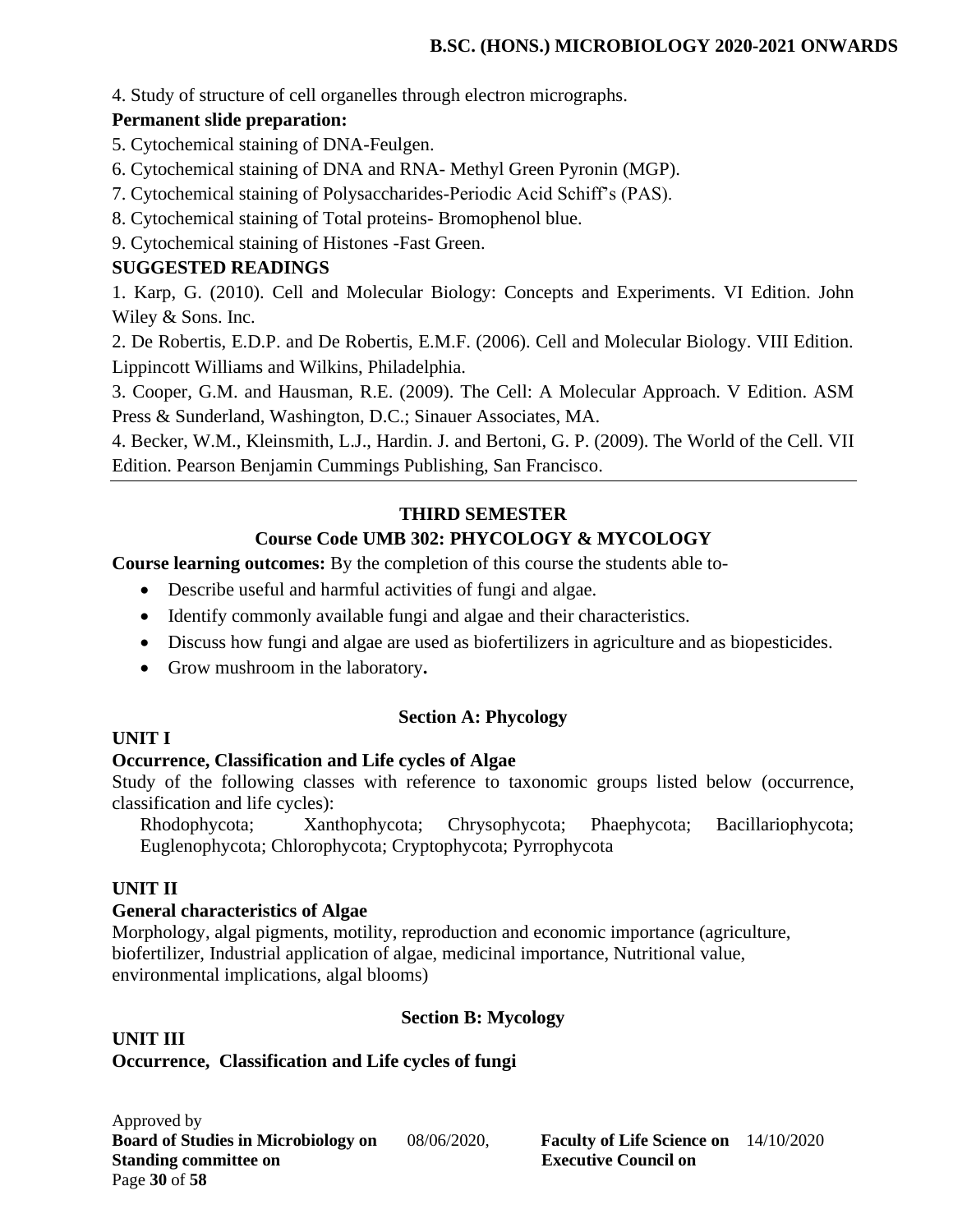4. Study of structure of cell organelles through electron micrographs.

**Permanent slide preparation:**

5. Cytochemical staining of DNA-Feulgen.
6. Cytochemical staining of DNA and RNA- Methyl Green Pyronin (MGP).
7. Cytochemical staining of Polysaccharides-Periodic Acid Schiff's (PAS).
8. Cytochemical staining of Total proteins- Bromophenol blue.
9. Cytochemical staining of Histones -Fast Green.

**SUGGESTED READINGS**

1. Karp, G. (2010). Cell and Molecular Biology: Concepts and Experiments. VI Edition. John Wiley & Sons. Inc.
2. De Robertis, E.D.P. and De Robertis, E.M.F. (2006). Cell and Molecular Biology. VIII Edition. Lippincott Williams and Wilkins, Philadelphia.
3. Cooper, G.M. and Hausman, R.E. (2009). The Cell: A Molecular Approach. V Edition. ASM Press & Sunderland, Washington, D.C.; Sinauer Associates, MA.
4. Becker, W.M., Kleinsmith, L.J., Hardin. J. and Bertoni, G. P. (2009). The World of the Cell. VII Edition. Pearson Benjamin Cummings Publishing, San Francisco.

---

## THIRD SEMESTER

## Course Code UMB 302: PHYCOLOGY & MYCOLOGY

**Course learning outcomes:** By the completion of this course the students able to-

- Describe useful and harmful activities of fungi and algae.
- Identify commonly available fungi and algae and their characteristics.
- Discuss how fungi and algae are used as biofertilizers in agriculture and as biopesticides.
- Grow mushroom in the laboratory**.**

### Section A: Phycology

**UNIT I**

**Occurrence, Classification and Life cycles of Algae**

Study of the following classes with reference to taxonomic groups listed below (occurrence, classification and life cycles):

Rhodophycota; Xanthophycota; Chrysophycota; Phaephycota; Bacillariophycota; Euglenophycota; Chlorophycota; Cryptophycota; Pyrrophycota

**UNIT II**

**General characteristics of Algae**

Morphology, algal pigments, motility, reproduction and economic importance (agriculture, biofertilizer, Industrial application of algae, medicinal importance, Nutritional value, environmental implications, algal blooms)

### Section B: Mycology

**UNIT III**

**Occurrence, Classification and Life cycles of fungi**

Approved by
**Board of Studies in Microbiology on** 08/06/2020, **Faculty of Life Science on** 14/10/2020
**Standing committee on** **Executive Council on**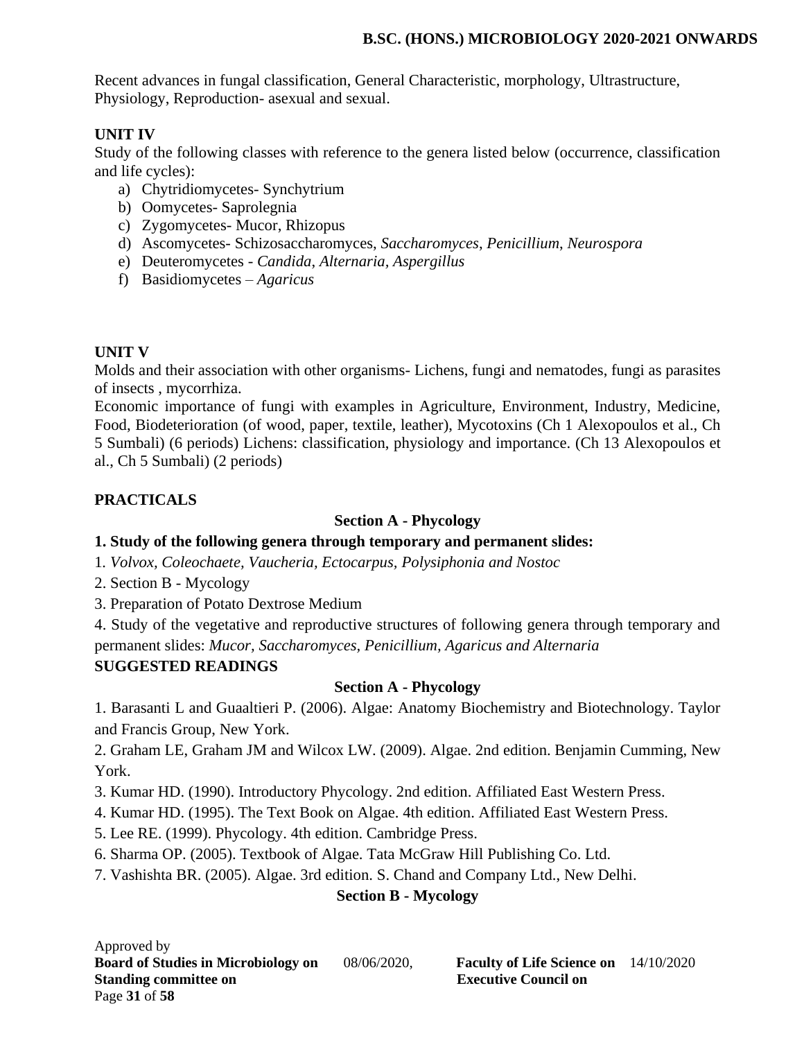Recent advances in fungal classification, General Characteristic, morphology, Ultrastructure, Physiology, Reproduction- asexual and sexual.

**UNIT IV**

Study of the following classes with reference to the genera listed below (occurrence, classification and life cycles):

a) Chytridiomycetes- Synchytrium
b) Oomycetes- Saprolegnia
c) Zygomycetes- Mucor, Rhizopus
d) Ascomycetes- Schizosaccharomyces, *Saccharomyces*, *Penicillium*, *Neurospora*
e) Deuteromycetes - *Candida*, *Alternaria, Aspergillus*
f) Basidiomycetes – *Agaricus*

**UNIT V**

Molds and their association with other organisms- Lichens, fungi and nematodes, fungi as parasites of insects , mycorrhiza.

Economic importance of fungi with examples in Agriculture, Environment, Industry, Medicine, Food, Biodeterioration (of wood, paper, textile, leather), Mycotoxins (Ch 1 Alexopoulos et al., Ch 5 Sumbali) (6 periods) Lichens: classification, physiology and importance. (Ch 13 Alexopoulos et al., Ch 5 Sumbali) (2 periods)

## PRACTICALS

### Section A - Phycology

**1. Study of the following genera through temporary and permanent slides:**

1. *Volvox, Coleochaete, Vaucheria, Ectocarpus, Polysiphonia and Nostoc*
2. Section B - Mycology
3. Preparation of Potato Dextrose Medium
4. Study of the vegetative and reproductive structures of following genera through temporary and permanent slides: *Mucor, Saccharomyces, Penicillium, Agaricus and Alternaria*

## SUGGESTED READINGS

### Section A - Phycology

1. Barasanti L and Guaaltieri P. (2006). Algae: Anatomy Biochemistry and Biotechnology. Taylor and Francis Group, New York.
2. Graham LE, Graham JM and Wilcox LW. (2009). Algae. 2nd edition. Benjamin Cumming, New York.
3. Kumar HD. (1990). Introductory Phycology. 2nd edition. Affiliated East Western Press.
4. Kumar HD. (1995). The Text Book on Algae. 4th edition. Affiliated East Western Press.
5. Lee RE. (1999). Phycology. 4th edition. Cambridge Press.
6. Sharma OP. (2005). Textbook of Algae. Tata McGraw Hill Publishing Co. Ltd.
7. Vashishta BR. (2005). Algae. 3rd edition. S. Chand and Company Ltd., New Delhi.

### Section B - Mycology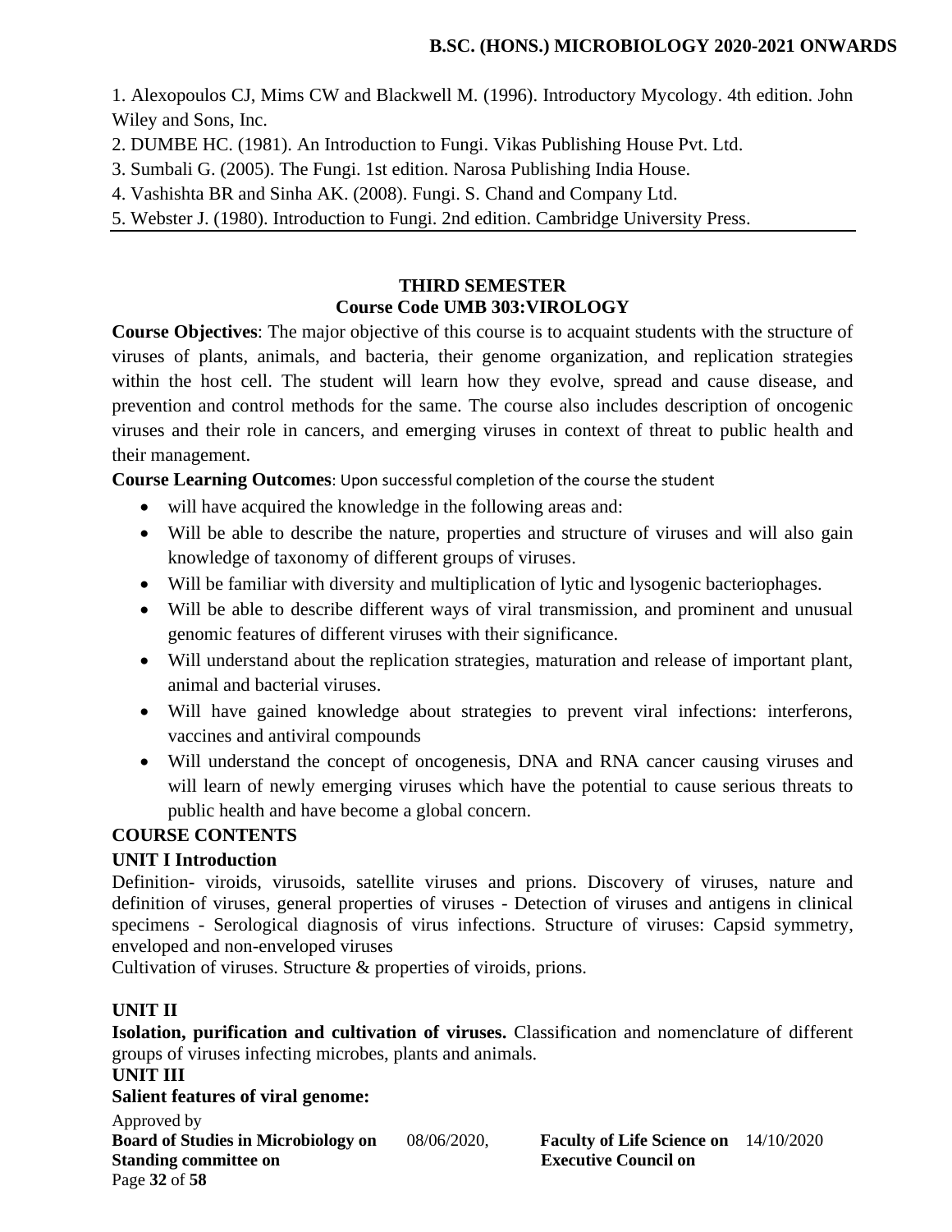1. Alexopoulos CJ, Mims CW and Blackwell M. (1996). Introductory Mycology. 4th edition. John Wiley and Sons, Inc.
2. DUMBE HC. (1981). An Introduction to Fungi. Vikas Publishing House Pvt. Ltd.
3. Sumbali G. (2005). The Fungi. 1st edition. Narosa Publishing India House.
4. Vashishta BR and Sinha AK. (2008). Fungi. S. Chand and Company Ltd.
5. Webster J. (1980). Introduction to Fungi. 2nd edition. Cambridge University Press.

---

## THIRD SEMESTER
## Course Code UMB 303:VIROLOGY

**Course Objectives**: The major objective of this course is to acquaint students with the structure of viruses of plants, animals, and bacteria, their genome organization, and replication strategies within the host cell. The student will learn how they evolve, spread and cause disease, and prevention and control methods for the same. The course also includes description of oncogenic viruses and their role in cancers, and emerging viruses in context of threat to public health and their management.

**Course Learning Outcomes**: Upon successful completion of the course the student

- will have acquired the knowledge in the following areas and:
- Will be able to describe the nature, properties and structure of viruses and will also gain knowledge of taxonomy of different groups of viruses.
- Will be familiar with diversity and multiplication of lytic and lysogenic bacteriophages.
- Will be able to describe different ways of viral transmission, and prominent and unusual genomic features of different viruses with their significance.
- Will understand about the replication strategies, maturation and release of important plant, animal and bacterial viruses.
- Will have gained knowledge about strategies to prevent viral infections: interferons, vaccines and antiviral compounds
- Will understand the concept of oncogenesis, DNA and RNA cancer causing viruses and will learn of newly emerging viruses which have the potential to cause serious threats to public health and have become a global concern.

### COURSE CONTENTS

### UNIT I Introduction

Definition- viroids, virusoids, satellite viruses and prions. Discovery of viruses, nature and definition of viruses, general properties of viruses - Detection of viruses and antigens in clinical specimens - Serological diagnosis of virus infections. Structure of viruses: Capsid symmetry, enveloped and non-enveloped viruses
Cultivation of viruses. Structure & properties of viroids, prions.

### UNIT II

**Isolation, purification and cultivation of viruses.** Classification and nomenclature of different groups of viruses infecting microbes, plants and animals.

### UNIT III

**Salient features of viral genome:**

Approved by
**Board of Studies in Microbiology on** 08/06/2020, **Faculty of Life Science on** 14/10/2020
**Standing committee on** **Executive Council on**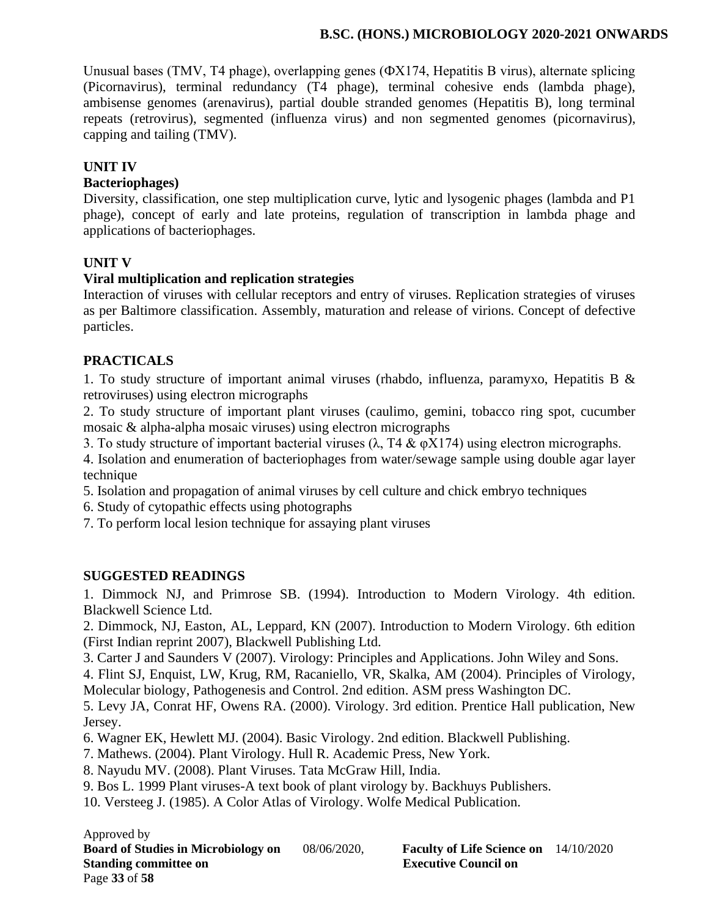Unusual bases (TMV, T4 phage), overlapping genes (ΦX174, Hepatitis B virus), alternate splicing (Picornavirus), terminal redundancy (T4 phage), terminal cohesive ends (lambda phage), ambisense genomes (arenavirus), partial double stranded genomes (Hepatitis B), long terminal repeats (retrovirus), segmented (influenza virus) and non segmented genomes (picornavirus), capping and tailing (TMV).

**UNIT IV**

**Bacteriophages)**

Diversity, classification, one step multiplication curve, lytic and lysogenic phages (lambda and P1 phage), concept of early and late proteins, regulation of transcription in lambda phage and applications of bacteriophages.

**UNIT V**

**Viral multiplication and replication strategies**

Interaction of viruses with cellular receptors and entry of viruses. Replication strategies of viruses as per Baltimore classification. Assembly, maturation and release of virions. Concept of defective particles.

## PRACTICALS

1. To study structure of important animal viruses (rhabdo, influenza, paramyxo, Hepatitis B & retroviruses) using electron micrographs
2. To study structure of important plant viruses (caulimo, gemini, tobacco ring spot, cucumber mosaic & alpha-alpha mosaic viruses) using electron micrographs
3. To study structure of important bacterial viruses (λ, T4 & φX174) using electron micrographs.
4. Isolation and enumeration of bacteriophages from water/sewage sample using double agar layer technique
5. Isolation and propagation of animal viruses by cell culture and chick embryo techniques
6. Study of cytopathic effects using photographs
7. To perform local lesion technique for assaying plant viruses

## SUGGESTED READINGS

1. Dimmock NJ, and Primrose SB. (1994). Introduction to Modern Virology. 4th edition. Blackwell Science Ltd.
2. Dimmock, NJ, Easton, AL, Leppard, KN (2007). Introduction to Modern Virology. 6th edition (First Indian reprint 2007), Blackwell Publishing Ltd.
3. Carter J and Saunders V (2007). Virology: Principles and Applications. John Wiley and Sons.
4. Flint SJ, Enquist, LW, Krug, RM, Racaniello, VR, Skalka, AM (2004). Principles of Virology, Molecular biology, Pathogenesis and Control. 2nd edition. ASM press Washington DC.
5. Levy JA, Conrat HF, Owens RA. (2000). Virology. 3rd edition. Prentice Hall publication, New Jersey.
6. Wagner EK, Hewlett MJ. (2004). Basic Virology. 2nd edition. Blackwell Publishing.
7. Mathews. (2004). Plant Virology. Hull R. Academic Press, New York.
8. Nayudu MV. (2008). Plant Viruses. Tata McGraw Hill, India.
9. Bos L. 1999 Plant viruses-A text book of plant virology by. Backhuys Publishers.
10. Versteeg J. (1985). A Color Atlas of Virology. Wolfe Medical Publication.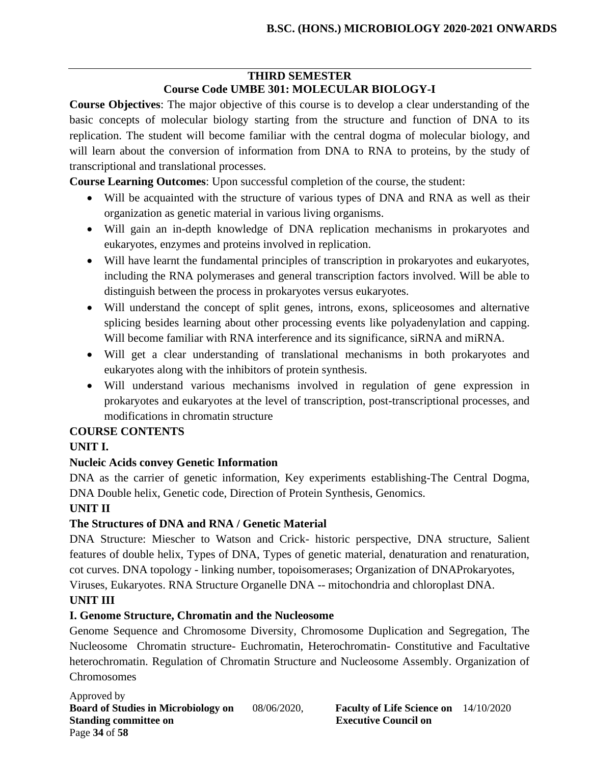## THIRD SEMESTER

## Course Code UMBE 301: MOLECULAR BIOLOGY-I

**Course Objectives**: The major objective of this course is to develop a clear understanding of the basic concepts of molecular biology starting from the structure and function of DNA to its replication. The student will become familiar with the central dogma of molecular biology, and will learn about the conversion of information from DNA to RNA to proteins, by the study of transcriptional and translational processes.

**Course Learning Outcomes**: Upon successful completion of the course, the student:

- Will be acquainted with the structure of various types of DNA and RNA as well as their organization as genetic material in various living organisms.
- Will gain an in-depth knowledge of DNA replication mechanisms in prokaryotes and eukaryotes, enzymes and proteins involved in replication.
- Will have learnt the fundamental principles of transcription in prokaryotes and eukaryotes, including the RNA polymerases and general transcription factors involved. Will be able to distinguish between the process in prokaryotes versus eukaryotes.
- Will understand the concept of split genes, introns, exons, spliceosomes and alternative splicing besides learning about other processing events like polyadenylation and capping. Will become familiar with RNA interference and its significance, siRNA and miRNA.
- Will get a clear understanding of translational mechanisms in both prokaryotes and eukaryotes along with the inhibitors of protein synthesis.
- Will understand various mechanisms involved in regulation of gene expression in prokaryotes and eukaryotes at the level of transcription, post-transcriptional processes, and modifications in chromatin structure

**COURSE CONTENTS**

**UNIT I.**

**Nucleic Acids convey Genetic Information**

DNA as the carrier of genetic information, Key experiments establishing-The Central Dogma, DNA Double helix, Genetic code, Direction of Protein Synthesis, Genomics.

**UNIT II**

**The Structures of DNA and RNA / Genetic Material**

DNA Structure: Miescher to Watson and Crick- historic perspective, DNA structure, Salient features of double helix, Types of DNA, Types of genetic material, denaturation and renaturation, cot curves. DNA topology - linking number, topoisomerases; Organization of DNAProkaryotes, Viruses, Eukaryotes. RNA Structure Organelle DNA -- mitochondria and chloroplast DNA.

**UNIT III**

**I. Genome Structure, Chromatin and the Nucleosome**

Genome Sequence and Chromosome Diversity, Chromosome Duplication and Segregation, The Nucleosome Chromatin structure- Euchromatin, Heterochromatin- Constitutive and Facultative heterochromatin. Regulation of Chromatin Structure and Nucleosome Assembly. Organization of Chromosomes

Approved by

**Board of Studies in Microbiology on** 08/06/2020, **Faculty of Life Science on** 14/10/2020

**Standing committee on** **Executive Council on**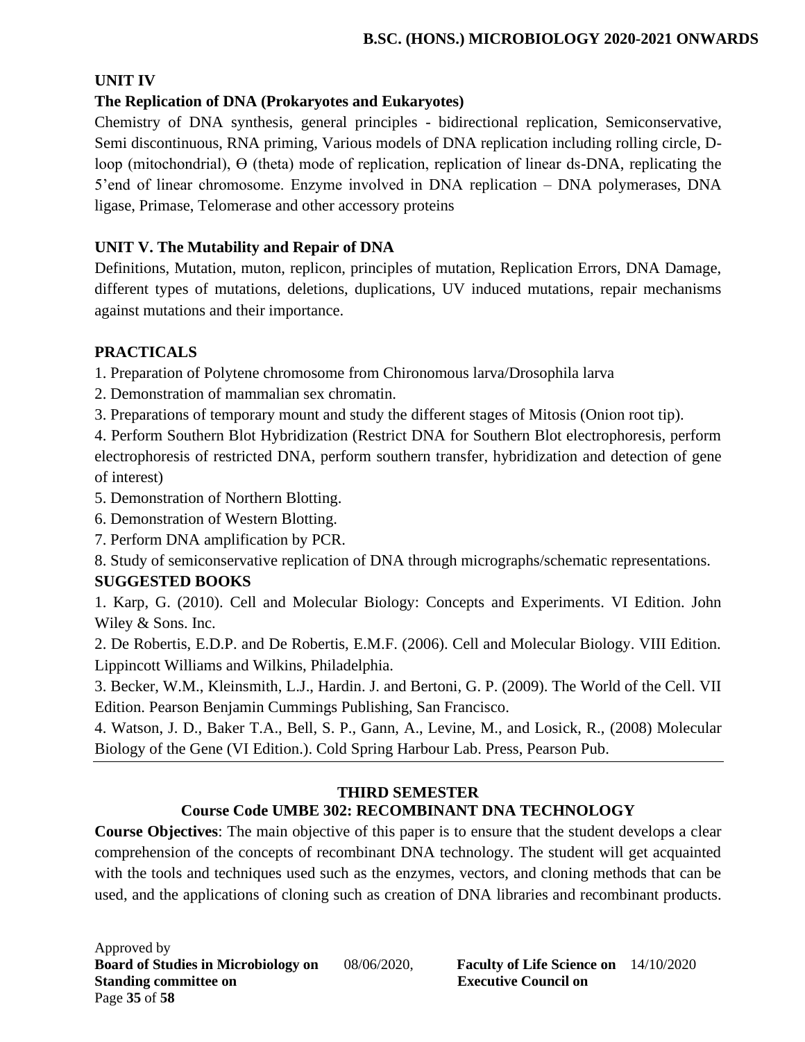**UNIT IV**

**The Replication of DNA (Prokaryotes and Eukaryotes)**

Chemistry of DNA synthesis, general principles - bidirectional replication, Semiconservative, Semi discontinuous, RNA priming, Various models of DNA replication including rolling circle, D-loop (mitochondrial), ϴ (theta) mode of replication, replication of linear ds-DNA, replicating the 5'end of linear chromosome. Enzyme involved in DNA replication – DNA polymerases, DNA ligase, Primase, Telomerase and other accessory proteins

**UNIT V. The Mutability and Repair of DNA**

Definitions, Mutation, muton, replicon, principles of mutation, Replication Errors, DNA Damage, different types of mutations, deletions, duplications, UV induced mutations, repair mechanisms against mutations and their importance.

**PRACTICALS**

1. Preparation of Polytene chromosome from Chironomous larva/Drosophila larva
2. Demonstration of mammalian sex chromatin.
3. Preparations of temporary mount and study the different stages of Mitosis (Onion root tip).
4. Perform Southern Blot Hybridization (Restrict DNA for Southern Blot electrophoresis, perform electrophoresis of restricted DNA, perform southern transfer, hybridization and detection of gene of interest)
5. Demonstration of Northern Blotting.
6. Demonstration of Western Blotting.
7. Perform DNA amplification by PCR.
8. Study of semiconservative replication of DNA through micrographs/schematic representations.

**SUGGESTED BOOKS**

1. Karp, G. (2010). Cell and Molecular Biology: Concepts and Experiments. VI Edition. John Wiley & Sons. Inc.
2. De Robertis, E.D.P. and De Robertis, E.M.F. (2006). Cell and Molecular Biology. VIII Edition. Lippincott Williams and Wilkins, Philadelphia.
3. Becker, W.M., Kleinsmith, L.J., Hardin. J. and Bertoni, G. P. (2009). The World of the Cell. VII Edition. Pearson Benjamin Cummings Publishing, San Francisco.
4. Watson, J. D., Baker T.A., Bell, S. P., Gann, A., Levine, M., and Losick, R., (2008) Molecular Biology of the Gene (VI Edition.). Cold Spring Harbour Lab. Press, Pearson Pub.

---

## THIRD SEMESTER

## Course Code UMBE 302: RECOMBINANT DNA TECHNOLOGY

**Course Objectives**: The main objective of this paper is to ensure that the student develops a clear comprehension of the concepts of recombinant DNA technology. The student will get acquainted with the tools and techniques used such as the enzymes, vectors, and cloning methods that can be used, and the applications of cloning such as creation of DNA libraries and recombinant products.

Approved by
**Board of Studies in Microbiology on** 08/06/2020, **Faculty of Life Science on** 14/10/2020
**Standing committee on** **Executive Council on**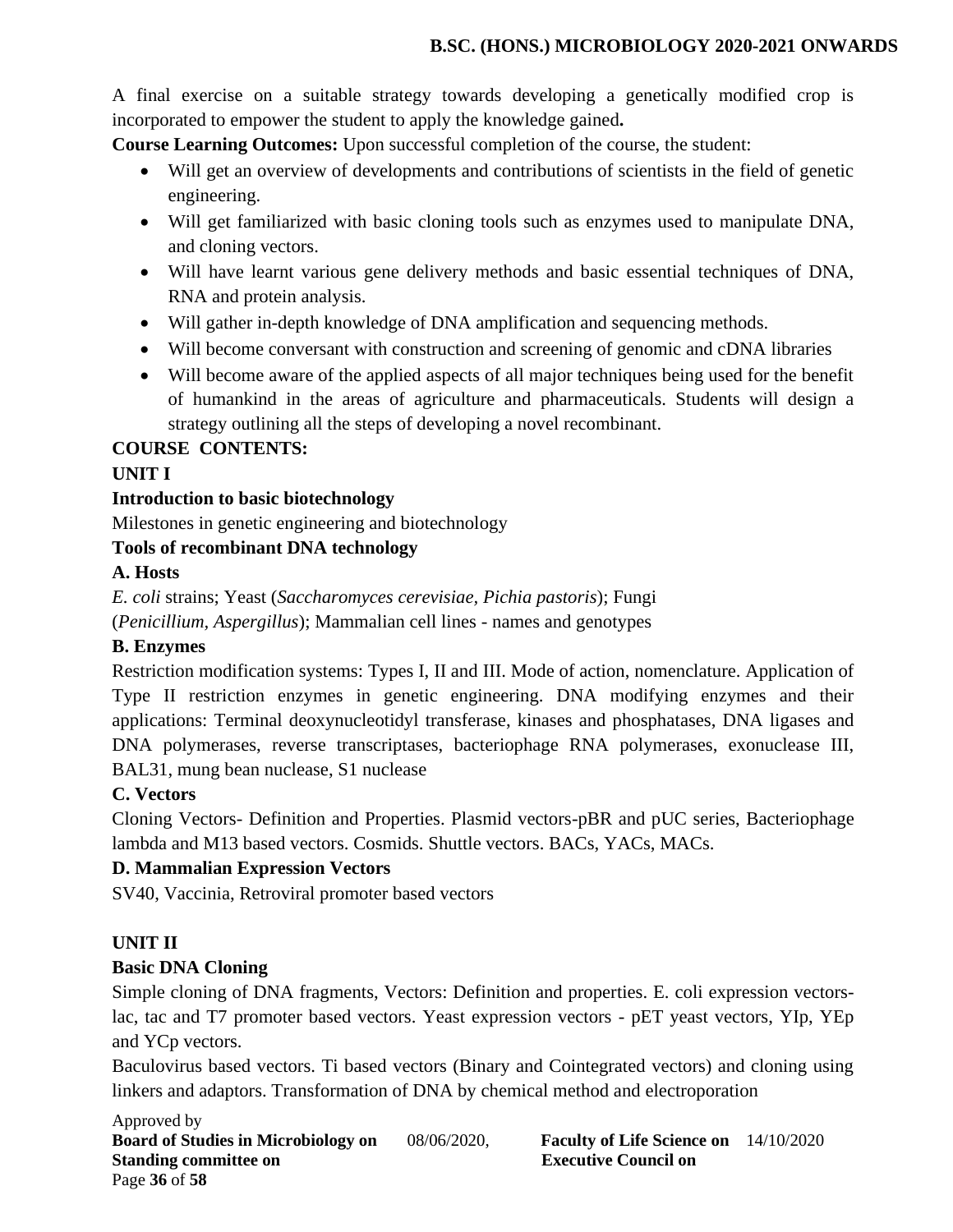A final exercise on a suitable strategy towards developing a genetically modified crop is incorporated to empower the student to apply the knowledge gained**.**

**Course Learning Outcomes:** Upon successful completion of the course, the student:

- Will get an overview of developments and contributions of scientists in the field of genetic engineering.
- Will get familiarized with basic cloning tools such as enzymes used to manipulate DNA, and cloning vectors.
- Will have learnt various gene delivery methods and basic essential techniques of DNA, RNA and protein analysis.
- Will gather in-depth knowledge of DNA amplification and sequencing methods.
- Will become conversant with construction and screening of genomic and cDNA libraries
- Will become aware of the applied aspects of all major techniques being used for the benefit of humankind in the areas of agriculture and pharmaceuticals. Students will design a strategy outlining all the steps of developing a novel recombinant.

**COURSE CONTENTS:**

**UNIT I**

**Introduction to basic biotechnology**

Milestones in genetic engineering and biotechnology

**Tools of recombinant DNA technology**

**A. Hosts**

*E. coli* strains; Yeast (*Saccharomyces cerevisiae, Pichia pastoris*); Fungi (*Penicillium, Aspergillus*); Mammalian cell lines - names and genotypes

**B. Enzymes**

Restriction modification systems: Types I, II and III. Mode of action, nomenclature. Application of Type II restriction enzymes in genetic engineering. DNA modifying enzymes and their applications: Terminal deoxynucleotidyl transferase, kinases and phosphatases, DNA ligases and DNA polymerases, reverse transcriptases, bacteriophage RNA polymerases, exonuclease III, BAL31, mung bean nuclease, S1 nuclease

**C. Vectors**

Cloning Vectors- Definition and Properties. Plasmid vectors-pBR and pUC series, Bacteriophage lambda and M13 based vectors. Cosmids. Shuttle vectors. BACs, YACs, MACs.

**D. Mammalian Expression Vectors**

SV40, Vaccinia, Retroviral promoter based vectors

**UNIT II**

**Basic DNA Cloning**

Simple cloning of DNA fragments, Vectors: Definition and properties. E. coli expression vectors- lac, tac and T7 promoter based vectors. Yeast expression vectors - pET yeast vectors, YIp, YEp and YCp vectors.

Baculovirus based vectors. Ti based vectors (Binary and Cointegrated vectors) and cloning using linkers and adaptors. Transformation of DNA by chemical method and electroporation

Approved by

| **Board of Studies in Microbiology on** | 08/06/2020, | **Faculty of Life Science on** | 14/10/2020 |
|---|---|---|---|
| **Standing committee on** | | **Executive Council on** | |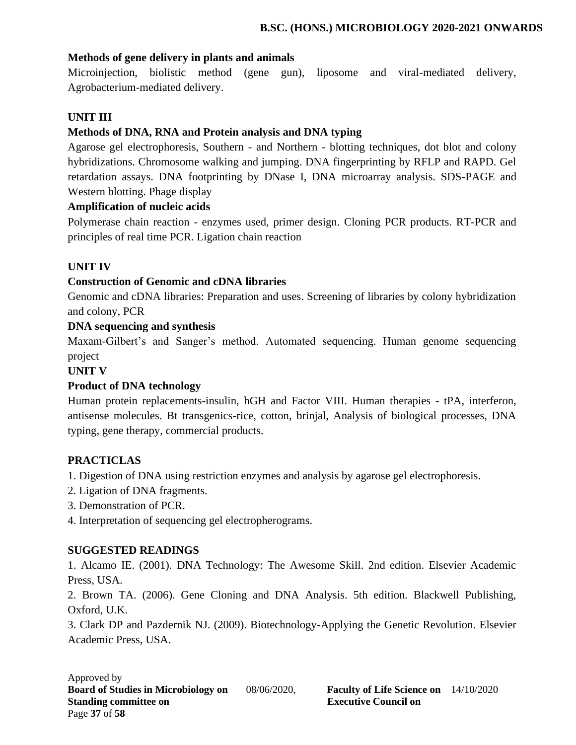**Methods of gene delivery in plants and animals**

Microinjection, biolistic method (gene gun), liposome and viral-mediated delivery, Agrobacterium-mediated delivery.

**UNIT III**

**Methods of DNA, RNA and Protein analysis and DNA typing**

Agarose gel electrophoresis, Southern - and Northern - blotting techniques, dot blot and colony hybridizations. Chromosome walking and jumping. DNA fingerprinting by RFLP and RAPD. Gel retardation assays. DNA footprinting by DNase I, DNA microarray analysis. SDS-PAGE and Western blotting. Phage display

**Amplification of nucleic acids**

Polymerase chain reaction - enzymes used, primer design. Cloning PCR products. RT-PCR and principles of real time PCR. Ligation chain reaction

**UNIT IV**

**Construction of Genomic and cDNA libraries**

Genomic and cDNA libraries: Preparation and uses. Screening of libraries by colony hybridization and colony, PCR

**DNA sequencing and synthesis**

Maxam-Gilbert's and Sanger's method. Automated sequencing. Human genome sequencing project

**UNIT V**

**Product of DNA technology**

Human protein replacements-insulin, hGH and Factor VIII. Human therapies - tPA, interferon, antisense molecules. Bt transgenics-rice, cotton, brinjal, Analysis of biological processes, DNA typing, gene therapy, commercial products.

**PRACTICLAS**

1. Digestion of DNA using restriction enzymes and analysis by agarose gel electrophoresis.
2. Ligation of DNA fragments.
3. Demonstration of PCR.
4. Interpretation of sequencing gel electropherograms.

**SUGGESTED READINGS**

1. Alcamo IE. (2001). DNA Technology: The Awesome Skill. 2nd edition. Elsevier Academic Press, USA.
2. Brown TA. (2006). Gene Cloning and DNA Analysis. 5th edition. Blackwell Publishing, Oxford, U.K.
3. Clark DP and Pazdernik NJ. (2009). Biotechnology-Applying the Genetic Revolution. Elsevier Academic Press, USA.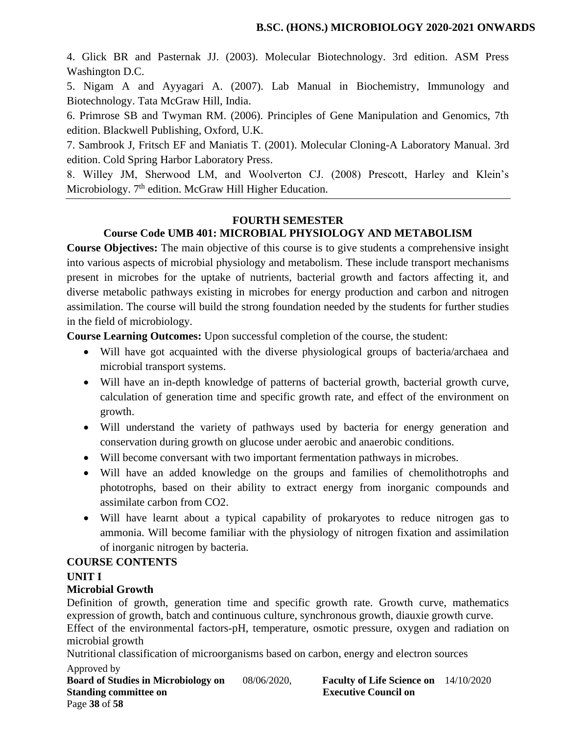4. Glick BR and Pasternak JJ. (2003). Molecular Biotechnology. 3rd edition. ASM Press Washington D.C.

5. Nigam A and Ayyagari A. (2007). Lab Manual in Biochemistry, Immunology and Biotechnology. Tata McGraw Hill, India.

6. Primrose SB and Twyman RM. (2006). Principles of Gene Manipulation and Genomics, 7th edition. Blackwell Publishing, Oxford, U.K.

7. Sambrook J, Fritsch EF and Maniatis T. (2001). Molecular Cloning-A Laboratory Manual. 3rd edition. Cold Spring Harbor Laboratory Press.

8. Willey JM, Sherwood LM, and Woolverton CJ. (2008) Prescott, Harley and Klein's Microbiology. 7th edition. McGraw Hill Higher Education.

---

## FOURTH SEMESTER

## Course Code UMB 401: MICROBIAL PHYSIOLOGY AND METABOLISM

**Course Objectives:** The main objective of this course is to give students a comprehensive insight into various aspects of microbial physiology and metabolism. These include transport mechanisms present in microbes for the uptake of nutrients, bacterial growth and factors affecting it, and diverse metabolic pathways existing in microbes for energy production and carbon and nitrogen assimilation. The course will build the strong foundation needed by the students for further studies in the field of microbiology.

**Course Learning Outcomes:** Upon successful completion of the course, the student:

- Will have got acquainted with the diverse physiological groups of bacteria/archaea and microbial transport systems.
- Will have an in-depth knowledge of patterns of bacterial growth, bacterial growth curve, calculation of generation time and specific growth rate, and effect of the environment on growth.
- Will understand the variety of pathways used by bacteria for energy generation and conservation during growth on glucose under aerobic and anaerobic conditions.
- Will become conversant with two important fermentation pathways in microbes.
- Will have an added knowledge on the groups and families of chemolithotrophs and phototrophs, based on their ability to extract energy from inorganic compounds and assimilate carbon from CO2.
- Will have learnt about a typical capability of prokaryotes to reduce nitrogen gas to ammonia. Will become familiar with the physiology of nitrogen fixation and assimilation of inorganic nitrogen by bacteria.

### COURSE CONTENTS

### UNIT I

### Microbial Growth

Definition of growth, generation time and specific growth rate. Growth curve, mathematics expression of growth, batch and continuous culture, synchronous growth, diauxie growth curve.

Effect of the environmental factors-pH, temperature, osmotic pressure, oxygen and radiation on microbial growth

Nutritional classification of microorganisms based on carbon, energy and electron sources

Approved by

**Board of Studies in Microbiology on** 08/06/2020, **Faculty of Life Science on** 14/10/2020

**Standing committee on** **Executive Council on**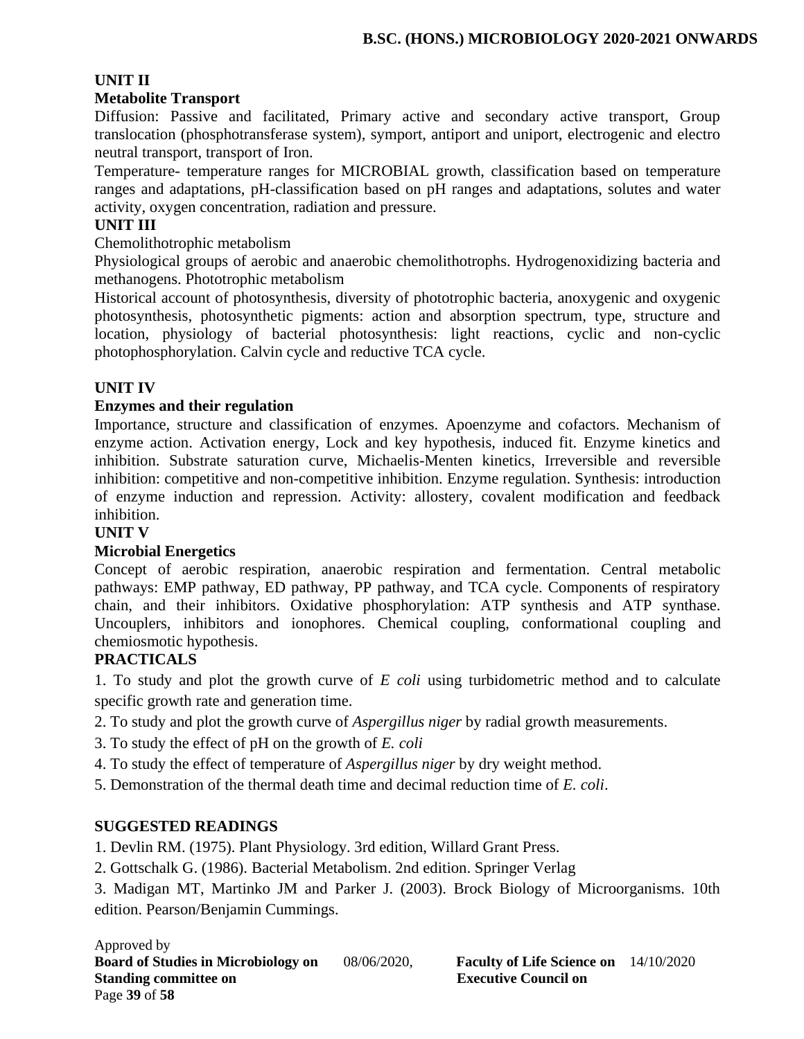**UNIT II**

**Metabolite Transport**

Diffusion: Passive and facilitated, Primary active and secondary active transport, Group translocation (phosphotransferase system), symport, antiport and uniport, electrogenic and electro neutral transport, transport of Iron.

Temperature- temperature ranges for MICROBIAL growth, classification based on temperature ranges and adaptations, pH-classification based on pH ranges and adaptations, solutes and water activity, oxygen concentration, radiation and pressure.

**UNIT III**

Chemolithotrophic metabolism

Physiological groups of aerobic and anaerobic chemolithotrophs. Hydrogenoxidizing bacteria and methanogens. Phototrophic metabolism

Historical account of photosynthesis, diversity of phototrophic bacteria, anoxygenic and oxygenic photosynthesis, photosynthetic pigments: action and absorption spectrum, type, structure and location, physiology of bacterial photosynthesis: light reactions, cyclic and non-cyclic photophosphorylation. Calvin cycle and reductive TCA cycle.

**UNIT IV**

**Enzymes and their regulation**

Importance, structure and classification of enzymes. Apoenzyme and cofactors. Mechanism of enzyme action. Activation energy, Lock and key hypothesis, induced fit. Enzyme kinetics and inhibition. Substrate saturation curve, Michaelis-Menten kinetics, Irreversible and reversible inhibition: competitive and non-competitive inhibition. Enzyme regulation. Synthesis: introduction of enzyme induction and repression. Activity: allostery, covalent modification and feedback inhibition.

**UNIT V**

**Microbial Energetics**

Concept of aerobic respiration, anaerobic respiration and fermentation. Central metabolic pathways: EMP pathway, ED pathway, PP pathway, and TCA cycle. Components of respiratory chain, and their inhibitors. Oxidative phosphorylation: ATP synthesis and ATP synthase. Uncouplers, inhibitors and ionophores. Chemical coupling, conformational coupling and chemiosmotic hypothesis.

**PRACTICALS**

1. To study and plot the growth curve of *E coli* using turbidometric method and to calculate specific growth rate and generation time.
2. To study and plot the growth curve of *Aspergillus niger* by radial growth measurements.
3. To study the effect of pH on the growth of *E. coli*
4. To study the effect of temperature of *Aspergillus niger* by dry weight method.
5. Demonstration of the thermal death time and decimal reduction time of *E. coli*.

**SUGGESTED READINGS**

1. Devlin RM. (1975). Plant Physiology. 3rd edition, Willard Grant Press.
2. Gottschalk G. (1986). Bacterial Metabolism. 2nd edition. Springer Verlag
3. Madigan MT, Martinko JM and Parker J. (2003). Brock Biology of Microorganisms. 10th edition. Pearson/Benjamin Cummings.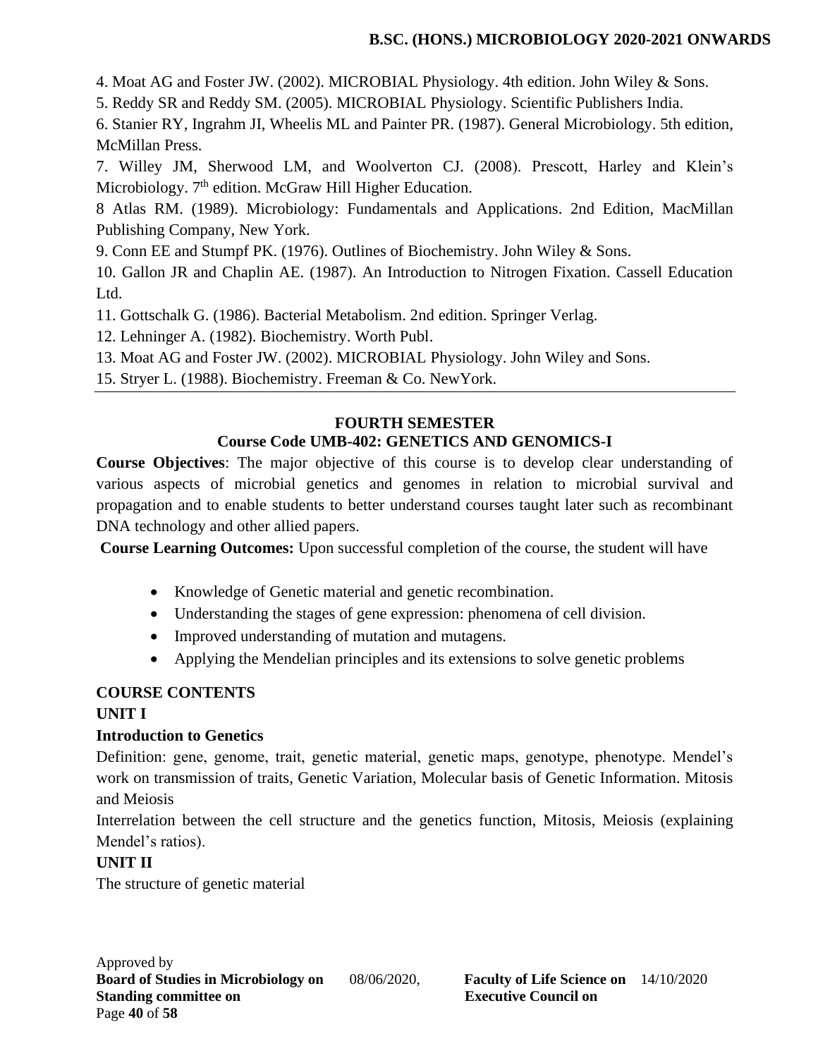4. Moat AG and Foster JW. (2002). MICROBIAL Physiology. 4th edition. John Wiley & Sons.

5. Reddy SR and Reddy SM. (2005). MICROBIAL Physiology. Scientific Publishers India.

6. Stanier RY, Ingrahm JI, Wheelis ML and Painter PR. (1987). General Microbiology. 5th edition, McMillan Press.

7. Willey JM, Sherwood LM, and Woolverton CJ. (2008). Prescott, Harley and Klein's Microbiology. 7th edition. McGraw Hill Higher Education.

8 Atlas RM. (1989). Microbiology: Fundamentals and Applications. 2nd Edition, MacMillan Publishing Company, New York.

9. Conn EE and Stumpf PK. (1976). Outlines of Biochemistry. John Wiley & Sons.

10. Gallon JR and Chaplin AE. (1987). An Introduction to Nitrogen Fixation. Cassell Education Ltd.

11. Gottschalk G. (1986). Bacterial Metabolism. 2nd edition. Springer Verlag.

12. Lehninger A. (1982). Biochemistry. Worth Publ.

13. Moat AG and Foster JW. (2002). MICROBIAL Physiology. John Wiley and Sons.

15. Stryer L. (1988). Biochemistry. Freeman & Co. NewYork.

---

## FOURTH SEMESTER

## Course Code UMB-402: GENETICS AND GENOMICS-I

**Course Objectives**: The major objective of this course is to develop clear understanding of various aspects of microbial genetics and genomes in relation to microbial survival and propagation and to enable students to better understand courses taught later such as recombinant DNA technology and other allied papers.

**Course Learning Outcomes:** Upon successful completion of the course, the student will have

- Knowledge of Genetic material and genetic recombination.
- Understanding the stages of gene expression: phenomena of cell division.
- Improved understanding of mutation and mutagens.
- Applying the Mendelian principles and its extensions to solve genetic problems

### COURSE CONTENTS

### UNIT I

**Introduction to Genetics**

Definition: gene, genome, trait, genetic material, genetic maps, genotype, phenotype. Mendel's work on transmission of traits, Genetic Variation, Molecular basis of Genetic Information. Mitosis and Meiosis

Interrelation between the cell structure and the genetics function, Mitosis, Meiosis (explaining Mendel's ratios).

### UNIT II

The structure of genetic material

Approved by
**Board of Studies in Microbiology on** 08/06/2020, **Faculty of Life Science on** 14/10/2020
**Standing committee on** **Executive Council on**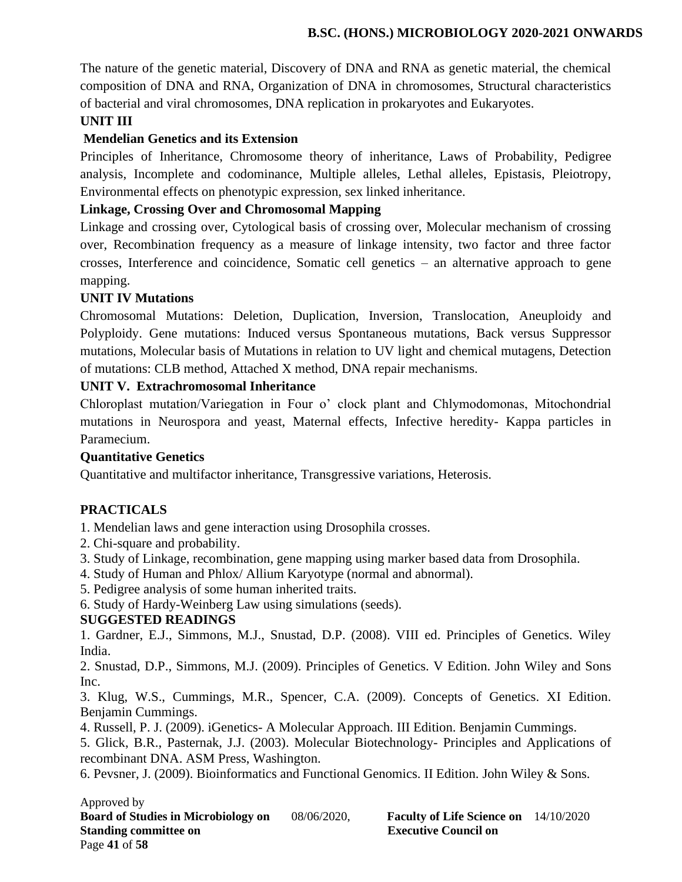The nature of the genetic material, Discovery of DNA and RNA as genetic material, the chemical composition of DNA and RNA, Organization of DNA in chromosomes, Structural characteristics of bacterial and viral chromosomes, DNA replication in prokaryotes and Eukaryotes.

**UNIT III**

**Mendelian Genetics and its Extension**

Principles of Inheritance, Chromosome theory of inheritance, Laws of Probability, Pedigree analysis, Incomplete and codominance, Multiple alleles, Lethal alleles, Epistasis, Pleiotropy, Environmental effects on phenotypic expression, sex linked inheritance.

**Linkage, Crossing Over and Chromosomal Mapping**

Linkage and crossing over, Cytological basis of crossing over, Molecular mechanism of crossing over, Recombination frequency as a measure of linkage intensity, two factor and three factor crosses, Interference and coincidence, Somatic cell genetics – an alternative approach to gene mapping.

**UNIT IV Mutations**

Chromosomal Mutations: Deletion, Duplication, Inversion, Translocation, Aneuploidy and Polyploidy. Gene mutations: Induced versus Spontaneous mutations, Back versus Suppressor mutations, Molecular basis of Mutations in relation to UV light and chemical mutagens, Detection of mutations: CLB method, Attached X method, DNA repair mechanisms.

**UNIT V. Extrachromosomal Inheritance**

Chloroplast mutation/Variegation in Four o' clock plant and Chlymodomonas, Mitochondrial mutations in Neurospora and yeast, Maternal effects, Infective heredity- Kappa particles in Paramecium.

**Quantitative Genetics**

Quantitative and multifactor inheritance, Transgressive variations, Heterosis.

**PRACTICALS**

1. Mendelian laws and gene interaction using Drosophila crosses.
2. Chi-square and probability.
3. Study of Linkage, recombination, gene mapping using marker based data from Drosophila.
4. Study of Human and Phlox/ Allium Karyotype (normal and abnormal).
5. Pedigree analysis of some human inherited traits.
6. Study of Hardy-Weinberg Law using simulations (seeds).

**SUGGESTED READINGS**

1. Gardner, E.J., Simmons, M.J., Snustad, D.P. (2008). VIII ed. Principles of Genetics. Wiley India.
2. Snustad, D.P., Simmons, M.J. (2009). Principles of Genetics. V Edition. John Wiley and Sons Inc.
3. Klug, W.S., Cummings, M.R., Spencer, C.A. (2009). Concepts of Genetics. XI Edition. Benjamin Cummings.
4. Russell, P. J. (2009). iGenetics- A Molecular Approach. III Edition. Benjamin Cummings.
5. Glick, B.R., Pasternak, J.J. (2003). Molecular Biotechnology- Principles and Applications of recombinant DNA. ASM Press, Washington.
6. Pevsner, J. (2009). Bioinformatics and Functional Genomics. II Edition. John Wiley & Sons.

Approved by
**Board of Studies in Microbiology on** 08/06/2020, **Faculty of Life Science on** 14/10/2020
**Standing committee on** **Executive Council on**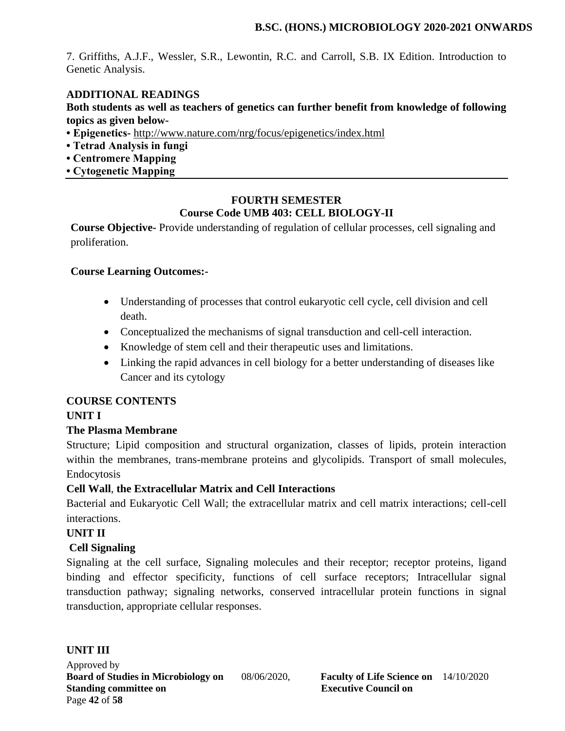7. Griffiths, A.J.F., Wessler, S.R., Lewontin, R.C. and Carroll, S.B. IX Edition. Introduction to Genetic Analysis.

**ADDITIONAL READINGS**

**Both students as well as teachers of genetics can further benefit from knowledge of following topics as given below-**

- **Epigenetics-** http://www.nature.com/nrg/focus/epigenetics/index.html
- **Tetrad Analysis in fungi**
- **Centromere Mapping**
- **Cytogenetic Mapping**

---

## FOURTH SEMESTER
## Course Code UMB 403: CELL BIOLOGY-II

**Course Objective-** Provide understanding of regulation of cellular processes, cell signaling and proliferation.

**Course Learning Outcomes:-**

- Understanding of processes that control eukaryotic cell cycle, cell division and cell death.
- Conceptualized the mechanisms of signal transduction and cell-cell interaction.
- Knowledge of stem cell and their therapeutic uses and limitations.
- Linking the rapid advances in cell biology for a better understanding of diseases like Cancer and its cytology

### COURSE CONTENTS

### UNIT I

**The Plasma Membrane**

Structure; Lipid composition and structural organization, classes of lipids, protein interaction within the membranes, trans-membrane proteins and glycolipids. Transport of small molecules, Endocytosis

**Cell Wall, the Extracellular Matrix and Cell Interactions**

Bacterial and Eukaryotic Cell Wall; the extracellular matrix and cell matrix interactions; cell-cell interactions.

### UNIT II

**Cell Signaling**

Signaling at the cell surface, Signaling molecules and their receptor; receptor proteins, ligand binding and effector specificity, functions of cell surface receptors; Intracellular signal transduction pathway; signaling networks, conserved intracellular protein functions in signal transduction, appropriate cellular responses.

### UNIT III

Approved by
**Board of Studies in Microbiology on** 08/06/2020, **Faculty of Life Science on** 14/10/2020
**Standing committee on** **Executive Council on**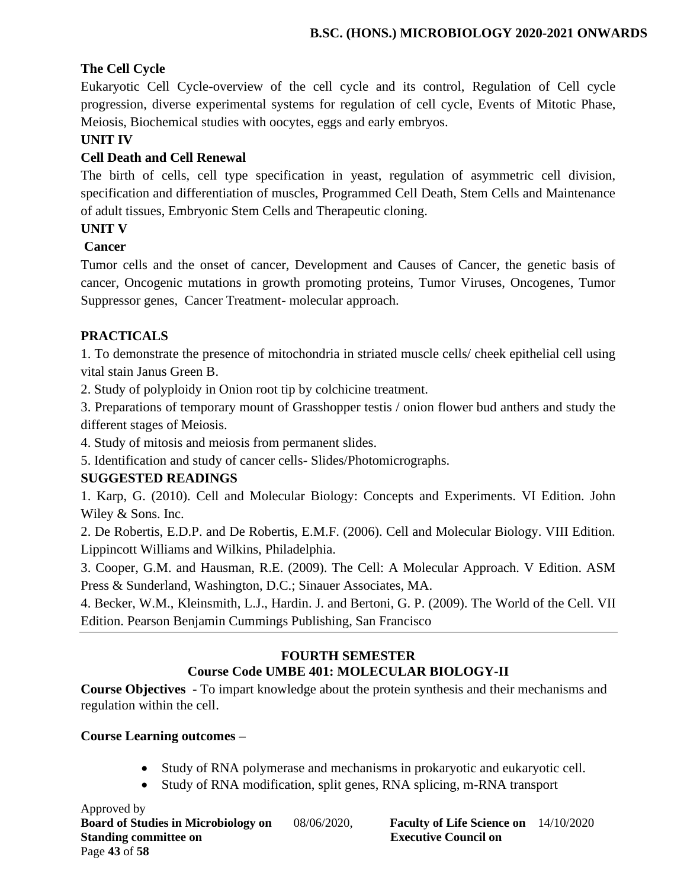**The Cell Cycle**

Eukaryotic Cell Cycle-overview of the cell cycle and its control, Regulation of Cell cycle progression, diverse experimental systems for regulation of cell cycle, Events of Mitotic Phase, Meiosis, Biochemical studies with oocytes, eggs and early embryos.

**UNIT IV**

**Cell Death and Cell Renewal**

The birth of cells, cell type specification in yeast, regulation of asymmetric cell division, specification and differentiation of muscles, Programmed Cell Death, Stem Cells and Maintenance of adult tissues, Embryonic Stem Cells and Therapeutic cloning.

**UNIT V**

**Cancer**

Tumor cells and the onset of cancer, Development and Causes of Cancer, the genetic basis of cancer, Oncogenic mutations in growth promoting proteins, Tumor Viruses, Oncogenes, Tumor Suppressor genes, Cancer Treatment- molecular approach.

**PRACTICALS**

1. To demonstrate the presence of mitochondria in striated muscle cells/ cheek epithelial cell using vital stain Janus Green B.
2. Study of polyploidy in Onion root tip by colchicine treatment.
3. Preparations of temporary mount of Grasshopper testis / onion flower bud anthers and study the different stages of Meiosis.
4. Study of mitosis and meiosis from permanent slides.
5. Identification and study of cancer cells- Slides/Photomicrographs.

**SUGGESTED READINGS**

1. Karp, G. (2010). Cell and Molecular Biology: Concepts and Experiments. VI Edition. John Wiley & Sons. Inc.
2. De Robertis, E.D.P. and De Robertis, E.M.F. (2006). Cell and Molecular Biology. VIII Edition. Lippincott Williams and Wilkins, Philadelphia.
3. Cooper, G.M. and Hausman, R.E. (2009). The Cell: A Molecular Approach. V Edition. ASM Press & Sunderland, Washington, D.C.; Sinauer Associates, MA.
4. Becker, W.M., Kleinsmith, L.J., Hardin. J. and Bertoni, G. P. (2009). The World of the Cell. VII Edition. Pearson Benjamin Cummings Publishing, San Francisco

---

## FOURTH SEMESTER

## Course Code UMBE 401: MOLECULAR BIOLOGY-II

**Course Objectives -** To impart knowledge about the protein synthesis and their mechanisms and regulation within the cell.

**Course Learning outcomes –**

- Study of RNA polymerase and mechanisms in prokaryotic and eukaryotic cell.
- Study of RNA modification, split genes, RNA splicing, m-RNA transport

Approved by
**Board of Studies in Microbiology on** 08/06/2020, **Faculty of Life Science on** 14/10/2020
**Standing committee on** **Executive Council on**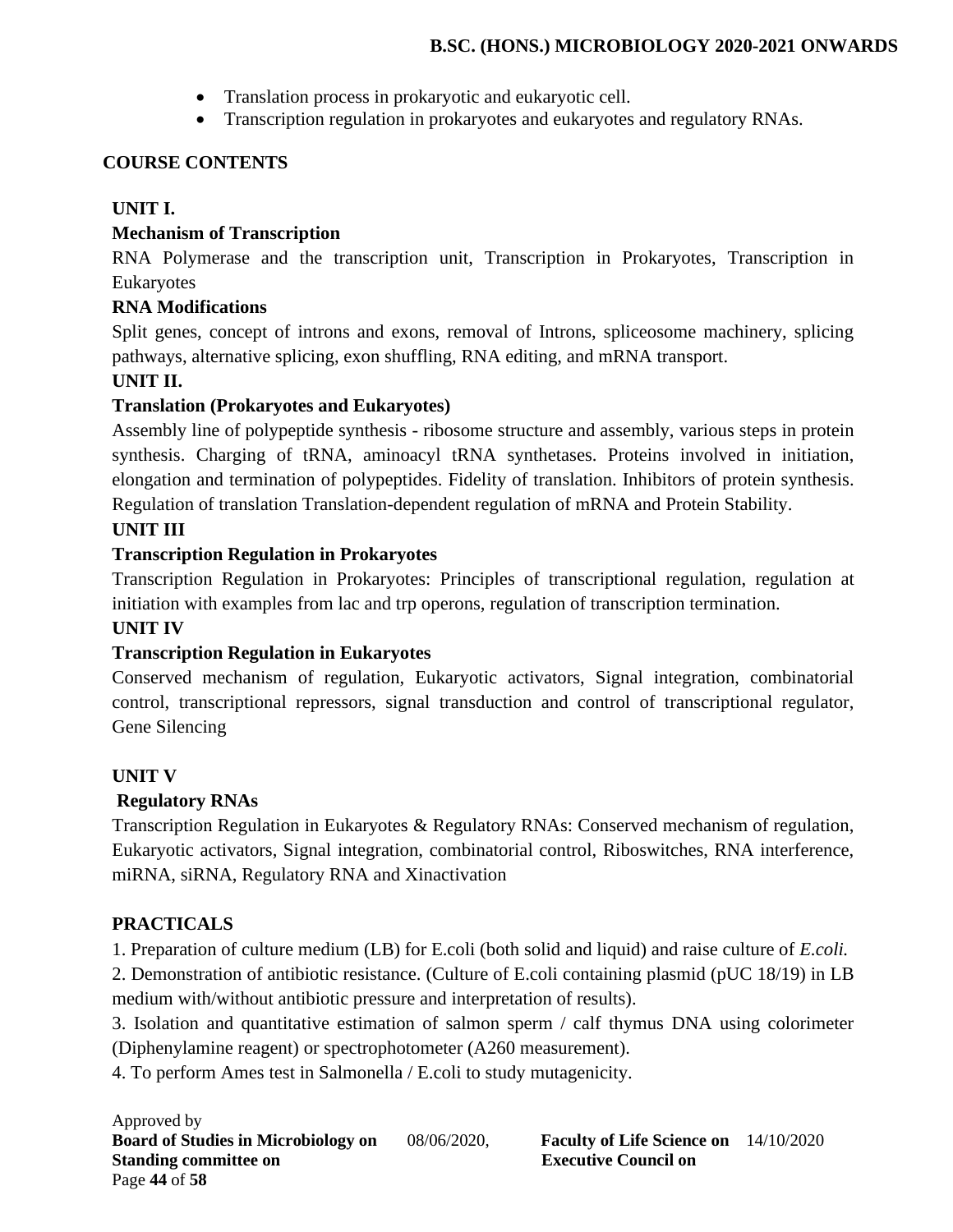- Translation process in prokaryotic and eukaryotic cell.
- Transcription regulation in prokaryotes and eukaryotes and regulatory RNAs.

## COURSE CONTENTS

### UNIT I.

**Mechanism of Transcription**

RNA Polymerase and the transcription unit, Transcription in Prokaryotes, Transcription in Eukaryotes

**RNA Modifications**

Split genes, concept of introns and exons, removal of Introns, spliceosome machinery, splicing pathways, alternative splicing, exon shuffling, RNA editing, and mRNA transport.

### UNIT II.

**Translation (Prokaryotes and Eukaryotes)**

Assembly line of polypeptide synthesis - ribosome structure and assembly, various steps in protein synthesis. Charging of tRNA, aminoacyl tRNA synthetases. Proteins involved in initiation, elongation and termination of polypeptides. Fidelity of translation. Inhibitors of protein synthesis. Regulation of translation Translation-dependent regulation of mRNA and Protein Stability.

### UNIT III

**Transcription Regulation in Prokaryotes**

Transcription Regulation in Prokaryotes: Principles of transcriptional regulation, regulation at initiation with examples from lac and trp operons, regulation of transcription termination.

### UNIT IV

**Transcription Regulation in Eukaryotes**

Conserved mechanism of regulation, Eukaryotic activators, Signal integration, combinatorial control, transcriptional repressors, signal transduction and control of transcriptional regulator, Gene Silencing

### UNIT V

**Regulatory RNAs**

Transcription Regulation in Eukaryotes & Regulatory RNAs: Conserved mechanism of regulation, Eukaryotic activators, Signal integration, combinatorial control, Riboswitches, RNA interference, miRNA, siRNA, Regulatory RNA and Xinactivation

## PRACTICALS

1. Preparation of culture medium (LB) for E.coli (both solid and liquid) and raise culture of *E.coli.*
2. Demonstration of antibiotic resistance. (Culture of E.coli containing plasmid (pUC 18/19) in LB medium with/without antibiotic pressure and interpretation of results).
3. Isolation and quantitative estimation of salmon sperm / calf thymus DNA using colorimeter (Diphenylamine reagent) or spectrophotometer (A260 measurement).
4. To perform Ames test in Salmonella / E.coli to study mutagenicity.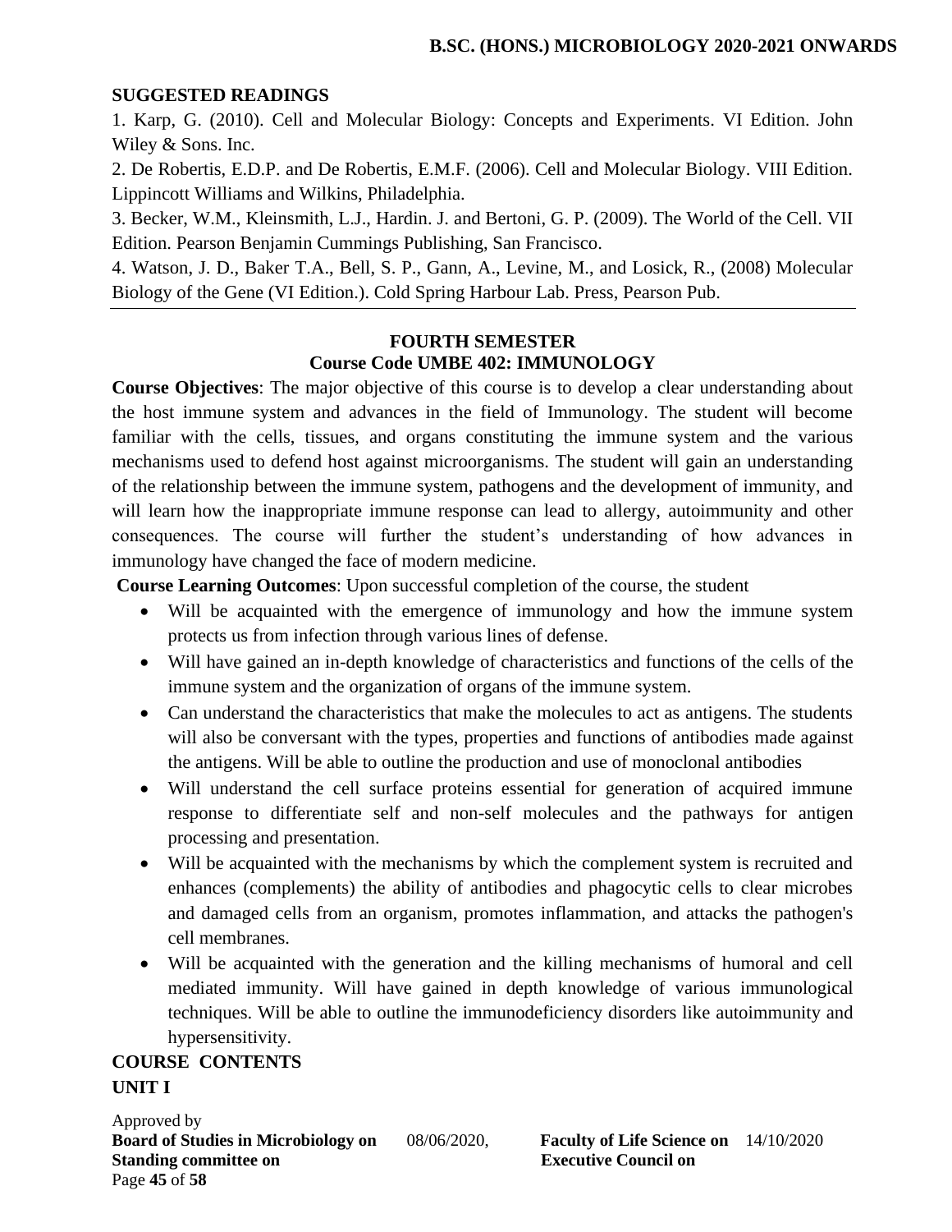## SUGGESTED READINGS

1. Karp, G. (2010). Cell and Molecular Biology: Concepts and Experiments. VI Edition. John Wiley & Sons. Inc.
2. De Robertis, E.D.P. and De Robertis, E.M.F. (2006). Cell and Molecular Biology. VIII Edition. Lippincott Williams and Wilkins, Philadelphia.
3. Becker, W.M., Kleinsmith, L.J., Hardin. J. and Bertoni, G. P. (2009). The World of the Cell. VII Edition. Pearson Benjamin Cummings Publishing, San Francisco.
4. Watson, J. D., Baker T.A., Bell, S. P., Gann, A., Levine, M., and Losick, R., (2008) Molecular Biology of the Gene (VI Edition.). Cold Spring Harbour Lab. Press, Pearson Pub.

---

## FOURTH SEMESTER

## Course Code UMBE 402: IMMUNOLOGY

**Course Objectives**: The major objective of this course is to develop a clear understanding about the host immune system and advances in the field of Immunology. The student will become familiar with the cells, tissues, and organs constituting the immune system and the various mechanisms used to defend host against microorganisms. The student will gain an understanding of the relationship between the immune system, pathogens and the development of immunity, and will learn how the inappropriate immune response can lead to allergy, autoimmunity and other consequences. The course will further the student's understanding of how advances in immunology have changed the face of modern medicine.

**Course Learning Outcomes**: Upon successful completion of the course, the student

- Will be acquainted with the emergence of immunology and how the immune system protects us from infection through various lines of defense.
- Will have gained an in-depth knowledge of characteristics and functions of the cells of the immune system and the organization of organs of the immune system.
- Can understand the characteristics that make the molecules to act as antigens. The students will also be conversant with the types, properties and functions of antibodies made against the antigens. Will be able to outline the production and use of monoclonal antibodies
- Will understand the cell surface proteins essential for generation of acquired immune response to differentiate self and non-self molecules and the pathways for antigen processing and presentation.
- Will be acquainted with the mechanisms by which the complement system is recruited and enhances (complements) the ability of antibodies and phagocytic cells to clear microbes and damaged cells from an organism, promotes inflammation, and attacks the pathogen's cell membranes.
- Will be acquainted with the generation and the killing mechanisms of humoral and cell mediated immunity. Will have gained in depth knowledge of various immunological techniques. Will be able to outline the immunodeficiency disorders like autoimmunity and hypersensitivity.

**COURSE CONTENTS**

**UNIT I**

Approved by
**Board of Studies in Microbiology on** 08/06/2020, **Faculty of Life Science on** 14/10/2020
**Standing committee on** **Executive Council on**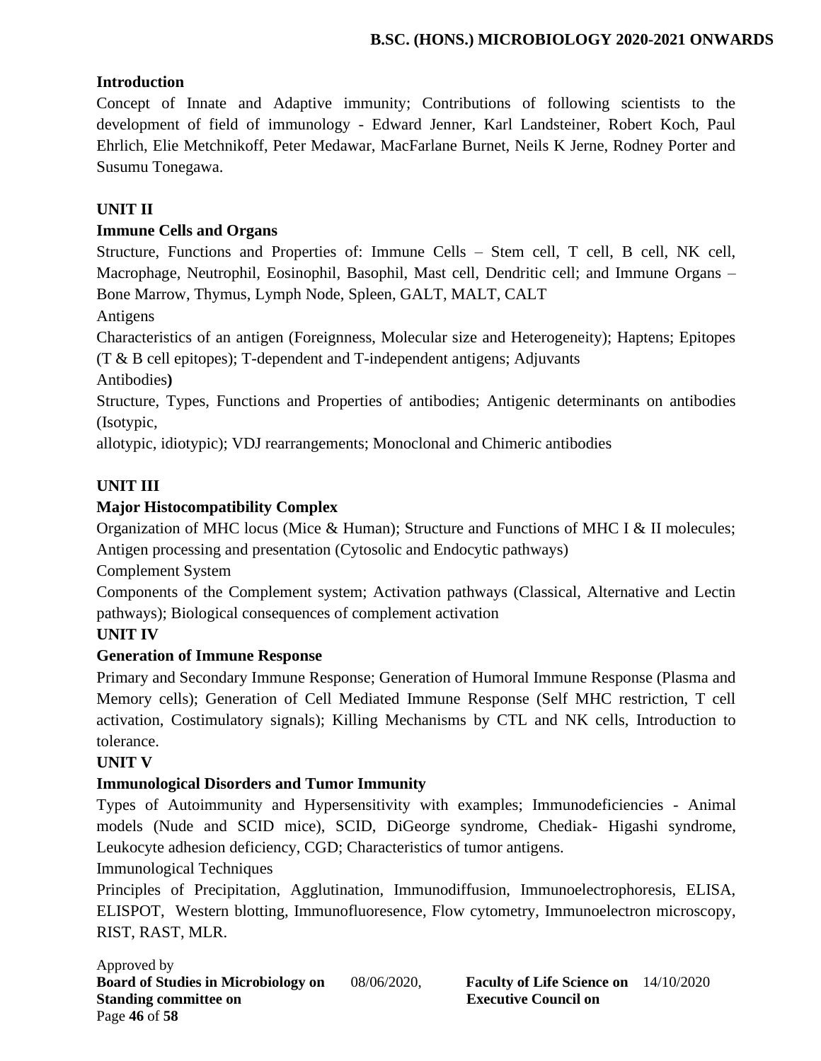**Introduction**

Concept of Innate and Adaptive immunity; Contributions of following scientists to the development of field of immunology - Edward Jenner, Karl Landsteiner, Robert Koch, Paul Ehrlich, Elie Metchnikoff, Peter Medawar, MacFarlane Burnet, Neils K Jerne, Rodney Porter and Susumu Tonegawa.

**UNIT II**

**Immune Cells and Organs**

Structure, Functions and Properties of: Immune Cells – Stem cell, T cell, B cell, NK cell, Macrophage, Neutrophil, Eosinophil, Basophil, Mast cell, Dendritic cell; and Immune Organs – Bone Marrow, Thymus, Lymph Node, Spleen, GALT, MALT, CALT

Antigens

Characteristics of an antigen (Foreignness, Molecular size and Heterogeneity); Haptens; Epitopes (T & B cell epitopes); T-dependent and T-independent antigens; Adjuvants

Antibodies**)**

Structure, Types, Functions and Properties of antibodies; Antigenic determinants on antibodies (Isotypic,
allotypic, idiotypic); VDJ rearrangements; Monoclonal and Chimeric antibodies

**UNIT III**

**Major Histocompatibility Complex**

Organization of MHC locus (Mice & Human); Structure and Functions of MHC I & II molecules; Antigen processing and presentation (Cytosolic and Endocytic pathways)

Complement System

Components of the Complement system; Activation pathways (Classical, Alternative and Lectin pathways); Biological consequences of complement activation

**UNIT IV**

**Generation of Immune Response**

Primary and Secondary Immune Response; Generation of Humoral Immune Response (Plasma and Memory cells); Generation of Cell Mediated Immune Response (Self MHC restriction, T cell activation, Costimulatory signals); Killing Mechanisms by CTL and NK cells, Introduction to tolerance.

**UNIT V**

**Immunological Disorders and Tumor Immunity**

Types of Autoimmunity and Hypersensitivity with examples; Immunodeficiencies - Animal models (Nude and SCID mice), SCID, DiGeorge syndrome, Chediak- Higashi syndrome, Leukocyte adhesion deficiency, CGD; Characteristics of tumor antigens.

Immunological Techniques

Principles of Precipitation, Agglutination, Immunodiffusion, Immunoelectrophoresis, ELISA, ELISPOT, Western blotting, Immunofluoresence, Flow cytometry, Immunoelectron microscopy, RIST, RAST, MLR.

Approved by
**Board of Studies in Microbiology on** 08/06/2020, **Faculty of Life Science on** 14/10/2020
**Standing committee on** **Executive Council on**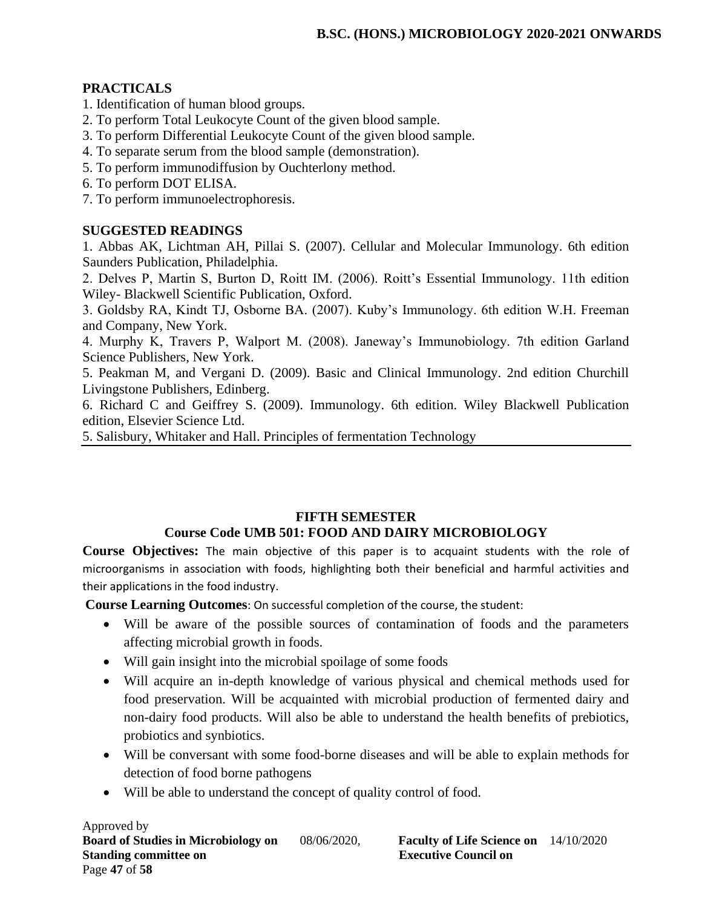**PRACTICALS**

1. Identification of human blood groups.
2. To perform Total Leukocyte Count of the given blood sample.
3. To perform Differential Leukocyte Count of the given blood sample.
4. To separate serum from the blood sample (demonstration).
5. To perform immunodiffusion by Ouchterlony method.
6. To perform DOT ELISA.
7. To perform immunoelectrophoresis.

**SUGGESTED READINGS**

1. Abbas AK, Lichtman AH, Pillai S. (2007). Cellular and Molecular Immunology. 6th edition Saunders Publication, Philadelphia.
2. Delves P, Martin S, Burton D, Roitt IM. (2006). Roitt's Essential Immunology. 11th edition Wiley- Blackwell Scientific Publication, Oxford.
3. Goldsby RA, Kindt TJ, Osborne BA. (2007). Kuby's Immunology. 6th edition W.H. Freeman and Company, New York.
4. Murphy K, Travers P, Walport M. (2008). Janeway's Immunobiology. 7th edition Garland Science Publishers, New York.
5. Peakman M, and Vergani D. (2009). Basic and Clinical Immunology. 2nd edition Churchill Livingstone Publishers, Edinberg.
6. Richard C and Geiffrey S. (2009). Immunology. 6th edition. Wiley Blackwell Publication edition, Elsevier Science Ltd.

5. Salisbury, Whitaker and Hall. Principles of fermentation Technology

## FIFTH SEMESTER
## Course Code UMB 501: FOOD AND DAIRY MICROBIOLOGY

**Course Objectives:** The main objective of this paper is to acquaint students with the role of microorganisms in association with foods, highlighting both their beneficial and harmful activities and their applications in the food industry.

**Course Learning Outcomes**: On successful completion of the course, the student:

- Will be aware of the possible sources of contamination of foods and the parameters affecting microbial growth in foods.
- Will gain insight into the microbial spoilage of some foods
- Will acquire an in-depth knowledge of various physical and chemical methods used for food preservation. Will be acquainted with microbial production of fermented dairy and non-dairy food products. Will also be able to understand the health benefits of prebiotics, probiotics and synbiotics.
- Will be conversant with some food-borne diseases and will be able to explain methods for detection of food borne pathogens
- Will be able to understand the concept of quality control of food.

Approved by
**Board of Studies in Microbiology on** 08/06/2020, **Faculty of Life Science on** 14/10/2020
**Standing committee on** **Executive Council on**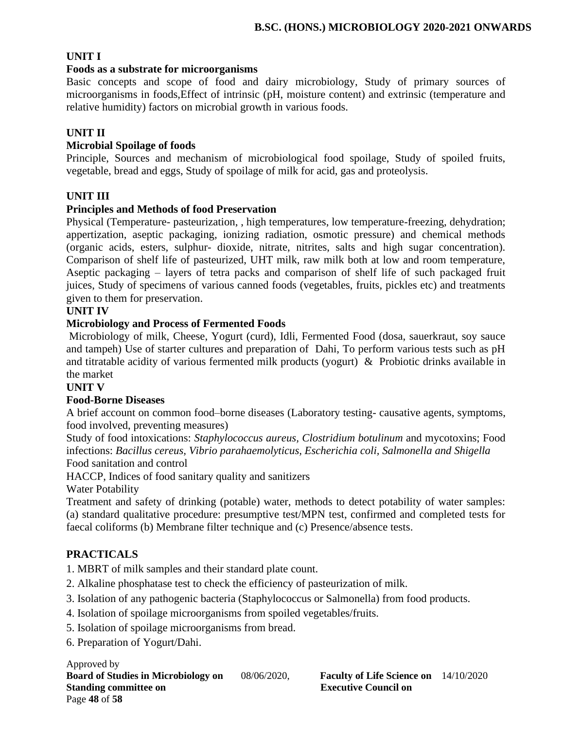**UNIT I**

**Foods as a substrate for microorganisms**

Basic concepts and scope of food and dairy microbiology, Study of primary sources of microorganisms in foods,Effect of intrinsic (pH, moisture content) and extrinsic (temperature and relative humidity) factors on microbial growth in various foods.

**UNIT II**

**Microbial Spoilage of foods**

Principle, Sources and mechanism of microbiological food spoilage, Study of spoiled fruits, vegetable, bread and eggs, Study of spoilage of milk for acid, gas and proteolysis.

**UNIT III**

**Principles and Methods of food Preservation**

Physical (Temperature- pasteurization, , high temperatures, low temperature-freezing, dehydration; appertization, aseptic packaging, ionizing radiation, osmotic pressure) and chemical methods (organic acids, esters, sulphur- dioxide, nitrate, nitrites, salts and high sugar concentration). Comparison of shelf life of pasteurized, UHT milk, raw milk both at low and room temperature, Aseptic packaging – layers of tetra packs and comparison of shelf life of such packaged fruit juices, Study of specimens of various canned foods (vegetables, fruits, pickles etc) and treatments given to them for preservation.

**UNIT IV**

**Microbiology and Process of Fermented Foods**

Microbiology of milk, Cheese, Yogurt (curd), Idli, Fermented Food (dosa, sauerkraut, soy sauce and tampeh) Use of starter cultures and preparation of Dahi, To perform various tests such as pH and titratable acidity of various fermented milk products (yogurt) & Probiotic drinks available in the market

**UNIT V**

**Food-Borne Diseases**

A brief account on common food–borne diseases (Laboratory testing- causative agents, symptoms, food involved, preventing measures)

Study of food intoxications: *Staphylococcus aureus, Clostridium botulinum* and mycotoxins; Food infections: *Bacillus cereus, Vibrio parahaemolyticus, Escherichia coli, Salmonella and Shigella*

Food sanitation and control

HACCP, Indices of food sanitary quality and sanitizers

Water Potability

Treatment and safety of drinking (potable) water, methods to detect potability of water samples: (a) standard qualitative procedure: presumptive test/MPN test, confirmed and completed tests for faecal coliforms (b) Membrane filter technique and (c) Presence/absence tests.

## PRACTICALS

1. MBRT of milk samples and their standard plate count.
2. Alkaline phosphatase test to check the efficiency of pasteurization of milk.
3. Isolation of any pathogenic bacteria (Staphylococcus or Salmonella) from food products.
4. Isolation of spoilage microorganisms from spoiled vegetables/fruits.
5. Isolation of spoilage microorganisms from bread.
6. Preparation of Yogurt/Dahi.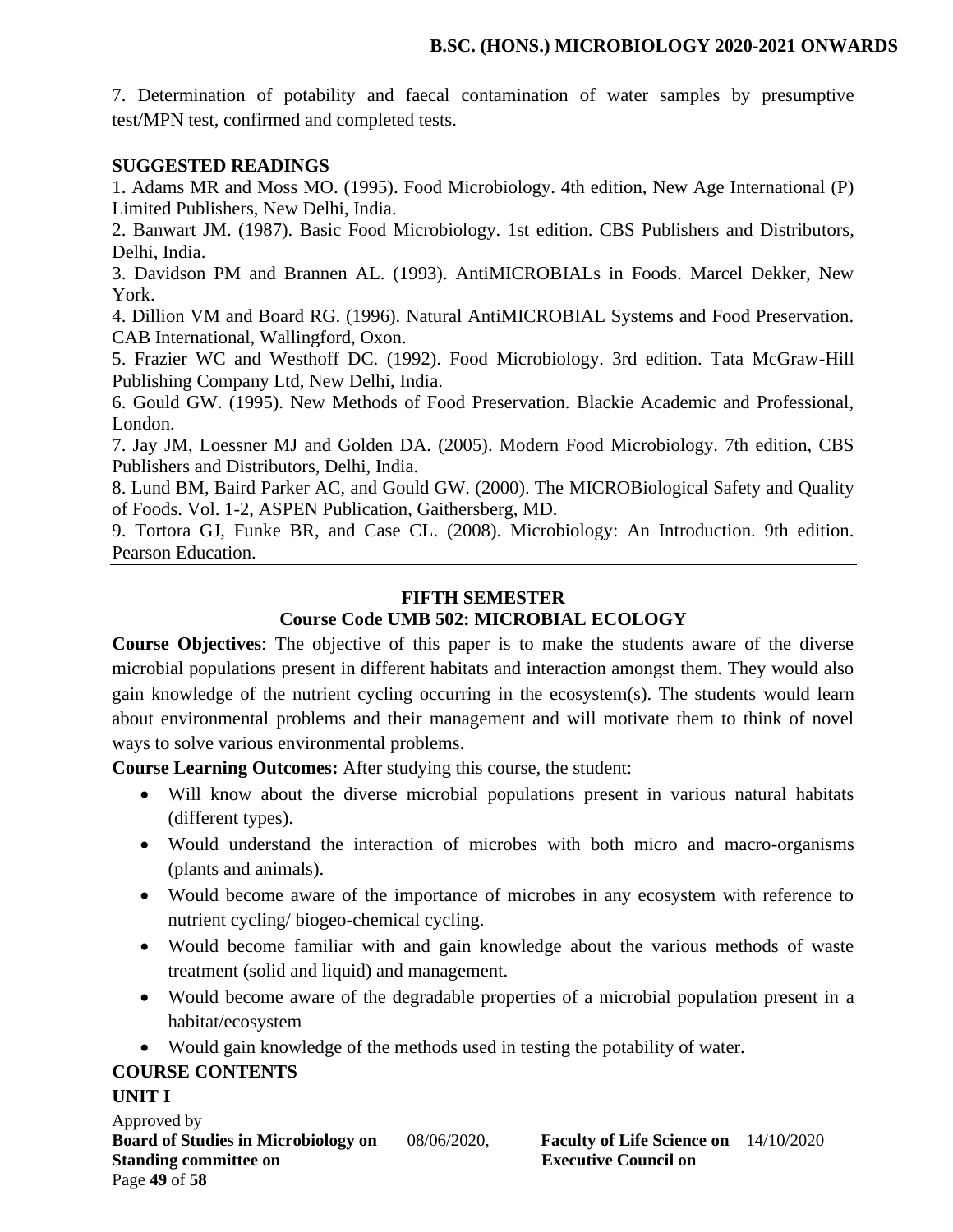7. Determination of potability and faecal contamination of water samples by presumptive test/MPN test, confirmed and completed tests.

**SUGGESTED READINGS**

1. Adams MR and Moss MO. (1995). Food Microbiology. 4th edition, New Age International (P) Limited Publishers, New Delhi, India.
2. Banwart JM. (1987). Basic Food Microbiology. 1st edition. CBS Publishers and Distributors, Delhi, India.
3. Davidson PM and Brannen AL. (1993). AntiMICROBIALs in Foods. Marcel Dekker, New York.
4. Dillion VM and Board RG. (1996). Natural AntiMICROBIAL Systems and Food Preservation. CAB International, Wallingford, Oxon.
5. Frazier WC and Westhoff DC. (1992). Food Microbiology. 3rd edition. Tata McGraw-Hill Publishing Company Ltd, New Delhi, India.
6. Gould GW. (1995). New Methods of Food Preservation. Blackie Academic and Professional, London.
7. Jay JM, Loessner MJ and Golden DA. (2005). Modern Food Microbiology. 7th edition, CBS Publishers and Distributors, Delhi, India.
8. Lund BM, Baird Parker AC, and Gould GW. (2000). The MICROBiological Safety and Quality of Foods. Vol. 1-2, ASPEN Publication, Gaithersberg, MD.
9. Tortora GJ, Funke BR, and Case CL. (2008). Microbiology: An Introduction. 9th edition. Pearson Education.

---

## FIFTH SEMESTER

## Course Code UMB 502: MICROBIAL ECOLOGY

**Course Objectives**: The objective of this paper is to make the students aware of the diverse microbial populations present in different habitats and interaction amongst them. They would also gain knowledge of the nutrient cycling occurring in the ecosystem(s). The students would learn about environmental problems and their management and will motivate them to think of novel ways to solve various environmental problems.

**Course Learning Outcomes:** After studying this course, the student:

- Will know about the diverse microbial populations present in various natural habitats (different types).
- Would understand the interaction of microbes with both micro and macro-organisms (plants and animals).
- Would become aware of the importance of microbes in any ecosystem with reference to nutrient cycling/ biogeo-chemical cycling.
- Would become familiar with and gain knowledge about the various methods of waste treatment (solid and liquid) and management.
- Would become aware of the degradable properties of a microbial population present in a habitat/ecosystem
- Would gain knowledge of the methods used in testing the potability of water.

**COURSE CONTENTS**

**UNIT I**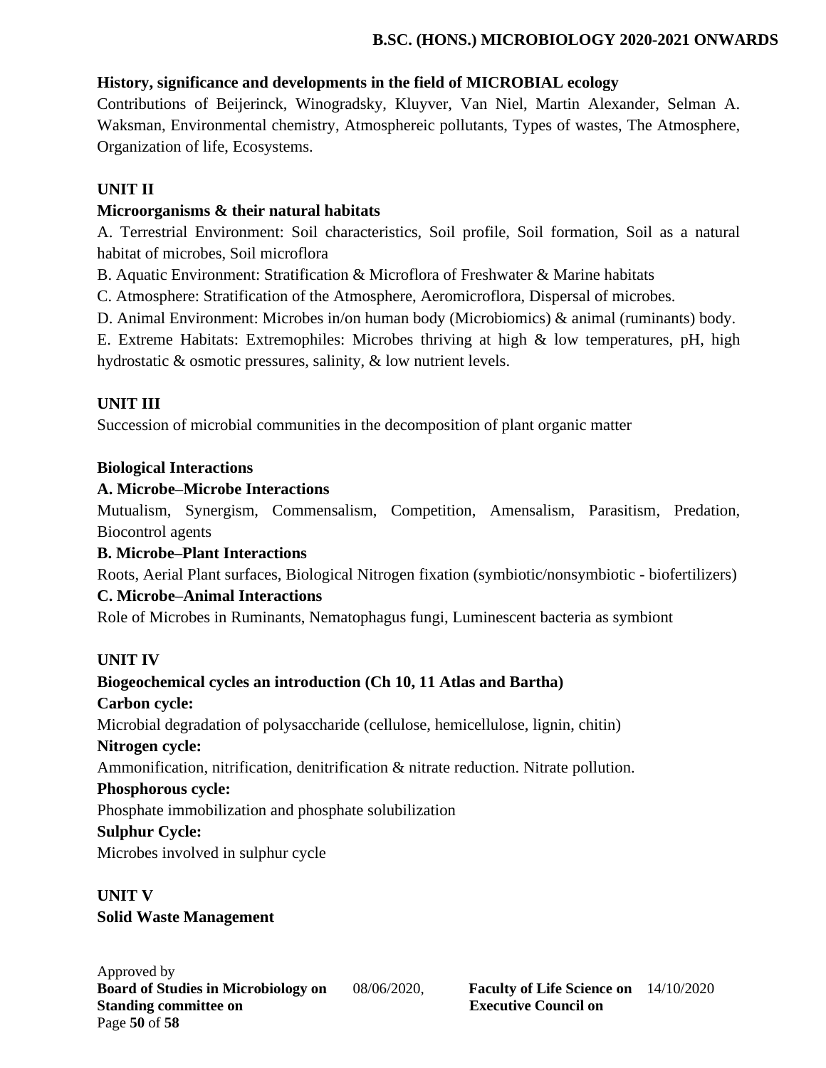**History, significance and developments in the field of MICROBIAL ecology**

Contributions of Beijerinck, Winogradsky, Kluyver, Van Niel, Martin Alexander, Selman A. Waksman, Environmental chemistry, Atmosphereic pollutants, Types of wastes, The Atmosphere, Organization of life, Ecosystems.

**UNIT II**

**Microorganisms & their natural habitats**

A. Terrestrial Environment: Soil characteristics, Soil profile, Soil formation, Soil as a natural habitat of microbes, Soil microflora

B. Aquatic Environment: Stratification & Microflora of Freshwater & Marine habitats

C. Atmosphere: Stratification of the Atmosphere, Aeromicroflora, Dispersal of microbes.

D. Animal Environment: Microbes in/on human body (Microbiomics) & animal (ruminants) body.

E. Extreme Habitats: Extremophiles: Microbes thriving at high & low temperatures, pH, high hydrostatic & osmotic pressures, salinity, & low nutrient levels.

**UNIT III**

Succession of microbial communities in the decomposition of plant organic matter

**Biological Interactions**

**A. Microbe–Microbe Interactions**

Mutualism, Synergism, Commensalism, Competition, Amensalism, Parasitism, Predation, Biocontrol agents

**B. Microbe–Plant Interactions**

Roots, Aerial Plant surfaces, Biological Nitrogen fixation (symbiotic/nonsymbiotic - biofertilizers)

**C. Microbe–Animal Interactions**

Role of Microbes in Ruminants, Nematophagus fungi, Luminescent bacteria as symbiont

**UNIT IV**

**Biogeochemical cycles an introduction (Ch 10, 11 Atlas and Bartha)**

**Carbon cycle:**

Microbial degradation of polysaccharide (cellulose, hemicellulose, lignin, chitin)

**Nitrogen cycle:**

Ammonification, nitrification, denitrification & nitrate reduction. Nitrate pollution.

**Phosphorous cycle:**

Phosphate immobilization and phosphate solubilization

**Sulphur Cycle:**

Microbes involved in sulphur cycle

**UNIT V**

**Solid Waste Management**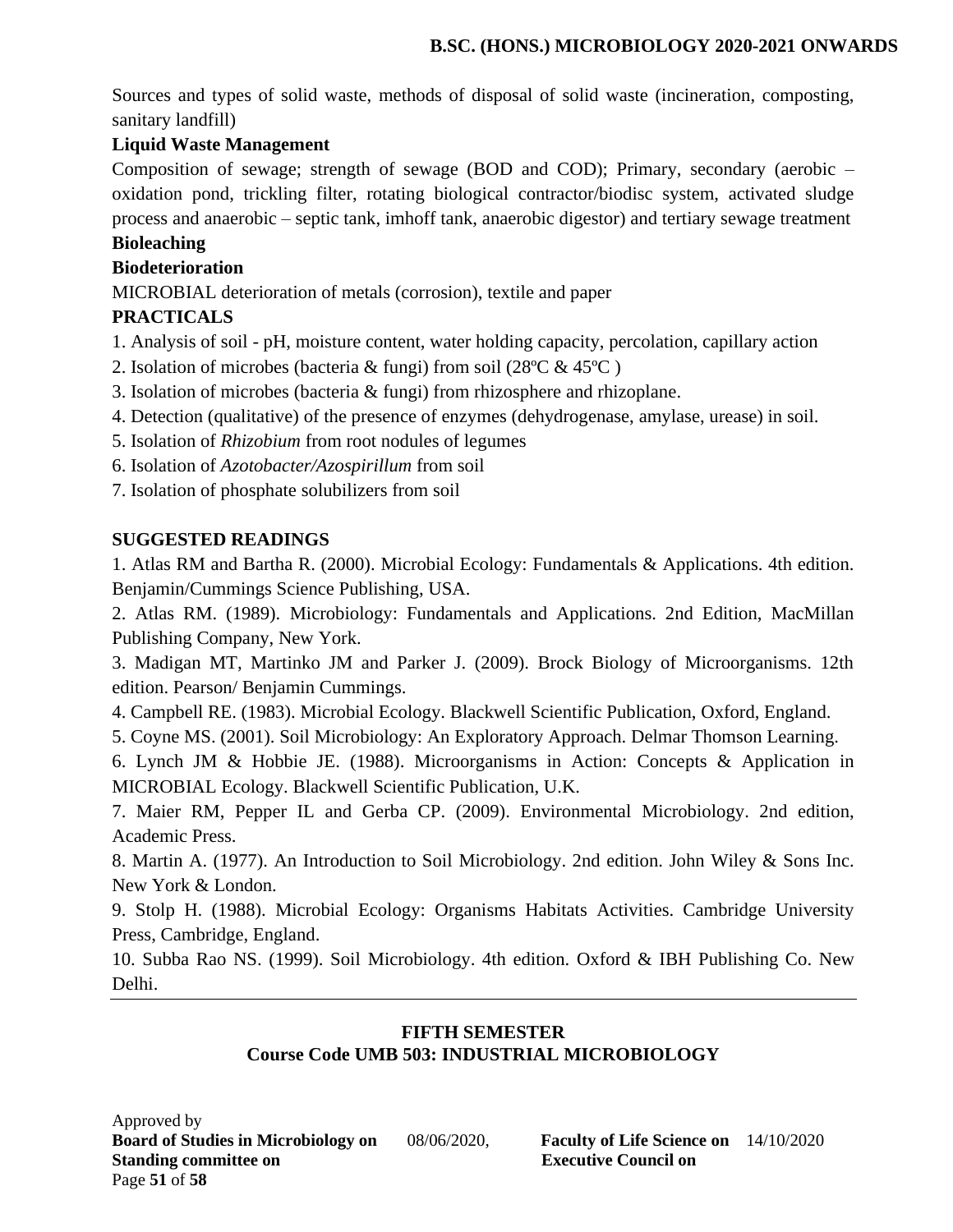Sources and types of solid waste, methods of disposal of solid waste (incineration, composting, sanitary landfill)

**Liquid Waste Management**

Composition of sewage; strength of sewage (BOD and COD); Primary, secondary (aerobic – oxidation pond, trickling filter, rotating biological contractor/biodisc system, activated sludge process and anaerobic – septic tank, imhoff tank, anaerobic digestor) and tertiary sewage treatment

**Bioleaching**

**Biodeterioration**

MICROBIAL deterioration of metals (corrosion), textile and paper

**PRACTICALS**

1. Analysis of soil - pH, moisture content, water holding capacity, percolation, capillary action
2. Isolation of microbes (bacteria & fungi) from soil (28ºC & 45ºC )
3. Isolation of microbes (bacteria & fungi) from rhizosphere and rhizoplane.
4. Detection (qualitative) of the presence of enzymes (dehydrogenase, amylase, urease) in soil.
5. Isolation of *Rhizobium* from root nodules of legumes
6. Isolation of *Azotobacter/Azospirillum* from soil
7. Isolation of phosphate solubilizers from soil

**SUGGESTED READINGS**

1. Atlas RM and Bartha R. (2000). Microbial Ecology: Fundamentals & Applications. 4th edition. Benjamin/Cummings Science Publishing, USA.
2. Atlas RM. (1989). Microbiology: Fundamentals and Applications. 2nd Edition, MacMillan Publishing Company, New York.
3. Madigan MT, Martinko JM and Parker J. (2009). Brock Biology of Microorganisms. 12th edition. Pearson/ Benjamin Cummings.
4. Campbell RE. (1983). Microbial Ecology. Blackwell Scientific Publication, Oxford, England.
5. Coyne MS. (2001). Soil Microbiology: An Exploratory Approach. Delmar Thomson Learning.
6. Lynch JM & Hobbie JE. (1988). Microorganisms in Action: Concepts & Application in MICROBIAL Ecology. Blackwell Scientific Publication, U.K.
7. Maier RM, Pepper IL and Gerba CP. (2009). Environmental Microbiology. 2nd edition, Academic Press.
8. Martin A. (1977). An Introduction to Soil Microbiology. 2nd edition. John Wiley & Sons Inc. New York & London.
9. Stolp H. (1988). Microbial Ecology: Organisms Habitats Activities. Cambridge University Press, Cambridge, England.
10. Subba Rao NS. (1999). Soil Microbiology. 4th edition. Oxford & IBH Publishing Co. New Delhi.

---

**FIFTH SEMESTER**
**Course Code UMB 503: INDUSTRIAL MICROBIOLOGY**

Approved by
**Board of Studies in Microbiology on** 08/06/2020, **Faculty of Life Science on** 14/10/2020
**Standing committee on** **Executive Council on**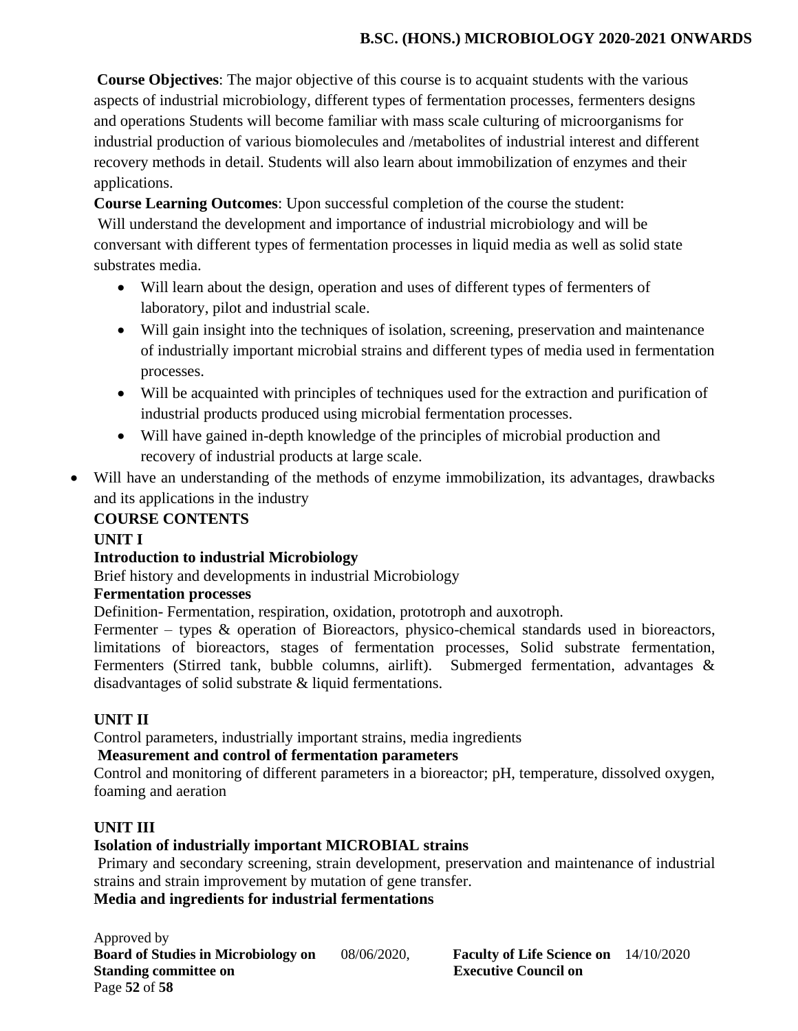**Course Objectives**: The major objective of this course is to acquaint students with the various aspects of industrial microbiology, different types of fermentation processes, fermenters designs and operations Students will become familiar with mass scale culturing of microorganisms for industrial production of various biomolecules and /metabolites of industrial interest and different recovery methods in detail. Students will also learn about immobilization of enzymes and their applications.

**Course Learning Outcomes**: Upon successful completion of the course the student:

Will understand the development and importance of industrial microbiology and will be conversant with different types of fermentation processes in liquid media as well as solid state substrates media.

- Will learn about the design, operation and uses of different types of fermenters of laboratory, pilot and industrial scale.
- Will gain insight into the techniques of isolation, screening, preservation and maintenance of industrially important microbial strains and different types of media used in fermentation processes.
- Will be acquainted with principles of techniques used for the extraction and purification of industrial products produced using microbial fermentation processes.
- Will have gained in-depth knowledge of the principles of microbial production and recovery of industrial products at large scale.
- Will have an understanding of the methods of enzyme immobilization, its advantages, drawbacks and its applications in the industry

**COURSE CONTENTS**

**UNIT I**

**Introduction to industrial Microbiology**

Brief history and developments in industrial Microbiology

**Fermentation processes**

Definition- Fermentation, respiration, oxidation, prototroph and auxotroph.

Fermenter – types & operation of Bioreactors, physico-chemical standards used in bioreactors, limitations of bioreactors, stages of fermentation processes, Solid substrate fermentation, Fermenters (Stirred tank, bubble columns, airlift). Submerged fermentation, advantages & disadvantages of solid substrate & liquid fermentations.

**UNIT II**

Control parameters, industrially important strains, media ingredients

**Measurement and control of fermentation parameters**

Control and monitoring of different parameters in a bioreactor; pH, temperature, dissolved oxygen, foaming and aeration

**UNIT III**

**Isolation of industrially important MICROBIAL strains**

Primary and secondary screening, strain development, preservation and maintenance of industrial strains and strain improvement by mutation of gene transfer.

**Media and ingredients for industrial fermentations**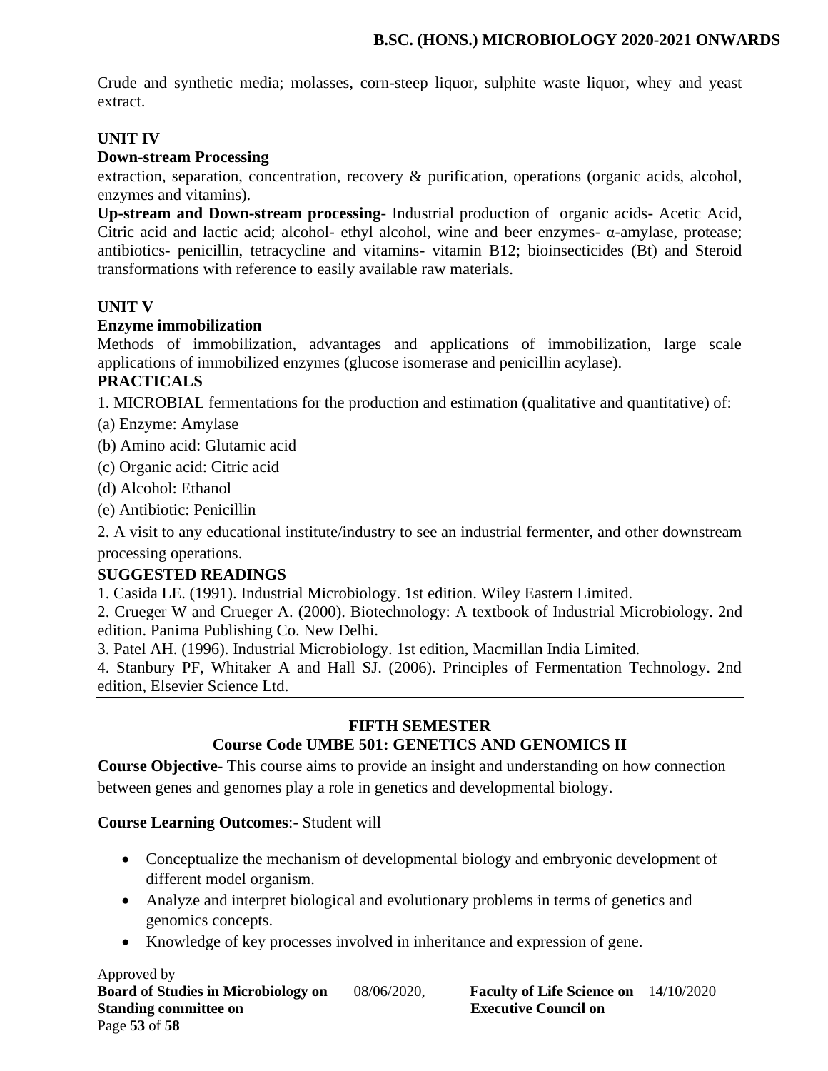Crude and synthetic media; molasses, corn-steep liquor, sulphite waste liquor, whey and yeast extract.

**UNIT IV**

**Down-stream Processing**

extraction, separation, concentration, recovery & purification, operations (organic acids, alcohol, enzymes and vitamins).

**Up-stream and Down-stream processing**- Industrial production of organic acids- Acetic Acid, Citric acid and lactic acid; alcohol- ethyl alcohol, wine and beer enzymes- α-amylase, protease; antibiotics- penicillin, tetracycline and vitamins- vitamin B12; bioinsecticides (Bt) and Steroid transformations with reference to easily available raw materials.

**UNIT V**

**Enzyme immobilization**

Methods of immobilization, advantages and applications of immobilization, large scale applications of immobilized enzymes (glucose isomerase and penicillin acylase).

**PRACTICALS**

1. MICROBIAL fermentations for the production and estimation (qualitative and quantitative) of:

(a) Enzyme: Amylase

(b) Amino acid: Glutamic acid

(c) Organic acid: Citric acid

(d) Alcohol: Ethanol

(e) Antibiotic: Penicillin

2. A visit to any educational institute/industry to see an industrial fermenter, and other downstream processing operations.

**SUGGESTED READINGS**

1. Casida LE. (1991). Industrial Microbiology. 1st edition. Wiley Eastern Limited.
2. Crueger W and Crueger A. (2000). Biotechnology: A textbook of Industrial Microbiology. 2nd edition. Panima Publishing Co. New Delhi.
3. Patel AH. (1996). Industrial Microbiology. 1st edition, Macmillan India Limited.
4. Stanbury PF, Whitaker A and Hall SJ. (2006). Principles of Fermentation Technology. 2nd edition, Elsevier Science Ltd.

---

## FIFTH SEMESTER

## Course Code UMBE 501: GENETICS AND GENOMICS II

**Course Objective**- This course aims to provide an insight and understanding on how connection between genes and genomes play a role in genetics and developmental biology.

**Course Learning Outcomes**:- Student will

- Conceptualize the mechanism of developmental biology and embryonic development of different model organism.
- Analyze and interpret biological and evolutionary problems in terms of genetics and genomics concepts.
- Knowledge of key processes involved in inheritance and expression of gene.

Approved by
**Board of Studies in Microbiology on** 08/06/2020, **Faculty of Life Science on** 14/10/2020
**Standing committee on** **Executive Council on**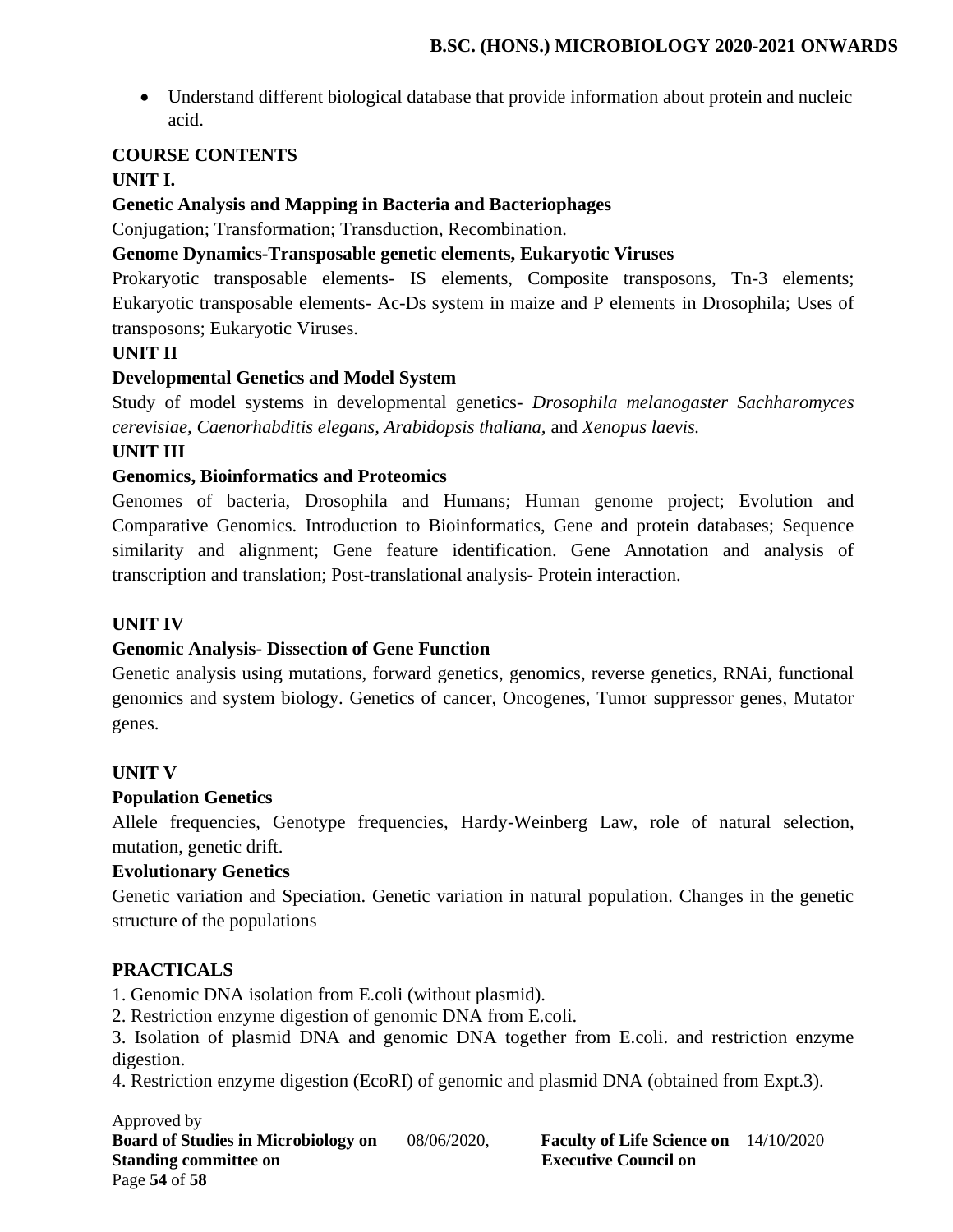- Understand different biological database that provide information about protein and nucleic acid.

**COURSE CONTENTS**

**UNIT I.**

**Genetic Analysis and Mapping in Bacteria and Bacteriophages**

Conjugation; Transformation; Transduction, Recombination.

**Genome Dynamics-Transposable genetic elements, Eukaryotic Viruses**

Prokaryotic transposable elements- IS elements, Composite transposons, Tn-3 elements; Eukaryotic transposable elements- Ac-Ds system in maize and P elements in Drosophila; Uses of transposons; Eukaryotic Viruses.

**UNIT II**

**Developmental Genetics and Model System**

Study of model systems in developmental genetics- *Drosophila melanogaster Sachharomyces cerevisiae, Caenorhabditis elegans, Arabidopsis thaliana,* and *Xenopus laevis.*

**UNIT III**

**Genomics, Bioinformatics and Proteomics**

Genomes of bacteria, Drosophila and Humans; Human genome project; Evolution and Comparative Genomics. Introduction to Bioinformatics, Gene and protein databases; Sequence similarity and alignment; Gene feature identification. Gene Annotation and analysis of transcription and translation; Post-translational analysis- Protein interaction.

**UNIT IV**

**Genomic Analysis- Dissection of Gene Function**

Genetic analysis using mutations, forward genetics, genomics, reverse genetics, RNAi, functional genomics and system biology. Genetics of cancer, Oncogenes, Tumor suppressor genes, Mutator genes.

**UNIT V**

**Population Genetics**

Allele frequencies, Genotype frequencies, Hardy-Weinberg Law, role of natural selection, mutation, genetic drift.

**Evolutionary Genetics**

Genetic variation and Speciation. Genetic variation in natural population. Changes in the genetic structure of the populations

**PRACTICALS**

1. Genomic DNA isolation from E.coli (without plasmid).
2. Restriction enzyme digestion of genomic DNA from E.coli.
3. Isolation of plasmid DNA and genomic DNA together from E.coli. and restriction enzyme digestion.
4. Restriction enzyme digestion (EcoRI) of genomic and plasmid DNA (obtained from Expt.3).

Approved by
**Board of Studies in Microbiology on** 08/06/2020, **Faculty of Life Science on** 14/10/2020
**Standing committee on** **Executive Council on**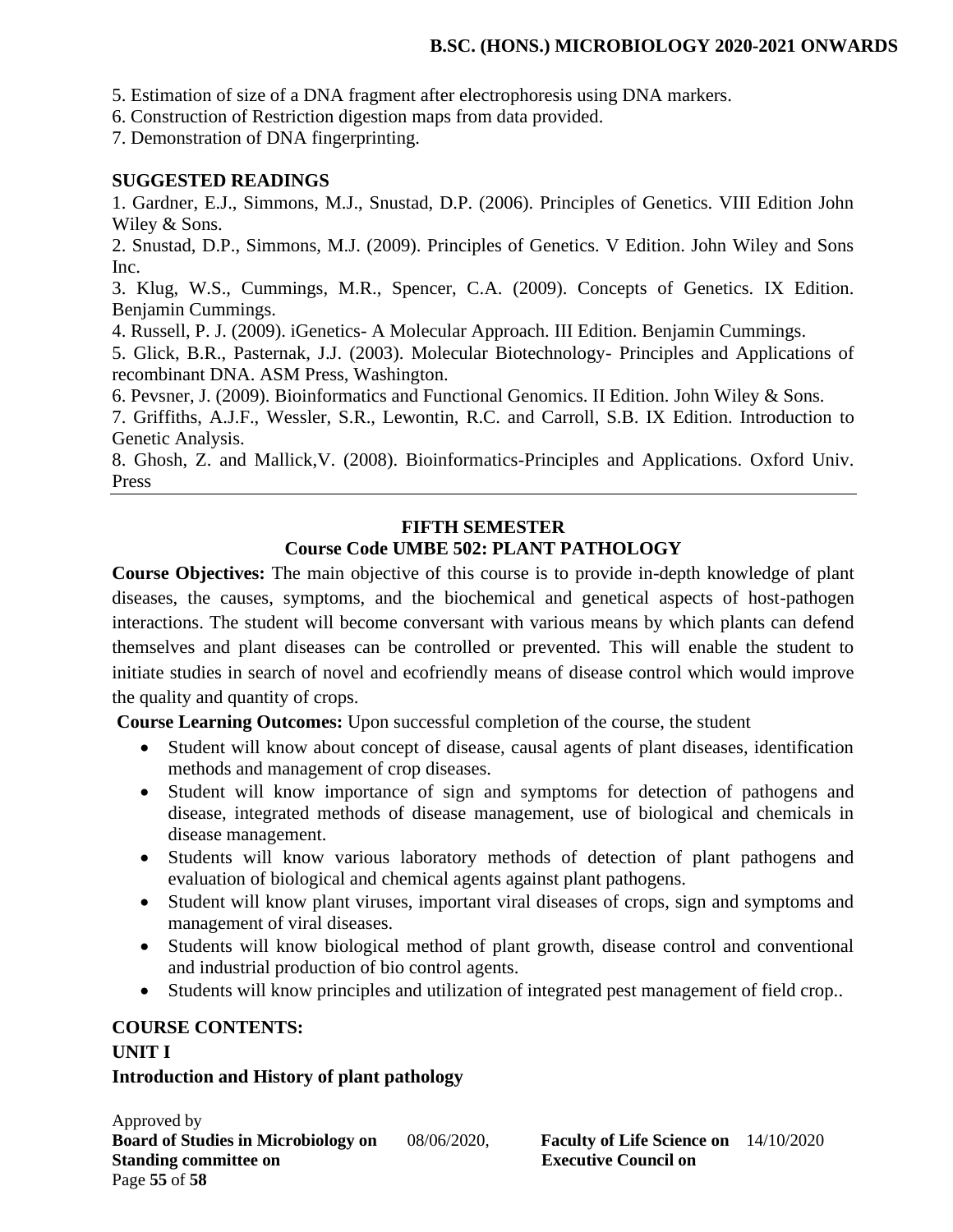5. Estimation of size of a DNA fragment after electrophoresis using DNA markers.
6. Construction of Restriction digestion maps from data provided.
7. Demonstration of DNA fingerprinting.

**SUGGESTED READINGS**

1. Gardner, E.J., Simmons, M.J., Snustad, D.P. (2006). Principles of Genetics. VIII Edition John Wiley & Sons.
2. Snustad, D.P., Simmons, M.J. (2009). Principles of Genetics. V Edition. John Wiley and Sons Inc.
3. Klug, W.S., Cummings, M.R., Spencer, C.A. (2009). Concepts of Genetics. IX Edition. Benjamin Cummings.
4. Russell, P. J. (2009). iGenetics- A Molecular Approach. III Edition. Benjamin Cummings.
5. Glick, B.R., Pasternak, J.J. (2003). Molecular Biotechnology- Principles and Applications of recombinant DNA. ASM Press, Washington.
6. Pevsner, J. (2009). Bioinformatics and Functional Genomics. II Edition. John Wiley & Sons.
7. Griffiths, A.J.F., Wessler, S.R., Lewontin, R.C. and Carroll, S.B. IX Edition. Introduction to Genetic Analysis.
8. Ghosh, Z. and Mallick,V. (2008). Bioinformatics-Principles and Applications. Oxford Univ. Press

---

## FIFTH SEMESTER
## Course Code UMBE 502: PLANT PATHOLOGY

**Course Objectives:** The main objective of this course is to provide in-depth knowledge of plant diseases, the causes, symptoms, and the biochemical and genetical aspects of host-pathogen interactions. The student will become conversant with various means by which plants can defend themselves and plant diseases can be controlled or prevented. This will enable the student to initiate studies in search of novel and ecofriendly means of disease control which would improve the quality and quantity of crops.

**Course Learning Outcomes:** Upon successful completion of the course, the student

- Student will know about concept of disease, causal agents of plant diseases, identification methods and management of crop diseases.
- Student will know importance of sign and symptoms for detection of pathogens and disease, integrated methods of disease management, use of biological and chemicals in disease management.
- Students will know various laboratory methods of detection of plant pathogens and evaluation of biological and chemical agents against plant pathogens.
- Student will know plant viruses, important viral diseases of crops, sign and symptoms and management of viral diseases.
- Students will know biological method of plant growth, disease control and conventional and industrial production of bio control agents.
- Students will know principles and utilization of integrated pest management of field crop..

**COURSE CONTENTS:**

**UNIT I**

**Introduction and History of plant pathology**

Approved by
**Board of Studies in Microbiology on** 08/06/2020, **Faculty of Life Science on** 14/10/2020
**Standing committee on** **Executive Council on**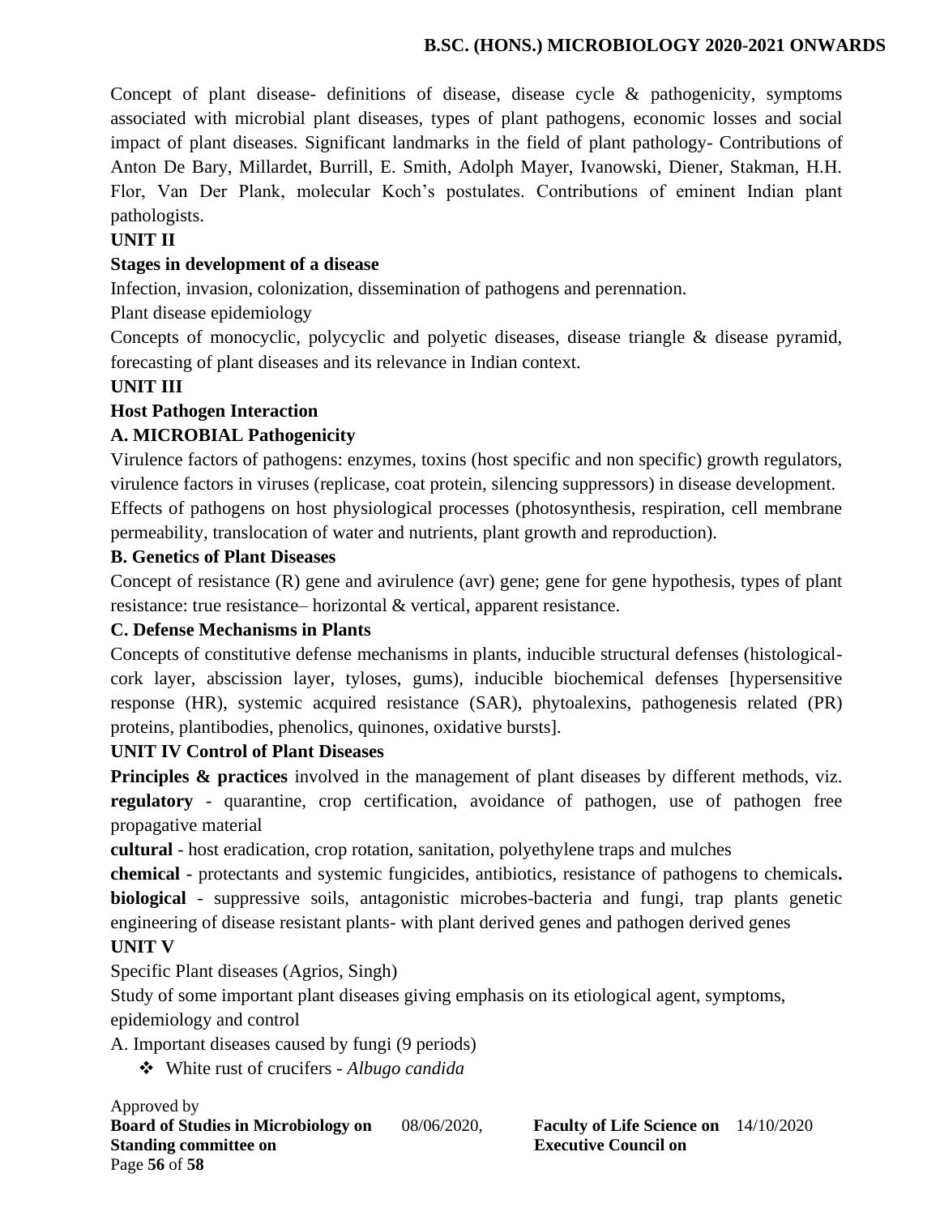Concept of plant disease- definitions of disease, disease cycle & pathogenicity, symptoms associated with microbial plant diseases, types of plant pathogens, economic losses and social impact of plant diseases. Significant landmarks in the field of plant pathology- Contributions of Anton De Bary, Millardet, Burrill, E. Smith, Adolph Mayer, Ivanowski, Diener, Stakman, H.H. Flor, Van Der Plank, molecular Koch's postulates. Contributions of eminent Indian plant pathologists.

**UNIT II**

**Stages in development of a disease**

Infection, invasion, colonization, dissemination of pathogens and perennation.

Plant disease epidemiology

Concepts of monocyclic, polycyclic and polyetic diseases, disease triangle & disease pyramid, forecasting of plant diseases and its relevance in Indian context.

**UNIT III**

**Host Pathogen Interaction**

**A. MICROBIAL Pathogenicity**

Virulence factors of pathogens: enzymes, toxins (host specific and non specific) growth regulators, virulence factors in viruses (replicase, coat protein, silencing suppressors) in disease development. Effects of pathogens on host physiological processes (photosynthesis, respiration, cell membrane permeability, translocation of water and nutrients, plant growth and reproduction).

**B. Genetics of Plant Diseases**

Concept of resistance (R) gene and avirulence (avr) gene; gene for gene hypothesis, types of plant resistance: true resistance– horizontal & vertical, apparent resistance.

**C. Defense Mechanisms in Plants**

Concepts of constitutive defense mechanisms in plants, inducible structural defenses (histological-cork layer, abscission layer, tyloses, gums), inducible biochemical defenses [hypersensitive response (HR), systemic acquired resistance (SAR), phytoalexins, pathogenesis related (PR) proteins, plantibodies, phenolics, quinones, oxidative bursts].

**UNIT IV Control of Plant Diseases**

**Principles & practices** involved in the management of plant diseases by different methods, viz. **regulatory** - quarantine, crop certification, avoidance of pathogen, use of pathogen free propagative material

**cultural** - host eradication, crop rotation, sanitation, polyethylene traps and mulches

**chemical** - protectants and systemic fungicides, antibiotics, resistance of pathogens to chemicals**.**

**biological** - suppressive soils, antagonistic microbes-bacteria and fungi, trap plants genetic engineering of disease resistant plants- with plant derived genes and pathogen derived genes

**UNIT V**

Specific Plant diseases (Agrios, Singh)

Study of some important plant diseases giving emphasis on its etiological agent, symptoms, epidemiology and control

A. Important diseases caused by fungi (9 periods)

- White rust of crucifers - *Albugo candida*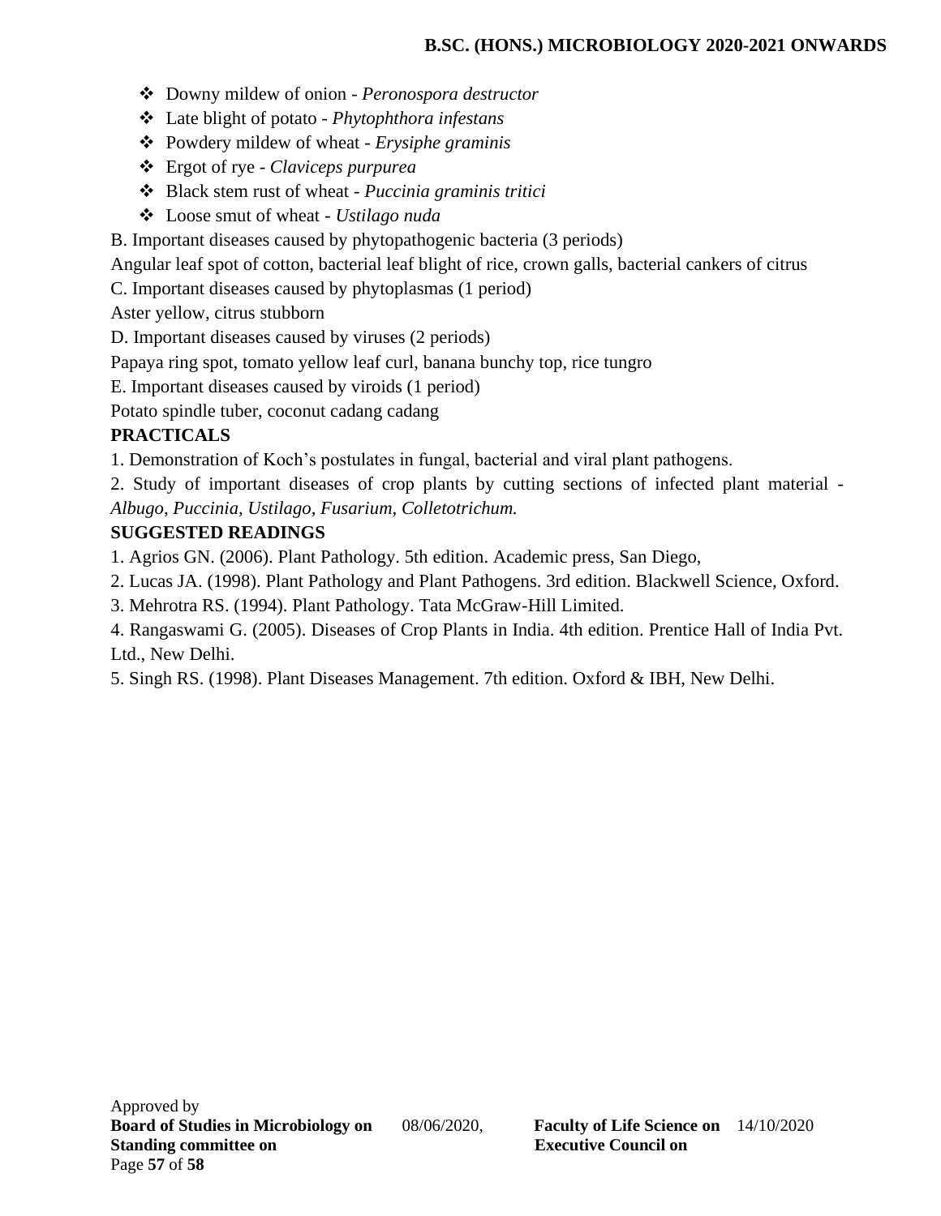- Downy mildew of onion - *Peronospora destructor*
- Late blight of potato - *Phytophthora infestans*
- Powdery mildew of wheat - *Erysiphe graminis*
- Ergot of rye - *Claviceps purpurea*
- Black stem rust of wheat - *Puccinia graminis tritici*
- Loose smut of wheat - *Ustilago nuda*

B. Important diseases caused by phytopathogenic bacteria (3 periods)

Angular leaf spot of cotton, bacterial leaf blight of rice, crown galls, bacterial cankers of citrus

C. Important diseases caused by phytoplasmas (1 period)

Aster yellow, citrus stubborn

D. Important diseases caused by viruses (2 periods)

Papaya ring spot, tomato yellow leaf curl, banana bunchy top, rice tungro

E. Important diseases caused by viroids (1 period)

Potato spindle tuber, coconut cadang cadang

**PRACTICALS**

1. Demonstration of Koch's postulates in fungal, bacterial and viral plant pathogens.
2. Study of important diseases of crop plants by cutting sections of infected plant material - *Albugo, Puccinia, Ustilago, Fusarium, Colletotrichum.*

**SUGGESTED READINGS**

1. Agrios GN. (2006). Plant Pathology. 5th edition. Academic press, San Diego,
2. Lucas JA. (1998). Plant Pathology and Plant Pathogens. 3rd edition. Blackwell Science, Oxford.
3. Mehrotra RS. (1994). Plant Pathology. Tata McGraw-Hill Limited.
4. Rangaswami G. (2005). Diseases of Crop Plants in India. 4th edition. Prentice Hall of India Pvt. Ltd., New Delhi.
5. Singh RS. (1998). Plant Diseases Management. 7th edition. Oxford & IBH, New Delhi.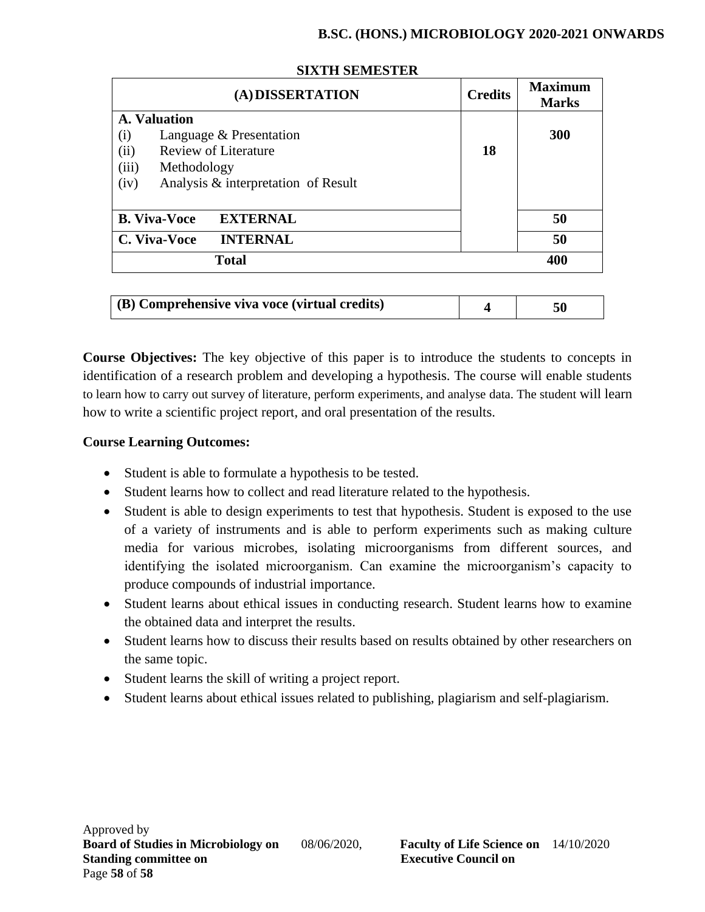## SIXTH SEMESTER

| (A) DISSERTATION | Credits | Maximum Marks |
|---|---|---|
| **A. Valuation**<br>(i) Language & Presentation<br>(ii) Review of Literature<br>(iii) Methodology<br>(iv) Analysis & interpretation of Result | 18 | 300 |
| **B. Viva-Voce EXTERNAL** | | 50 |
| **C. Viva-Voce INTERNAL** | | 50 |
| **Total** | | 400 |

| (B) Comprehensive viva voce (virtual credits) | 4 | 50 |
|---|---|---|

**Course Objectives:** The key objective of this paper is to introduce the students to concepts in identification of a research problem and developing a hypothesis. The course will enable students to learn how to carry out survey of literature, perform experiments, and analyse data. The student will learn how to write a scientific project report, and oral presentation of the results.

**Course Learning Outcomes:**

- Student is able to formulate a hypothesis to be tested.
- Student learns how to collect and read literature related to the hypothesis.
- Student is able to design experiments to test that hypothesis. Student is exposed to the use of a variety of instruments and is able to perform experiments such as making culture media for various microbes, isolating microorganisms from different sources, and identifying the isolated microorganism. Can examine the microorganism's capacity to produce compounds of industrial importance.
- Student learns about ethical issues in conducting research. Student learns how to examine the obtained data and interpret the results.
- Student learns how to discuss their results based on results obtained by other researchers on the same topic.
- Student learns the skill of writing a project report.
- Student learns about ethical issues related to publishing, plagiarism and self-plagiarism.

Approved by
**Board of Studies in Microbiology on** 08/06/2020, **Faculty of Life Science on** 14/10/2020
**Standing committee on** **Executive Council on**